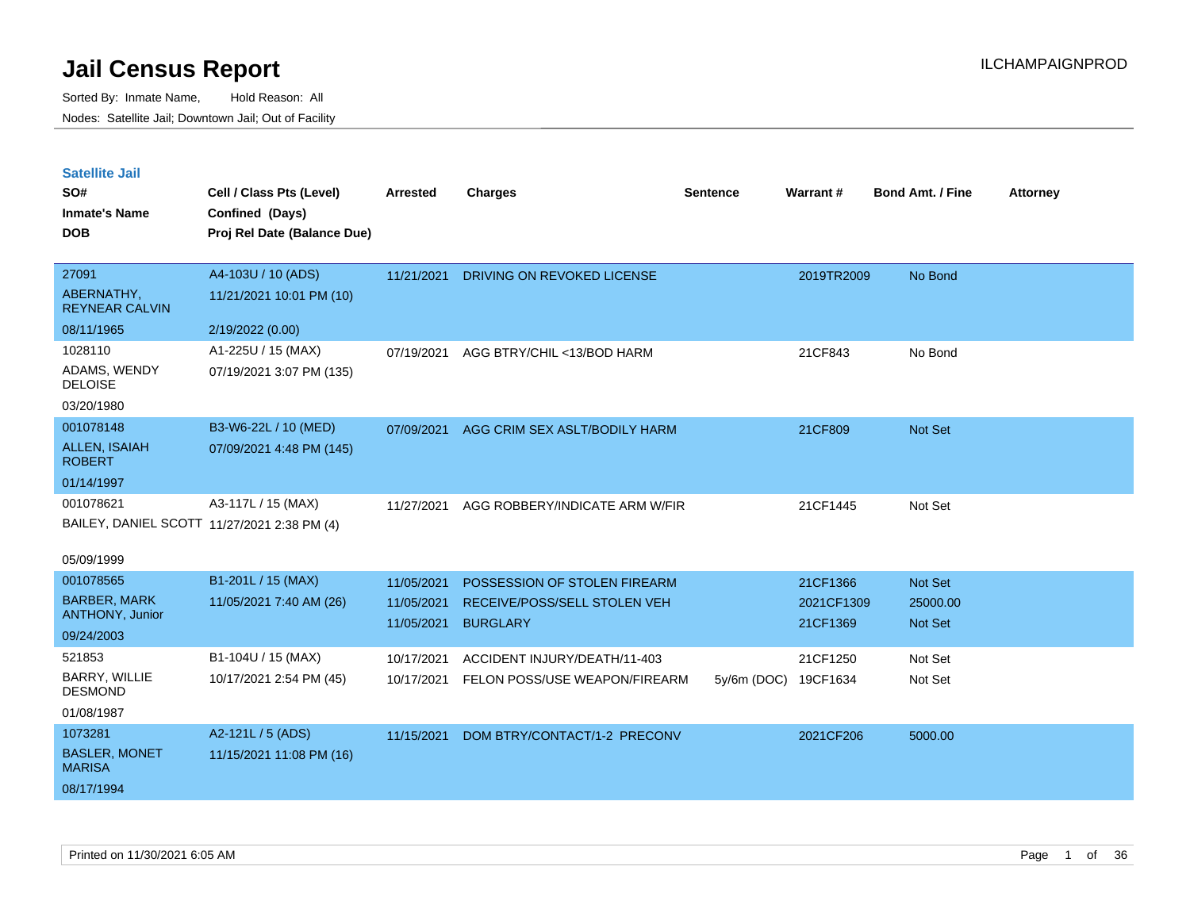# Jail Census Report

ILCHAMPAIGNPROD

Sorted By: Inmate Name, Hold Reason: All

Nodes: Satellite Jail; Downtown Jail; Out of Facility

## Satellite Jail

| SO# / Inmate's Name / DOB | Cell / Class Pts (Level) / Confined (Days) / Proj Rel Date (Balance Due) | Arrested | Charges | Sentence | Warrant # | Bond Amt. / Fine | Attorney |
|---|---|---|---|---|---|---|---|
| 27091<br>ABERNATHY, REYNEAR CALVIN<br>08/11/1965 | A4-103U / 10 (ADS)<br>11/21/2021 10:01 PM (10)<br>2/19/2022 (0.00) | 11/21/2021 | DRIVING ON REVOKED LICENSE | | 2019TR2009 | No Bond | |
| 1028110<br>ADAMS, WENDY DELOISE<br>03/20/1980 | A1-225U / 15 (MAX)<br>07/19/2021 3:07 PM (135) | 07/19/2021 | AGG BTRY/CHIL <13/BOD HARM | | 21CF843 | No Bond | |
| 001078148<br>ALLEN, ISAIAH ROBERT<br>01/14/1997 | B3-W6-22L / 10 (MED)<br>07/09/2021 4:48 PM (145) | 07/09/2021 | AGG CRIM SEX ASLT/BODILY HARM | | 21CF809 | Not Set | |
| 001078621<br>BAILEY, DANIEL SCOTT<br>05/09/1999 | A3-117L / 15 (MAX)<br>11/27/2021 2:38 PM (4) | 11/27/2021 | AGG ROBBERY/INDICATE ARM W/FIR | | 21CF1445 | Not Set | |
| 001078565<br>BARBER, MARK ANTHONY, Junior<br>09/24/2003 | B1-201L / 15 (MAX)<br>11/05/2021 7:40 AM (26) | 11/05/2021 | POSSESSION OF STOLEN FIREARM | | 21CF1366 | Not Set | |
| | | 11/05/2021 | RECEIVE/POSS/SELL STOLEN VEH | | 2021CF1309 | 25000.00 | |
| | | 11/05/2021 | BURGLARY | | 21CF1369 | Not Set | |
| 521853<br>BARRY, WILLIE DESMOND<br>01/08/1987 | B1-104U / 15 (MAX)<br>10/17/2021 2:54 PM (45) | 10/17/2021 | ACCIDENT INJURY/DEATH/11-403 | | 21CF1250 | Not Set | |
| | | 10/17/2021 | FELON POSS/USE WEAPON/FIREARM | 5y/6m (DOC) | 19CF1634 | Not Set | |
| 1073281<br>BASLER, MONET MARISA<br>08/17/1994 | A2-121L / 5 (ADS)<br>11/15/2021 11:08 PM (16) | 11/15/2021 | DOM BTRY/CONTACT/1-2 PRECONV | | 2021CF206 | 5000.00 | |

Printed on 11/30/2021 6:05 AM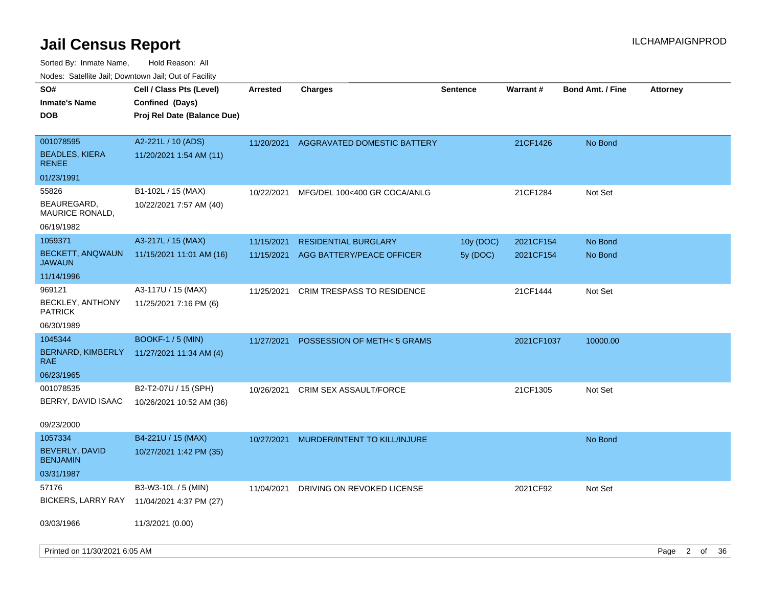# Jail Census Report

ILCHAMPAIGNPROD

Sorted By: Inmate Name, Hold Reason: All

Nodes: Satellite Jail; Downtown Jail; Out of Facility

| SO# / Inmate's Name / DOB | Cell / Class Pts (Level) / Confined (Days) / Proj Rel Date (Balance Due) | Arrested | Charges | Sentence | Warrant # | Bond Amt. / Fine | Attorney |
|---|---|---|---|---|---|---|---|
| 001078595<br>BEADLES, KIERA RENEE<br>01/23/1991 | A2-221L / 10 (ADS)<br>11/20/2021 1:54 AM (11) | 11/20/2021 | AGGRAVATED DOMESTIC BATTERY | | 21CF1426 | No Bond | |
| 55826<br>BEAUREGARD, MAURICE RONALD,<br>06/19/1982 | B1-102L / 15 (MAX)<br>10/22/2021 7:57 AM (40) | 10/22/2021 | MFG/DEL 100<400 GR COCA/ANLG | | 21CF1284 | Not Set | |
| 1059371<br>BECKETT, ANQWAUN JAWAUN<br>11/14/1996 | A3-217L / 15 (MAX)<br>11/15/2021 11:01 AM (16) | 11/15/2021<br>11/15/2021 | RESIDENTIAL BURGLARY<br>AGG BATTERY/PEACE OFFICER | 10y (DOC)<br>5y (DOC) | 2021CF154<br>2021CF154 | No Bond<br>No Bond | |
| 969121<br>BECKLEY, ANTHONY PATRICK<br>06/30/1989 | A3-117U / 15 (MAX)<br>11/25/2021 7:16 PM (6) | 11/25/2021 | CRIM TRESPASS TO RESIDENCE | | 21CF1444 | Not Set | |
| 1045344<br>BERNARD, KIMBERLY RAE<br>06/23/1965 | BOOKF-1 / 5 (MIN)<br>11/27/2021 11:34 AM (4) | 11/27/2021 | POSSESSION OF METH< 5 GRAMS | | 2021CF1037 | 10000.00 | |
| 001078535<br>BERRY, DAVID ISAAC<br>09/23/2000 | B2-T2-07U / 15 (SPH)<br>10/26/2021 10:52 AM (36) | 10/26/2021 | CRIM SEX ASSAULT/FORCE | | 21CF1305 | Not Set | |
| 1057334<br>BEVERLY, DAVID BENJAMIN<br>03/31/1987 | B4-221U / 15 (MAX)<br>10/27/2021 1:42 PM (35) | 10/27/2021 | MURDER/INTENT TO KILL/INJURE | | | No Bond | |
| 57176<br>BICKERS, LARRY RAY<br>03/03/1966 | B3-W3-10L / 5 (MIN)<br>11/04/2021 4:37 PM (27)<br>11/3/2021 (0.00) | 11/04/2021 | DRIVING ON REVOKED LICENSE | | 2021CF92 | Not Set | |

Printed on 11/30/2021 6:05 AM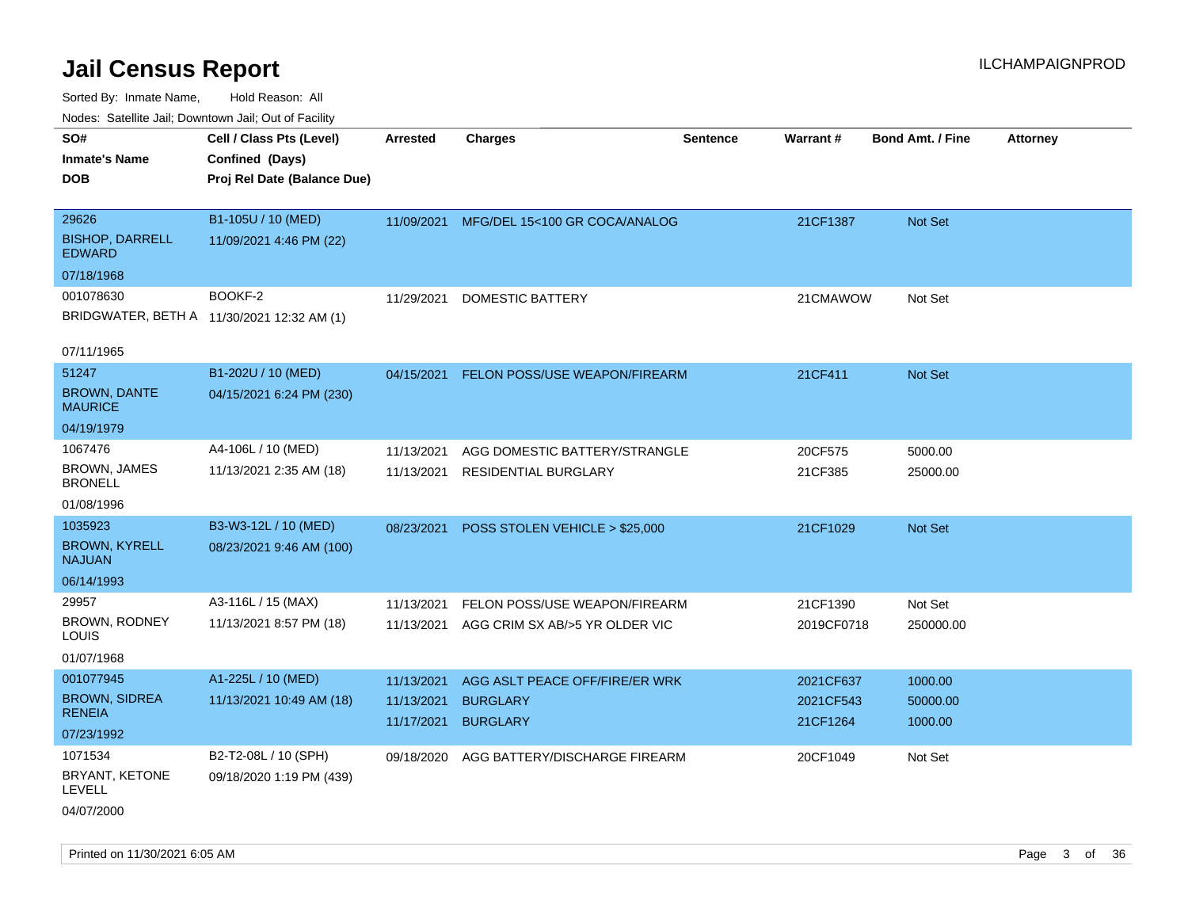# Jail Census Report

ILCHAMPAIGNPROD

Sorted By: Inmate Name, Hold Reason: All

Nodes: Satellite Jail; Downtown Jail; Out of Facility

| SO# / Inmate's Name / DOB | Cell / Class Pts (Level) / Confined (Days) / Proj Rel Date (Balance Due) | Arrested | Charges | Sentence | Warrant # | Bond Amt. / Fine | Attorney |
|---|---|---|---|---|---|---|---|
| 29626<br>BISHOP, DARRELL EDWARD<br>07/18/1968 | B1-105U / 10 (MED)<br>11/09/2021 4:46 PM (22) | 11/09/2021 | MFG/DEL 15<100 GR COCA/ANALOG | | 21CF1387 | Not Set | |
| 001078630<br>BRIDGWATER, BETH A<br>07/11/1965 | BOOKF-2<br>11/30/2021 12:32 AM (1) | 11/29/2021 | DOMESTIC BATTERY | | 21CMAWOW | Not Set | |
| 51247<br>BROWN, DANTE MAURICE<br>04/19/1979 | B1-202U / 10 (MED)<br>04/15/2021 6:24 PM (230) | 04/15/2021 | FELON POSS/USE WEAPON/FIREARM | | 21CF411 | Not Set | |
| 1067476<br>BROWN, JAMES BRONELL<br>01/08/1996 | A4-106L / 10 (MED)<br>11/13/2021 2:35 AM (18) | 11/13/2021 | AGG DOMESTIC BATTERY/STRANGLE | | 20CF575 | 5000.00 | |
| | | 11/13/2021 | RESIDENTIAL BURGLARY | | 21CF385 | 25000.00 | |
| 1035923<br>BROWN, KYRELL NAJUAN<br>06/14/1993 | B3-W3-12L / 10 (MED)<br>08/23/2021 9:46 AM (100) | 08/23/2021 | POSS STOLEN VEHICLE > $25,000 | | 21CF1029 | Not Set | |
| 29957<br>BROWN, RODNEY LOUIS<br>01/07/1968 | A3-116L / 15 (MAX)<br>11/13/2021 8:57 PM (18) | 11/13/2021 | FELON POSS/USE WEAPON/FIREARM | | 21CF1390 | Not Set | |
| | | 11/13/2021 | AGG CRIM SX AB/>5 YR OLDER VIC | | 2019CF0718 | 250000.00 | |
| 001077945<br>BROWN, SIDREA RENEIA<br>07/23/1992 | A1-225L / 10 (MED)<br>11/13/2021 10:49 AM (18) | 11/13/2021 | AGG ASLT PEACE OFF/FIRE/ER WRK | | 2021CF637 | 1000.00 | |
| | | 11/13/2021 | BURGLARY | | 2021CF543 | 50000.00 | |
| | | 11/17/2021 | BURGLARY | | 21CF1264 | 1000.00 | |
| 1071534<br>BRYANT, KETONE LEVELL<br>04/07/2000 | B2-T2-08L / 10 (SPH)<br>09/18/2020 1:19 PM (439) | 09/18/2020 | AGG BATTERY/DISCHARGE FIREARM | | 20CF1049 | Not Set | |

Printed on 11/30/2021 6:05 AM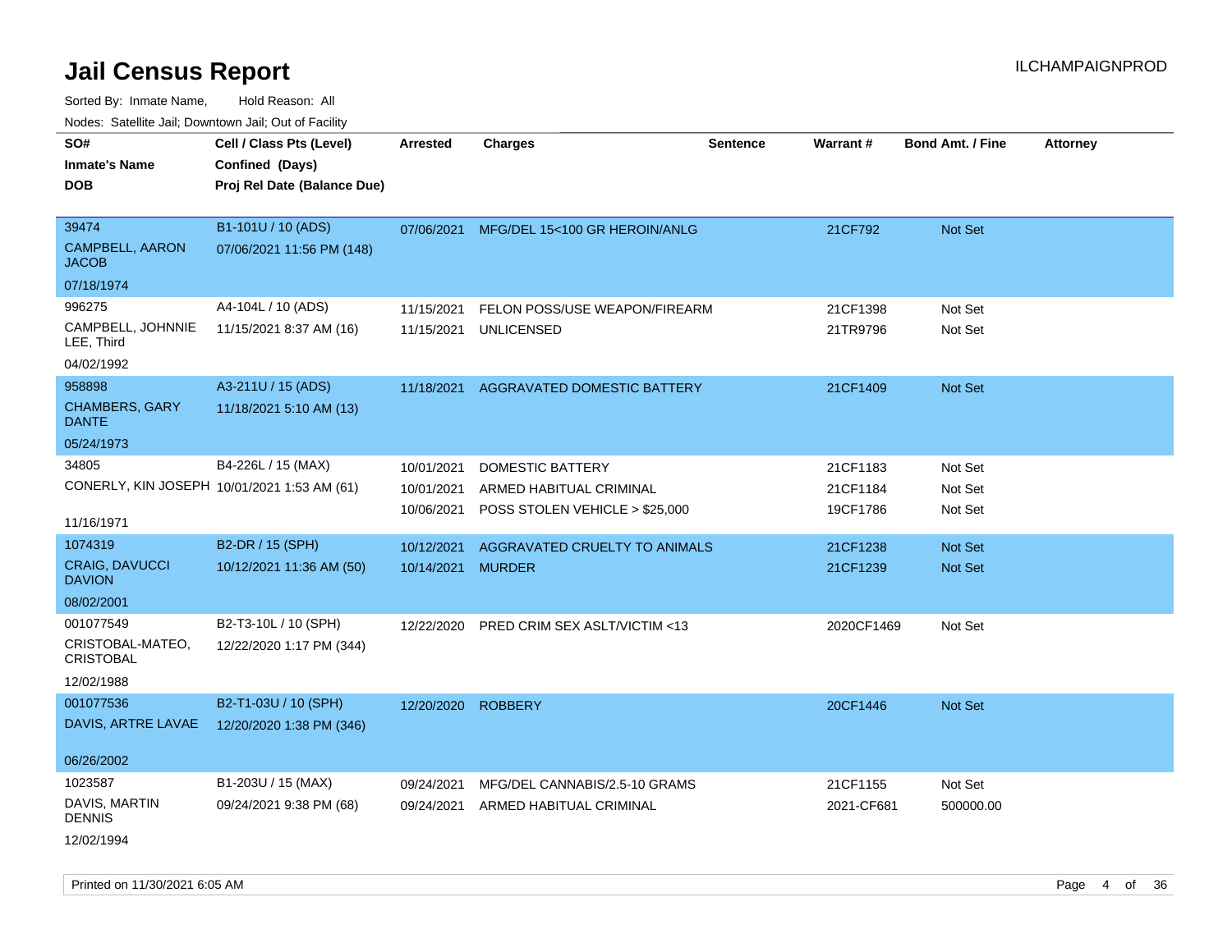# Jail Census Report

Sorted By: Inmate Name, Hold Reason: All

Nodes: Satellite Jail; Downtown Jail; Out of Facility

| SO# / Inmate's Name / DOB | Cell / Class Pts (Level) / Confined (Days) / Proj Rel Date (Balance Due) | Arrested | Charges | Sentence | Warrant # | Bond Amt. / Fine | Attorney |
|---|---|---|---|---|---|---|---|
| 39474<br>CAMPBELL, AARON JACOB<br>07/18/1974 | B1-101U / 10 (ADS)<br>07/06/2021 11:56 PM (148) | 07/06/2021 | MFG/DEL 15<100 GR HEROIN/ANLG | | 21CF792 | Not Set | |
| 996275<br>CAMPBELL, JOHNNIE LEE, Third<br>04/02/1992 | A4-104L / 10 (ADS)<br>11/15/2021 8:37 AM (16) | 11/15/2021 | FELON POSS/USE WEAPON/FIREARM | | 21CF1398 | Not Set | |
| | | 11/15/2021 | UNLICENSED | | 21TR9796 | Not Set | |
| 958898<br>CHAMBERS, GARY DANTE<br>05/24/1973 | A3-211U / 15 (ADS)<br>11/18/2021 5:10 AM (13) | 11/18/2021 | AGGRAVATED DOMESTIC BATTERY | | 21CF1409 | Not Set | |
| 34805<br>CONERLY, KIN JOSEPH<br>11/16/1971 | B4-226L / 15 (MAX)<br>10/01/2021 1:53 AM (61) | 10/01/2021 | DOMESTIC BATTERY | | 21CF1183 | Not Set | |
| | | 10/01/2021 | ARMED HABITUAL CRIMINAL | | 21CF1184 | Not Set | |
| | | 10/06/2021 | POSS STOLEN VEHICLE > $25,000 | | 19CF1786 | Not Set | |
| 1074319<br>CRAIG, DAVUCCI DAVION<br>08/02/2001 | B2-DR / 15 (SPH)<br>10/12/2021 11:36 AM (50) | 10/12/2021 | AGGRAVATED CRUELTY TO ANIMALS | | 21CF1238 | Not Set | |
| | | 10/14/2021 | MURDER | | 21CF1239 | Not Set | |
| 001077549<br>CRISTOBAL-MATEO, CRISTOBAL<br>12/02/1988 | B2-T3-10L / 10 (SPH)<br>12/22/2020 1:17 PM (344) | 12/22/2020 | PRED CRIM SEX ASLT/VICTIM <13 | | 2020CF1469 | Not Set | |
| 001077536<br>DAVIS, ARTRE LAVAE<br>06/26/2002 | B2-T1-03U / 10 (SPH)<br>12/20/2020 1:38 PM (346) | 12/20/2020 | ROBBERY | | 20CF1446 | Not Set | |
| 1023587<br>DAVIS, MARTIN DENNIS<br>12/02/1994 | B1-203U / 15 (MAX)<br>09/24/2021 9:38 PM (68) | 09/24/2021 | MFG/DEL CANNABIS/2.5-10 GRAMS | | 21CF1155 | Not Set | |
| | | 09/24/2021 | ARMED HABITUAL CRIMINAL | | 2021-CF681 | 500000.00 | |

Printed on 11/30/2021 6:05 AM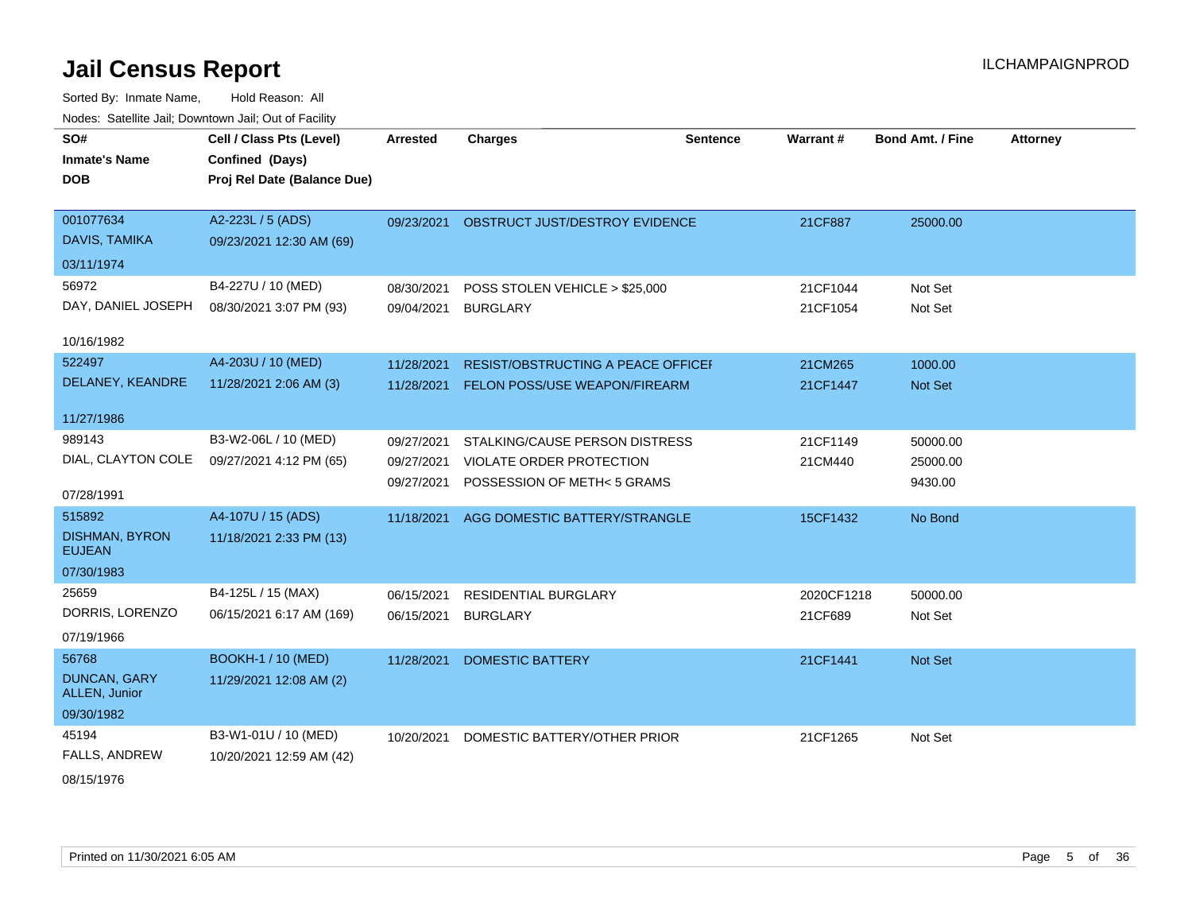# Jail Census Report

ILCHAMPAIGNPROD

Sorted By: Inmate Name, Hold Reason: All

Nodes: Satellite Jail; Downtown Jail; Out of Facility

| SO# / Inmate's Name / DOB | Cell / Class Pts (Level) / Confined (Days) / Proj Rel Date (Balance Due) | Arrested | Charges | Sentence | Warrant # | Bond Amt. / Fine | Attorney |
|---|---|---|---|---|---|---|---|
| 001077634<br>DAVIS, TAMIKA<br>03/11/1974 | A2-223L / 5 (ADS)<br>09/23/2021 12:30 AM (69) | 09/23/2021 | OBSTRUCT JUST/DESTROY EVIDENCE | | 21CF887 | 25000.00 | |
| 56972<br>DAY, DANIEL JOSEPH<br>10/16/1982 | B4-227U / 10 (MED)<br>08/30/2021 3:07 PM (93) | 08/30/2021<br>09/04/2021 | POSS STOLEN VEHICLE > $25,000<br>BURGLARY | | 21CF1044<br>21CF1054 | Not Set<br>Not Set | |
| 522497<br>DELANEY, KEANDRE<br>11/27/1986 | A4-203U / 10 (MED)<br>11/28/2021 2:06 AM (3) | 11/28/2021<br>11/28/2021 | RESIST/OBSTRUCTING A PEACE OFFICEI<br>FELON POSS/USE WEAPON/FIREARM | | 21CM265<br>21CF1447 | 1000.00<br>Not Set | |
| 989143<br>DIAL, CLAYTON COLE<br>07/28/1991 | B3-W2-06L / 10 (MED)<br>09/27/2021 4:12 PM (65) | 09/27/2021<br>09/27/2021<br>09/27/2021 | STALKING/CAUSE PERSON DISTRESS<br>VIOLATE ORDER PROTECTION<br>POSSESSION OF METH< 5 GRAMS | | 21CF1149<br>21CM440 | 50000.00<br>25000.00<br>9430.00 | |
| 515892<br>DISHMAN, BYRON EUJEAN<br>07/30/1983 | A4-107U / 15 (ADS)<br>11/18/2021 2:33 PM (13) | 11/18/2021 | AGG DOMESTIC BATTERY/STRANGLE | | 15CF1432 | No Bond | |
| 25659<br>DORRIS, LORENZO<br>07/19/1966 | B4-125L / 15 (MAX)<br>06/15/2021 6:17 AM (169) | 06/15/2021<br>06/15/2021 | RESIDENTIAL BURGLARY<br>BURGLARY | | 2020CF1218<br>21CF689 | 50000.00<br>Not Set | |
| 56768<br>DUNCAN, GARY ALLEN, Junior<br>09/30/1982 | BOOKH-1 / 10 (MED)<br>11/29/2021 12:08 AM (2) | 11/28/2021 | DOMESTIC BATTERY | | 21CF1441 | Not Set | |
| 45194<br>FALLS, ANDREW<br>08/15/1976 | B3-W1-01U / 10 (MED)<br>10/20/2021 12:59 AM (42) | 10/20/2021 | DOMESTIC BATTERY/OTHER PRIOR | | 21CF1265 | Not Set | |

Printed on 11/30/2021 6:05 AM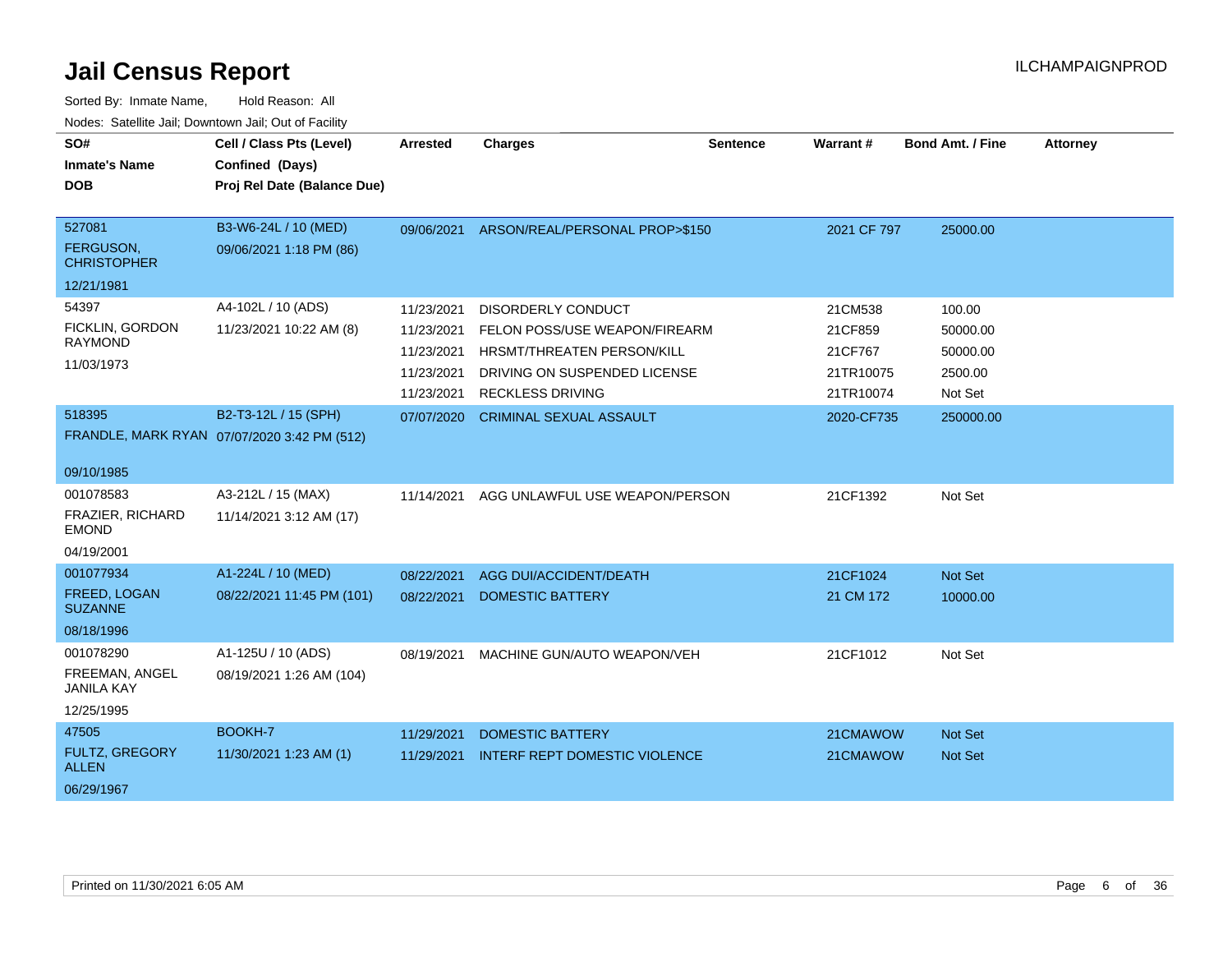# Jail Census Report

ILCHAMPAIGNPROD

Sorted By: Inmate Name, Hold Reason: All

Nodes: Satellite Jail; Downtown Jail; Out of Facility

| SO# / Inmate's Name / DOB | Cell / Class Pts (Level) / Confined (Days) / Proj Rel Date (Balance Due) | Arrested | Charges | Sentence | Warrant # | Bond Amt. / Fine | Attorney |
|---|---|---|---|---|---|---|---|
| 527081 FERGUSON, CHRISTOPHER 12/21/1981 | B3-W6-24L / 10 (MED) 09/06/2021 1:18 PM (86) | 09/06/2021 | ARSON/REAL/PERSONAL PROP>$150 | | 2021 CF 797 | 25000.00 | |
| 54397 FICKLIN, GORDON RAYMOND 11/03/1973 | A4-102L / 10 (ADS) 11/23/2021 10:22 AM (8) | 11/23/2021 | DISORDERLY CONDUCT | | 21CM538 | 100.00 | |
| | | 11/23/2021 | FELON POSS/USE WEAPON/FIREARM | | 21CF859 | 50000.00 | |
| | | 11/23/2021 | HRSMT/THREATEN PERSON/KILL | | 21CF767 | 50000.00 | |
| | | 11/23/2021 | DRIVING ON SUSPENDED LICENSE | | 21TR10075 | 2500.00 | |
| | | 11/23/2021 | RECKLESS DRIVING | | 21TR10074 | Not Set | |
| 518395 FRANDLE, MARK RYAN 09/10/1985 | B2-T3-12L / 15 (SPH) 07/07/2020 3:42 PM (512) | 07/07/2020 | CRIMINAL SEXUAL ASSAULT | | 2020-CF735 | 250000.00 | |
| 001078583 FRAZIER, RICHARD EMOND 04/19/2001 | A3-212L / 15 (MAX) 11/14/2021 3:12 AM (17) | 11/14/2021 | AGG UNLAWFUL USE WEAPON/PERSON | | 21CF1392 | Not Set | |
| 001077934 FREED, LOGAN SUZANNE 08/18/1996 | A1-224L / 10 (MED) 08/22/2021 11:45 PM (101) | 08/22/2021 | AGG DUI/ACCIDENT/DEATH | | 21CF1024 | Not Set | |
| | | 08/22/2021 | DOMESTIC BATTERY | | 21 CM 172 | 10000.00 | |
| 001078290 FREEMAN, ANGEL JANILA KAY 12/25/1995 | A1-125U / 10 (ADS) 08/19/2021 1:26 AM (104) | 08/19/2021 | MACHINE GUN/AUTO WEAPON/VEH | | 21CF1012 | Not Set | |
| 47505 FULTZ, GREGORY ALLEN 06/29/1967 | BOOKH-7 11/30/2021 1:23 AM (1) | 11/29/2021 | DOMESTIC BATTERY | | 21CMAWOW | Not Set | |
| | | 11/29/2021 | INTERF REPT DOMESTIC VIOLENCE | | 21CMAWOW | Not Set | |

Printed on 11/30/2021 6:05 AM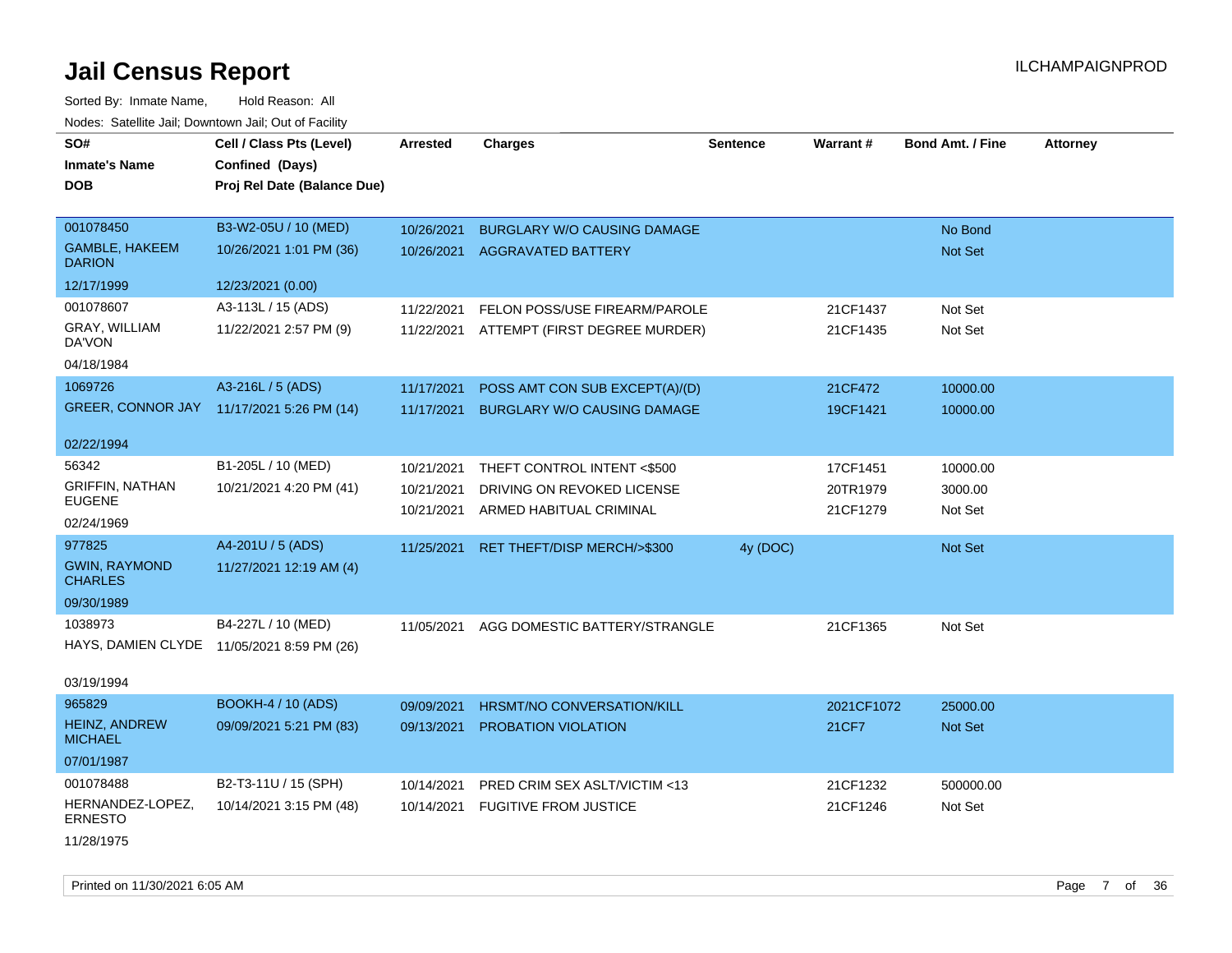# Jail Census Report

Sorted By: Inmate Name, Hold Reason: All

Nodes: Satellite Jail; Downtown Jail; Out of Facility

| SO# / Inmate's Name / DOB | Cell / Class Pts (Level) / Confined (Days) / Proj Rel Date (Balance Due) | Arrested | Charges | Sentence | Warrant # | Bond Amt. / Fine | Attorney |
|---|---|---|---|---|---|---|---|
| 001078450<br>GAMBLE, HAKEEM DARION<br>12/17/1999 | B3-W2-05U / 10 (MED)<br>10/26/2021 1:01 PM (36)<br>12/23/2021 (0.00) | 10/26/2021<br>10/26/2021 | BURGLARY W/O CAUSING DAMAGE<br>AGGRAVATED BATTERY | | | No Bond<br>Not Set | |
| 001078607<br>GRAY, WILLIAM DA'VON<br>04/18/1984 | A3-113L / 15 (ADS)<br>11/22/2021 2:57 PM (9) | 11/22/2021<br>11/22/2021 | FELON POSS/USE FIREARM/PAROLE<br>ATTEMPT (FIRST DEGREE MURDER) | | 21CF1437<br>21CF1435 | Not Set<br>Not Set | |
| 1069726<br>GREER, CONNOR JAY<br>02/22/1994 | A3-216L / 5 (ADS)<br>11/17/2021 5:26 PM (14) | 11/17/2021<br>11/17/2021 | POSS AMT CON SUB EXCEPT(A)/(D)<br>BURGLARY W/O CAUSING DAMAGE | | 21CF472<br>19CF1421 | 10000.00<br>10000.00 | |
| 56342<br>GRIFFIN, NATHAN EUGENE<br>02/24/1969 | B1-205L / 10 (MED)<br>10/21/2021 4:20 PM (41) | 10/21/2021<br>10/21/2021<br>10/21/2021 | THEFT CONTROL INTENT <$500<br>DRIVING ON REVOKED LICENSE<br>ARMED HABITUAL CRIMINAL | | 17CF1451<br>20TR1979<br>21CF1279 | 10000.00<br>3000.00<br>Not Set | |
| 977825<br>GWIN, RAYMOND CHARLES<br>09/30/1989 | A4-201U / 5 (ADS)<br>11/27/2021 12:19 AM (4) | 11/25/2021 | RET THEFT/DISP MERCH/>$300 | 4y (DOC) | | Not Set | |
| 1038973<br>HAYS, DAMIEN CLYDE<br>03/19/1994 | B4-227L / 10 (MED)<br>11/05/2021 8:59 PM (26) | 11/05/2021 | AGG DOMESTIC BATTERY/STRANGLE | | 21CF1365 | Not Set | |
| 965829<br>HEINZ, ANDREW MICHAEL<br>07/01/1987 | BOOKH-4 / 10 (ADS)<br>09/09/2021 5:21 PM (83) | 09/09/2021<br>09/13/2021 | HRSMT/NO CONVERSATION/KILL<br>PROBATION VIOLATION | | 2021CF1072<br>21CF7 | 25000.00<br>Not Set | |
| 001078488<br>HERNANDEZ-LOPEZ, ERNESTO<br>11/28/1975 | B2-T3-11U / 15 (SPH)<br>10/14/2021 3:15 PM (48) | 10/14/2021<br>10/14/2021 | PRED CRIM SEX ASLT/VICTIM <13<br>FUGITIVE FROM JUSTICE | | 21CF1232<br>21CF1246 | 500000.00<br>Not Set | |

Printed on 11/30/2021 6:05 AM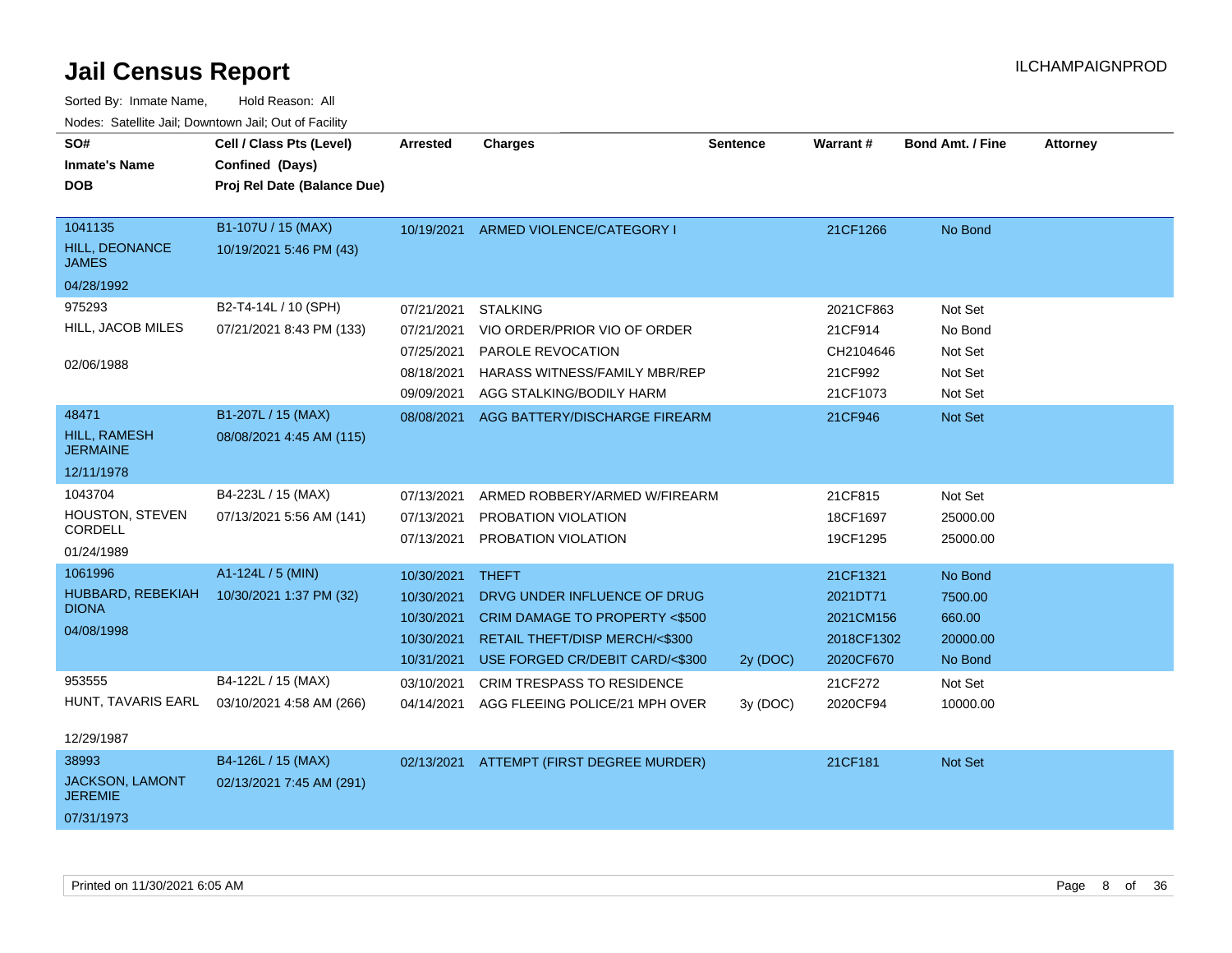# Jail Census Report

ILCHAMPAIGNPROD

Sorted By: Inmate Name, Hold Reason: All

Nodes: Satellite Jail; Downtown Jail; Out of Facility

| SO# / Inmate's Name / DOB | Cell / Class Pts (Level) / Confined (Days) / Proj Rel Date (Balance Due) | Arrested | Charges | Sentence | Warrant # | Bond Amt. / Fine | Attorney |
|---|---|---|---|---|---|---|---|
| 1041135<br>HILL, DEONANCE JAMES<br>04/28/1992 | B1-107U / 15 (MAX)<br>10/19/2021 5:46 PM (43) | 10/19/2021 | ARMED VIOLENCE/CATEGORY I | | 21CF1266 | No Bond | |
| 975293<br>HILL, JACOB MILES<br>02/06/1988 | B2-T4-14L / 10 (SPH)<br>07/21/2021 8:43 PM (133) | 07/21/2021 | STALKING | | 2021CF863 | Not Set | |
| | | 07/21/2021 | VIO ORDER/PRIOR VIO OF ORDER | | 21CF914 | No Bond | |
| | | 07/25/2021 | PAROLE REVOCATION | | CH2104646 | Not Set | |
| | | 08/18/2021 | HARASS WITNESS/FAMILY MBR/REP | | 21CF992 | Not Set | |
| | | 09/09/2021 | AGG STALKING/BODILY HARM | | 21CF1073 | Not Set | |
| 48471<br>HILL, RAMESH JERMAINE<br>12/11/1978 | B1-207L / 15 (MAX)<br>08/08/2021 4:45 AM (115) | 08/08/2021 | AGG BATTERY/DISCHARGE FIREARM | | 21CF946 | Not Set | |
| 1043704<br>HOUSTON, STEVEN CORDELL<br>01/24/1989 | B4-223L / 15 (MAX)<br>07/13/2021 5:56 AM (141) | 07/13/2021 | ARMED ROBBERY/ARMED W/FIREARM | | 21CF815 | Not Set | |
| | | 07/13/2021 | PROBATION VIOLATION | | 18CF1697 | 25000.00 | |
| | | 07/13/2021 | PROBATION VIOLATION | | 19CF1295 | 25000.00 | |
| 1061996<br>HUBBARD, REBEKIAH DIONA<br>04/08/1998 | A1-124L / 5 (MIN)<br>10/30/2021 1:37 PM (32) | 10/30/2021 | THEFT | | 21CF1321 | No Bond | |
| | | 10/30/2021 | DRVG UNDER INFLUENCE OF DRUG | | 2021DT71 | 7500.00 | |
| | | 10/30/2021 | CRIM DAMAGE TO PROPERTY <$500 | | 2021CM156 | 660.00 | |
| | | 10/30/2021 | RETAIL THEFT/DISP MERCH/<$300 | | 2018CF1302 | 20000.00 | |
| | | 10/31/2021 | USE FORGED CR/DEBIT CARD/<$300 | 2y (DOC) | 2020CF670 | No Bond | |
| 953555<br>HUNT, TAVARIS EARL<br>12/29/1987 | B4-122L / 15 (MAX)<br>03/10/2021 4:58 AM (266) | 03/10/2021 | CRIM TRESPASS TO RESIDENCE | | 21CF272 | Not Set | |
| | | 04/14/2021 | AGG FLEEING POLICE/21 MPH OVER | 3y (DOC) | 2020CF94 | 10000.00 | |
| 38993<br>JACKSON, LAMONT JEREMIE<br>07/31/1973 | B4-126L / 15 (MAX)<br>02/13/2021 7:45 AM (291) | 02/13/2021 | ATTEMPT (FIRST DEGREE MURDER) | | 21CF181 | Not Set | |

Printed on 11/30/2021 6:05 AM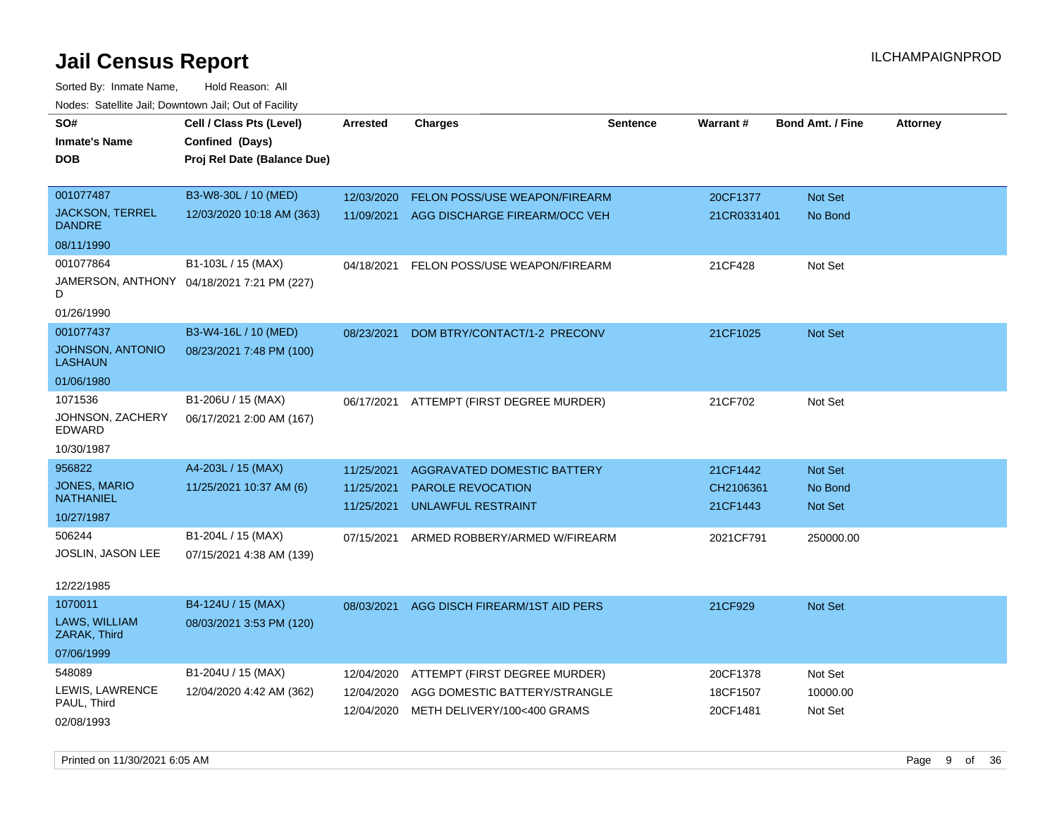# Jail Census Report

ILCHAMPAIGNPROD

Sorted By: Inmate Name, Hold Reason: All

Nodes: Satellite Jail; Downtown Jail; Out of Facility

| SO# / Inmate's Name / DOB | Cell / Class Pts (Level) / Confined (Days) / Proj Rel Date (Balance Due) | Arrested | Charges | Sentence | Warrant # | Bond Amt. / Fine | Attorney |
|---|---|---|---|---|---|---|---|
| 001077487<br>JACKSON, TERREL DANDRE<br>08/11/1990 | B3-W8-30L / 10 (MED)<br>12/03/2020 10:18 AM (363) | 12/03/2020<br>11/09/2021 | FELON POSS/USE WEAPON/FIREARM<br>AGG DISCHARGE FIREARM/OCC VEH | | 20CF1377<br>21CR0331401 | Not Set<br>No Bond | |
| 001077864<br>JAMERSON, ANTHONY D<br>01/26/1990 | B1-103L / 15 (MAX)<br>04/18/2021 7:21 PM (227) | 04/18/2021 | FELON POSS/USE WEAPON/FIREARM | | 21CF428 | Not Set | |
| 001077437<br>JOHNSON, ANTONIO LASHAUN<br>01/06/1980 | B3-W4-16L / 10 (MED)<br>08/23/2021 7:48 PM (100) | 08/23/2021 | DOM BTRY/CONTACT/1-2 PRECONV | | 21CF1025 | Not Set | |
| 1071536<br>JOHNSON, ZACHERY EDWARD<br>10/30/1987 | B1-206U / 15 (MAX)<br>06/17/2021 2:00 AM (167) | 06/17/2021 | ATTEMPT (FIRST DEGREE MURDER) | | 21CF702 | Not Set | |
| 956822<br>JONES, MARIO NATHANIEL<br>10/27/1987 | A4-203L / 15 (MAX)<br>11/25/2021 10:37 AM (6) | 11/25/2021<br>11/25/2021<br>11/25/2021 | AGGRAVATED DOMESTIC BATTERY<br>PAROLE REVOCATION<br>UNLAWFUL RESTRAINT | | 21CF1442<br>CH2106361<br>21CF1443 | Not Set<br>No Bond<br>Not Set | |
| 506244<br>JOSLIN, JASON LEE<br>12/22/1985 | B1-204L / 15 (MAX)<br>07/15/2021 4:38 AM (139) | 07/15/2021 | ARMED ROBBERY/ARMED W/FIREARM | | 2021CF791 | 250000.00 | |
| 1070011<br>LAWS, WILLIAM ZARAK, Third<br>07/06/1999 | B4-124U / 15 (MAX)<br>08/03/2021 3:53 PM (120) | 08/03/2021 | AGG DISCH FIREARM/1ST AID PERS | | 21CF929 | Not Set | |
| 548089<br>LEWIS, LAWRENCE PAUL, Third<br>02/08/1993 | B1-204U / 15 (MAX)<br>12/04/2020 4:42 AM (362) | 12/04/2020<br>12/04/2020<br>12/04/2020 | ATTEMPT (FIRST DEGREE MURDER)<br>AGG DOMESTIC BATTERY/STRANGLE<br>METH DELIVERY/100<400 GRAMS | | 20CF1378<br>18CF1507<br>20CF1481 | Not Set<br>10000.00<br>Not Set | |

Printed on 11/30/2021 6:05 AM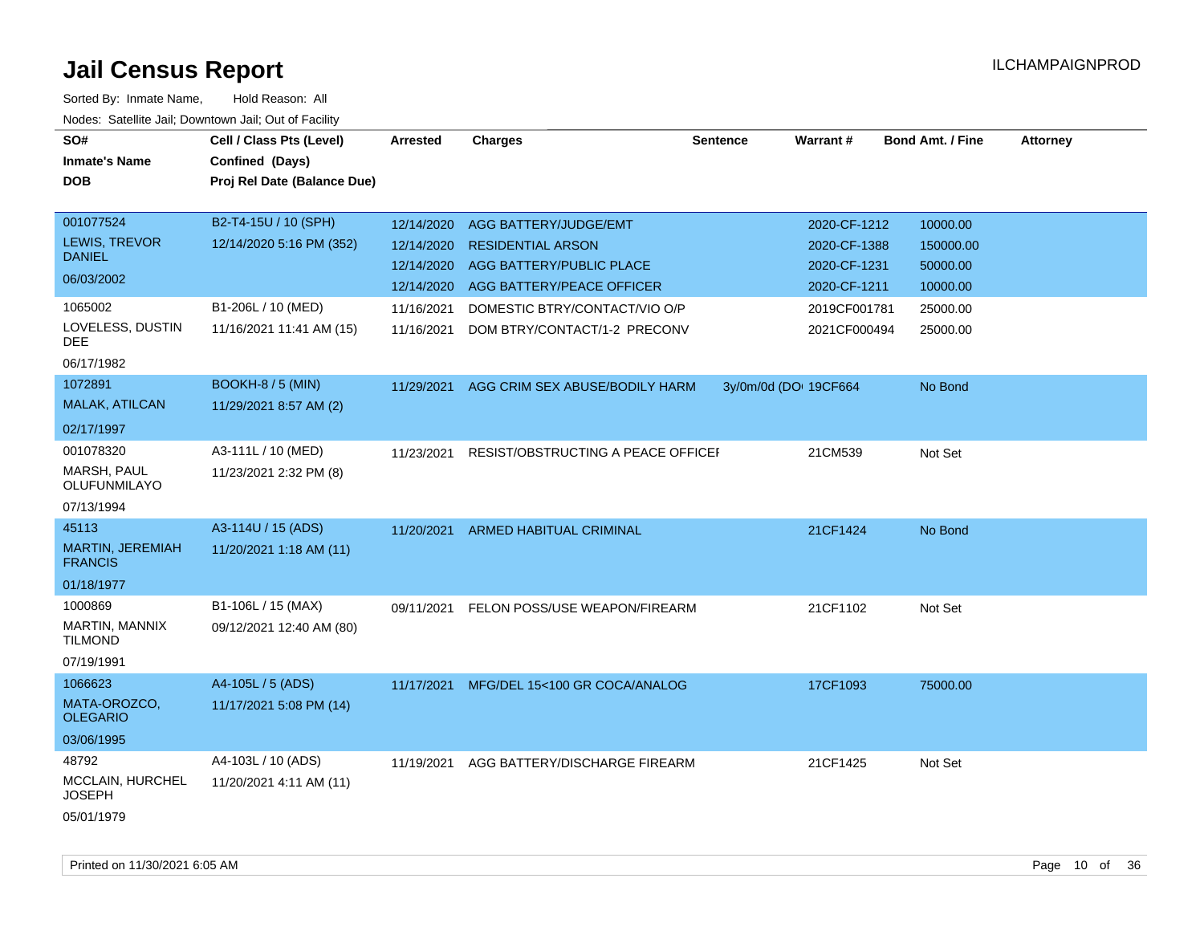# Jail Census Report

ILCHAMPAIGNPROD

Sorted By: Inmate Name, Hold Reason: All

Nodes: Satellite Jail; Downtown Jail; Out of Facility

| SO# / Inmate's Name / DOB | Cell / Class Pts (Level) / Confined (Days) / Proj Rel Date (Balance Due) | Arrested | Charges | Sentence | Warrant # | Bond Amt. / Fine | Attorney |
|---|---|---|---|---|---|---|---|
| 001077524 LEWIS, TREVOR DANIEL 06/03/2002 | B2-T4-15U / 10 (SPH) 12/14/2020 5:16 PM (352) | 12/14/2020 | AGG BATTERY/JUDGE/EMT | | 2020-CF-1212 | 10000.00 | |
| | | 12/14/2020 | RESIDENTIAL ARSON | | 2020-CF-1388 | 150000.00 | |
| | | 12/14/2020 | AGG BATTERY/PUBLIC PLACE | | 2020-CF-1231 | 50000.00 | |
| | | 12/14/2020 | AGG BATTERY/PEACE OFFICER | | 2020-CF-1211 | 10000.00 | |
| 1065002 LOVELESS, DUSTIN DEE 06/17/1982 | B1-206L / 10 (MED) 11/16/2021 11:41 AM (15) | 11/16/2021 | DOMESTIC BTRY/CONTACT/VIO O/P | | 2019CF001781 | 25000.00 | |
| | | 11/16/2021 | DOM BTRY/CONTACT/1-2 PRECONV | | 2021CF000494 | 25000.00 | |
| 1072891 MALAK, ATILCAN 02/17/1997 | BOOKH-8 / 5 (MIN) 11/29/2021 8:57 AM (2) | 11/29/2021 | AGG CRIM SEX ABUSE/BODILY HARM | 3y/0m/0d (DO | 19CF664 | No Bond | |
| 001078320 MARSH, PAUL OLUFUNMILAYO 07/13/1994 | A3-111L / 10 (MED) 11/23/2021 2:32 PM (8) | 11/23/2021 | RESIST/OBSTRUCTING A PEACE OFFICEI | | 21CM539 | Not Set | |
| 45113 MARTIN, JEREMIAH FRANCIS 01/18/1977 | A3-114U / 15 (ADS) 11/20/2021 1:18 AM (11) | 11/20/2021 | ARMED HABITUAL CRIMINAL | | 21CF1424 | No Bond | |
| 1000869 MARTIN, MANNIX TILMOND 07/19/1991 | B1-106L / 15 (MAX) 09/12/2021 12:40 AM (80) | 09/11/2021 | FELON POSS/USE WEAPON/FIREARM | | 21CF1102 | Not Set | |
| 1066623 MATA-OROZCO, OLEGARIO 03/06/1995 | A4-105L / 5 (ADS) 11/17/2021 5:08 PM (14) | 11/17/2021 | MFG/DEL 15<100 GR COCA/ANALOG | | 17CF1093 | 75000.00 | |
| 48792 MCCLAIN, HURCHEL JOSEPH 05/01/1979 | A4-103L / 10 (ADS) 11/20/2021 4:11 AM (11) | 11/19/2021 | AGG BATTERY/DISCHARGE FIREARM | | 21CF1425 | Not Set | |

Printed on 11/30/2021 6:05 AM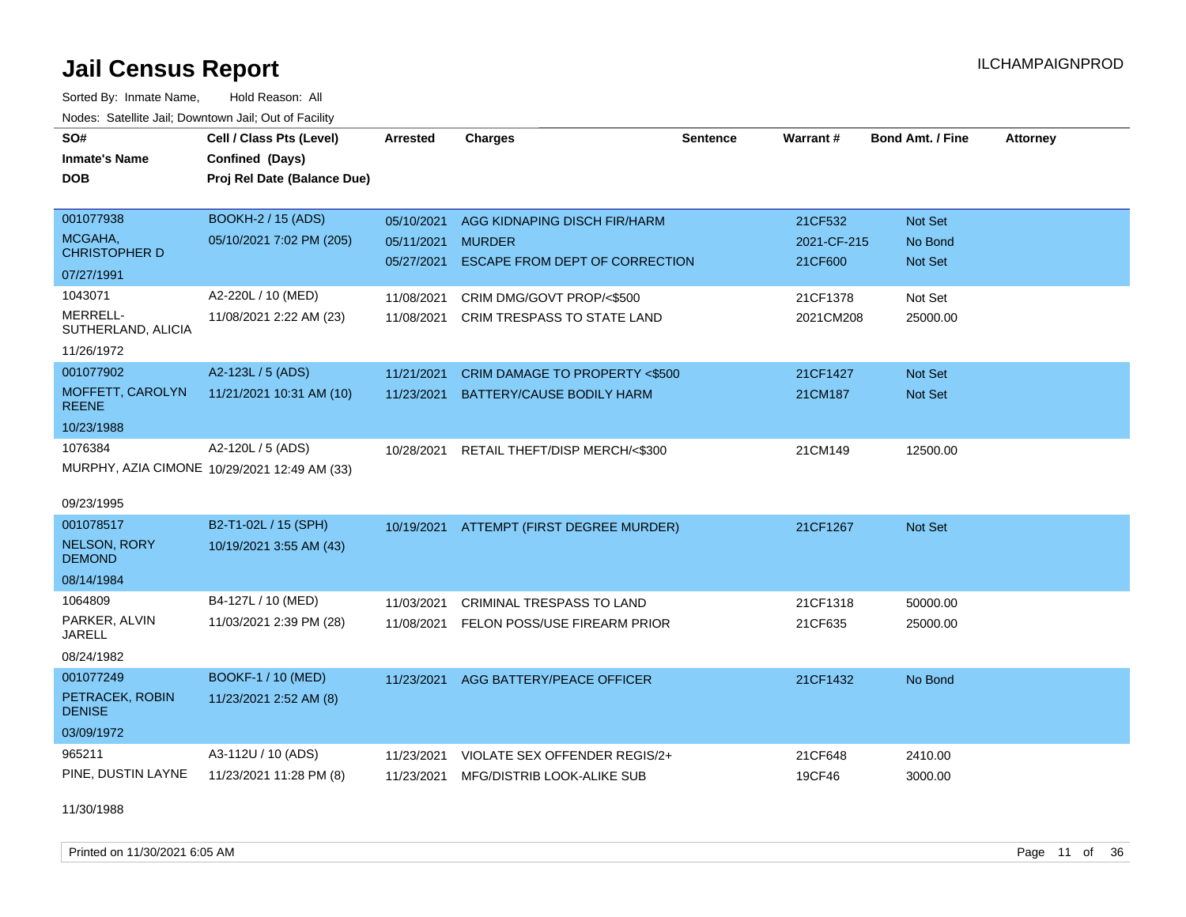# Jail Census Report

ILCHAMPAIGNPROD

Sorted By: Inmate Name, Hold Reason: All

Nodes: Satellite Jail; Downtown Jail; Out of Facility

| SO# / Inmate's Name / DOB | Cell / Class Pts (Level) / Confined (Days) / Proj Rel Date (Balance Due) | Arrested | Charges | Sentence | Warrant # | Bond Amt. / Fine | Attorney |
|---|---|---|---|---|---|---|---|
| 001077938<br>MCGAHA, CHRISTOPHER D<br>07/27/1991 | BOOKH-2 / 15 (ADS)<br>05/10/2021 7:02 PM (205) | 05/10/2021<br>05/11/2021<br>05/27/2021 | AGG KIDNAPING DISCH FIR/HARM<br>MURDER<br>ESCAPE FROM DEPT OF CORRECTION | | 21CF532<br>2021-CF-215<br>21CF600 | Not Set<br>No Bond<br>Not Set | |
| 1043071<br>MERRELL-SUTHERLAND, ALICIA<br>11/26/1972 | A2-220L / 10 (MED)<br>11/08/2021 2:22 AM (23) | 11/08/2021<br>11/08/2021 | CRIM DMG/GOVT PROP/<$500<br>CRIM TRESPASS TO STATE LAND | | 21CF1378<br>2021CM208 | Not Set<br>25000.00 | |
| 001077902<br>MOFFETT, CAROLYN REENE<br>10/23/1988 | A2-123L / 5 (ADS)<br>11/21/2021 10:31 AM (10) | 11/21/2021<br>11/23/2021 | CRIM DAMAGE TO PROPERTY <$500<br>BATTERY/CAUSE BODILY HARM | | 21CF1427<br>21CM187 | Not Set<br>Not Set | |
| 1076384<br>MURPHY, AZIA CIMONE<br>09/23/1995 | A2-120L / 5 (ADS)<br>10/29/2021 12:49 AM (33) | 10/28/2021 | RETAIL THEFT/DISP MERCH/<$300 | | 21CM149 | 12500.00 | |
| 001078517<br>NELSON, RORY DEMOND<br>08/14/1984 | B2-T1-02L / 15 (SPH)<br>10/19/2021 3:55 AM (43) | 10/19/2021 | ATTEMPT (FIRST DEGREE MURDER) | | 21CF1267 | Not Set | |
| 1064809<br>PARKER, ALVIN JARELL<br>08/24/1982 | B4-127L / 10 (MED)<br>11/03/2021 2:39 PM (28) | 11/03/2021<br>11/08/2021 | CRIMINAL TRESPASS TO LAND<br>FELON POSS/USE FIREARM PRIOR | | 21CF1318<br>21CF635 | 50000.00<br>25000.00 | |
| 001077249<br>PETRACEK, ROBIN DENISE<br>03/09/1972 | BOOKF-1 / 10 (MED)<br>11/23/2021 2:52 AM (8) | 11/23/2021 | AGG BATTERY/PEACE OFFICER | | 21CF1432 | No Bond | |
| 965211<br>PINE, DUSTIN LAYNE<br>11/30/1988 | A3-112U / 10 (ADS)<br>11/23/2021 11:28 PM (8) | 11/23/2021<br>11/23/2021 | VIOLATE SEX OFFENDER REGIS/2+<br>MFG/DISTRIB LOOK-ALIKE SUB | | 21CF648<br>19CF46 | 2410.00<br>3000.00 | |

Printed on 11/30/2021 6:05 AM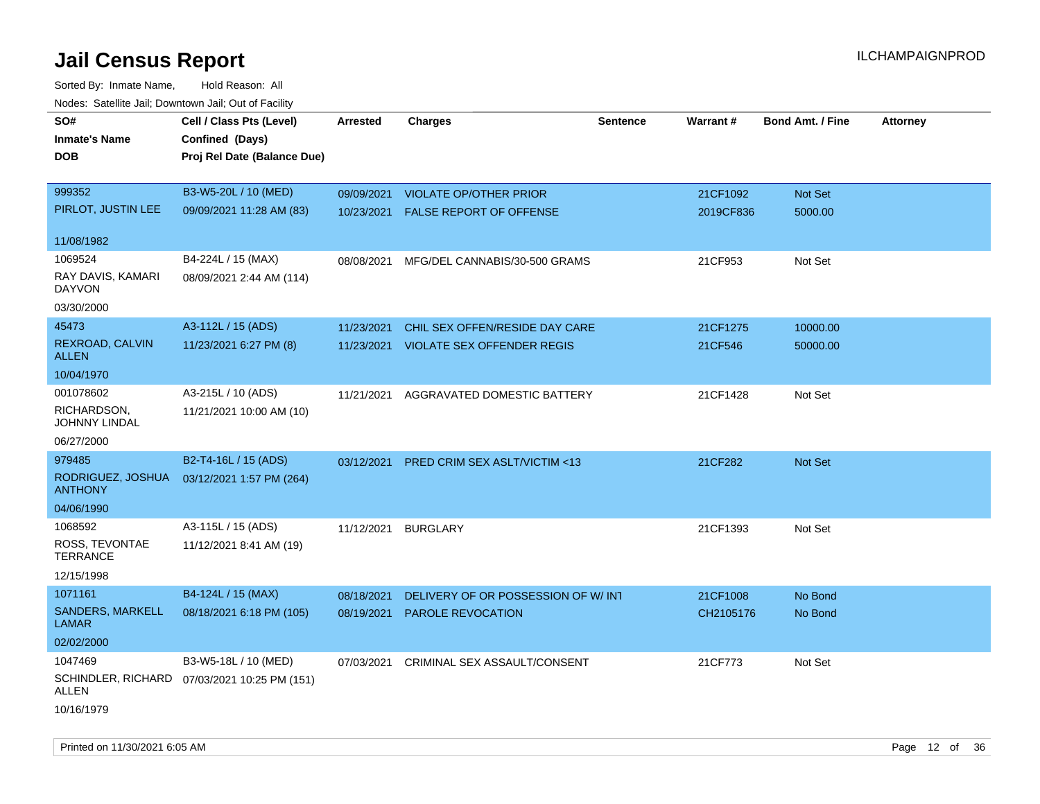# Jail Census Report

ILCHAMPAIGNPROD

Sorted By: Inmate Name, Hold Reason: All

Nodes: Satellite Jail; Downtown Jail; Out of Facility

| SO# / Inmate's Name / DOB | Cell / Class Pts (Level) / Confined (Days) / Proj Rel Date (Balance Due) | Arrested | Charges | Sentence | Warrant # | Bond Amt. / Fine | Attorney |
|---|---|---|---|---|---|---|---|
| 999352<br>PIRLOT, JUSTIN LEE<br>11/08/1982 | B3-W5-20L / 10 (MED)<br>09/09/2021 11:28 AM (83) | 09/09/2021<br>10/23/2021 | VIOLATE OP/OTHER PRIOR<br>FALSE REPORT OF OFFENSE | | 21CF1092<br>2019CF836 | Not Set<br>5000.00 | |
| 1069524<br>RAY DAVIS, KAMARI DAYVON<br>03/30/2000 | B4-224L / 15 (MAX)<br>08/09/2021 2:44 AM (114) | 08/08/2021 | MFG/DEL CANNABIS/30-500 GRAMS | | 21CF953 | Not Set | |
| 45473<br>REXROAD, CALVIN ALLEN<br>10/04/1970 | A3-112L / 15 (ADS)<br>11/23/2021 6:27 PM (8) | 11/23/2021<br>11/23/2021 | CHIL SEX OFFEN/RESIDE DAY CARE<br>VIOLATE SEX OFFENDER REGIS | | 21CF1275<br>21CF546 | 10000.00<br>50000.00 | |
| 001078602<br>RICHARDSON, JOHNNY LINDAL<br>06/27/2000 | A3-215L / 10 (ADS)<br>11/21/2021 10:00 AM (10) | 11/21/2021 | AGGRAVATED DOMESTIC BATTERY | | 21CF1428 | Not Set | |
| 979485<br>RODRIGUEZ, JOSHUA ANTHONY<br>04/06/1990 | B2-T4-16L / 15 (ADS)<br>03/12/2021 1:57 PM (264) | 03/12/2021 | PRED CRIM SEX ASLT/VICTIM <13 | | 21CF282 | Not Set | |
| 1068592<br>ROSS, TEVONTAE TERRANCE<br>12/15/1998 | A3-115L / 15 (ADS)<br>11/12/2021 8:41 AM (19) | 11/12/2021 | BURGLARY | | 21CF1393 | Not Set | |
| 1071161<br>SANDERS, MARKELL LAMAR<br>02/02/2000 | B4-124L / 15 (MAX)<br>08/18/2021 6:18 PM (105) | 08/18/2021<br>08/19/2021 | DELIVERY OF OR POSSESSION OF W/ INT<br>PAROLE REVOCATION | | 21CF1008<br>CH2105176 | No Bond<br>No Bond | |
| 1047469<br>SCHINDLER, RICHARD ALLEN<br>10/16/1979 | B3-W5-18L / 10 (MED)<br>07/03/2021 10:25 PM (151) | 07/03/2021 | CRIMINAL SEX ASSAULT/CONSENT | | 21CF773 | Not Set | |

Printed on 11/30/2021 6:05 AM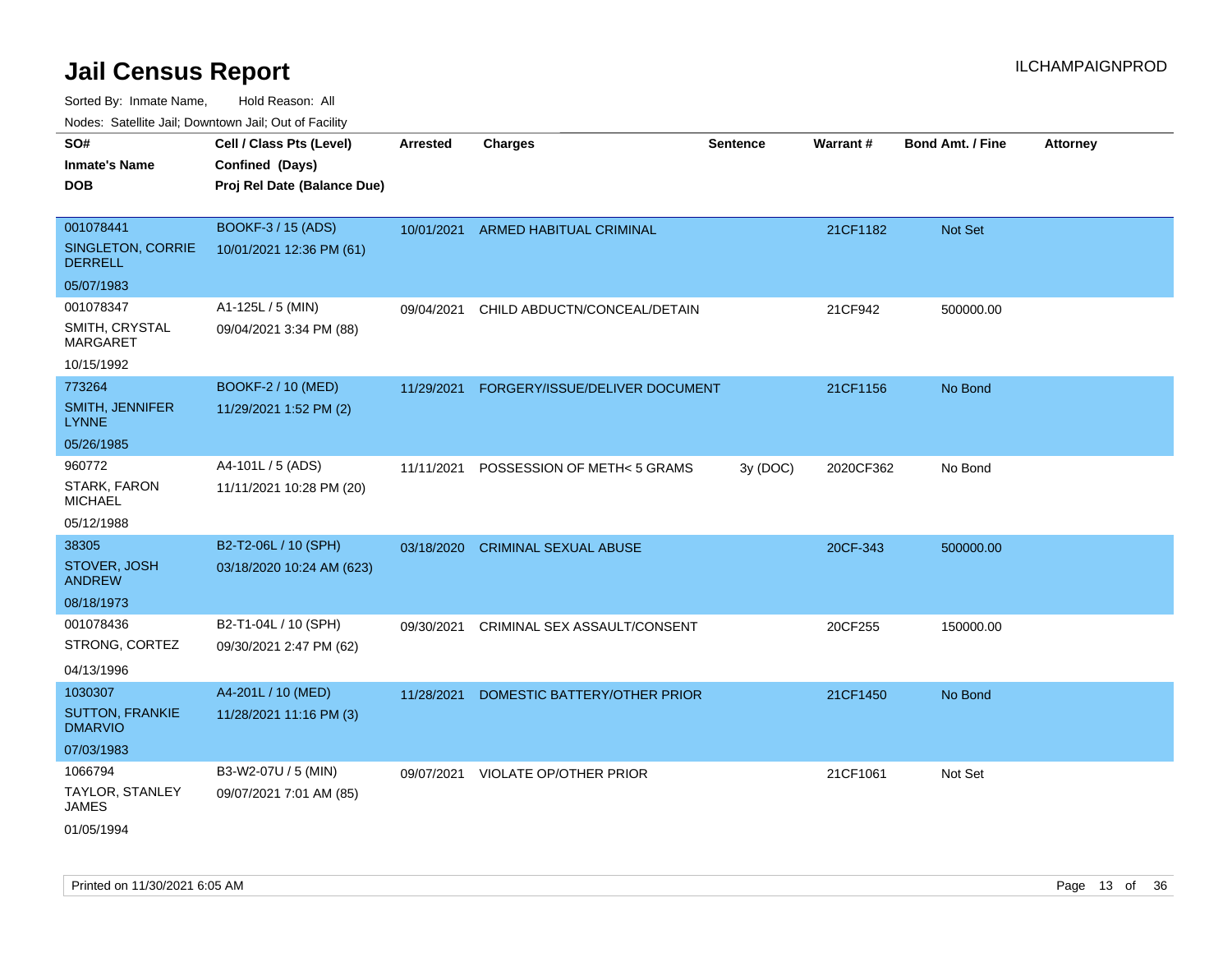# Jail Census Report

ILCHAMPAIGNPROD

Sorted By: Inmate Name, Hold Reason: All

Nodes: Satellite Jail; Downtown Jail; Out of Facility

| SO# / Inmate's Name / DOB | Cell / Class Pts (Level) / Confined (Days) / Proj Rel Date (Balance Due) | Arrested | Charges | Sentence | Warrant # | Bond Amt. / Fine | Attorney |
|---|---|---|---|---|---|---|---|
| 001078441<br>SINGLETON, CORRIE DERRELL<br>05/07/1983 | BOOKF-3 / 15 (ADS)<br>10/01/2021 12:36 PM (61) | 10/01/2021 | ARMED HABITUAL CRIMINAL | | 21CF1182 | Not Set | |
| 001078347<br>SMITH, CRYSTAL MARGARET<br>10/15/1992 | A1-125L / 5 (MIN)<br>09/04/2021 3:34 PM (88) | 09/04/2021 | CHILD ABDUCTN/CONCEAL/DETAIN | | 21CF942 | 500000.00 | |
| 773264<br>SMITH, JENNIFER LYNNE<br>05/26/1985 | BOOKF-2 / 10 (MED)<br>11/29/2021 1:52 PM (2) | 11/29/2021 | FORGERY/ISSUE/DELIVER DOCUMENT | | 21CF1156 | No Bond | |
| 960772<br>STARK, FARON MICHAEL<br>05/12/1988 | A4-101L / 5 (ADS)<br>11/11/2021 10:28 PM (20) | 11/11/2021 | POSSESSION OF METH< 5 GRAMS | 3y (DOC) | 2020CF362 | No Bond | |
| 38305<br>STOVER, JOSH ANDREW<br>08/18/1973 | B2-T2-06L / 10 (SPH)<br>03/18/2020 10:24 AM (623) | 03/18/2020 | CRIMINAL SEXUAL ABUSE | | 20CF-343 | 500000.00 | |
| 001078436<br>STRONG, CORTEZ<br>04/13/1996 | B2-T1-04L / 10 (SPH)<br>09/30/2021 2:47 PM (62) | 09/30/2021 | CRIMINAL SEX ASSAULT/CONSENT | | 20CF255 | 150000.00 | |
| 1030307<br>SUTTON, FRANKIE DMARVIO<br>07/03/1983 | A4-201L / 10 (MED)<br>11/28/2021 11:16 PM (3) | 11/28/2021 | DOMESTIC BATTERY/OTHER PRIOR | | 21CF1450 | No Bond | |
| 1066794<br>TAYLOR, STANLEY JAMES<br>01/05/1994 | B3-W2-07U / 5 (MIN)<br>09/07/2021 7:01 AM (85) | 09/07/2021 | VIOLATE OP/OTHER PRIOR | | 21CF1061 | Not Set | |

Printed on 11/30/2021 6:05 AM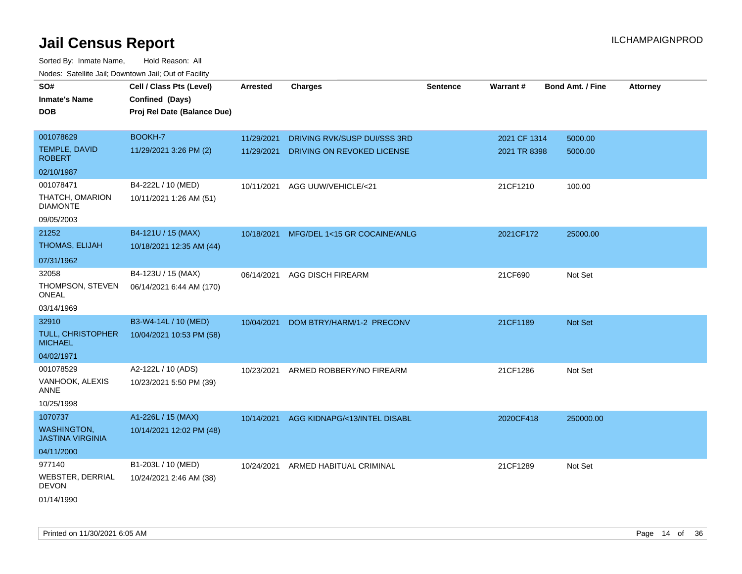# Jail Census Report

Sorted By: Inmate Name, Hold Reason: All

Nodes: Satellite Jail; Downtown Jail; Out of Facility

| SO# / Inmate's Name / DOB | Cell / Class Pts (Level) / Confined (Days) / Proj Rel Date (Balance Due) | Arrested | Charges | Sentence | Warrant # | Bond Amt. / Fine | Attorney |
|---|---|---|---|---|---|---|---|
| 001078629<br>TEMPLE, DAVID ROBERT<br>02/10/1987 | BOOKH-7<br>11/29/2021 3:26 PM (2) | 11/29/2021 | DRIVING RVK/SUSP DUI/SSS 3RD | | 2021 CF 1314 | 5000.00 | |
| | | 11/29/2021 | DRIVING ON REVOKED LICENSE | | 2021 TR 8398 | 5000.00 | |
| 001078471<br>THATCH, OMARION DIAMONTE<br>09/05/2003 | B4-222L / 10 (MED)<br>10/11/2021 1:26 AM (51) | 10/11/2021 | AGG UUW/VEHICLE/<21 | | 21CF1210 | 100.00 | |
| 21252<br>THOMAS, ELIJAH<br>07/31/1962 | B4-121U / 15 (MAX)<br>10/18/2021 12:35 AM (44) | 10/18/2021 | MFG/DEL 1<15 GR COCAINE/ANLG | | 2021CF172 | 25000.00 | |
| 32058<br>THOMPSON, STEVEN ONEAL<br>03/14/1969 | B4-123U / 15 (MAX)<br>06/14/2021 6:44 AM (170) | 06/14/2021 | AGG DISCH FIREARM | | 21CF690 | Not Set | |
| 32910<br>TULL, CHRISTOPHER MICHAEL<br>04/02/1971 | B3-W4-14L / 10 (MED)<br>10/04/2021 10:53 PM (58) | 10/04/2021 | DOM BTRY/HARM/1-2 PRECONV | | 21CF1189 | Not Set | |
| 001078529<br>VANHOOK, ALEXIS ANNE<br>10/25/1998 | A2-122L / 10 (ADS)<br>10/23/2021 5:50 PM (39) | 10/23/2021 | ARMED ROBBERY/NO FIREARM | | 21CF1286 | Not Set | |
| 1070737<br>WASHINGTON, JASTINA VIRGINIA<br>04/11/2000 | A1-226L / 15 (MAX)<br>10/14/2021 12:02 PM (48) | 10/14/2021 | AGG KIDNAPG/<13/INTEL DISABL | | 2020CF418 | 250000.00 | |
| 977140<br>WEBSTER, DERRIAL DEVON<br>01/14/1990 | B1-203L / 10 (MED)<br>10/24/2021 2:46 AM (38) | 10/24/2021 | ARMED HABITUAL CRIMINAL | | 21CF1289 | Not Set | |

Printed on 11/30/2021 6:05 AM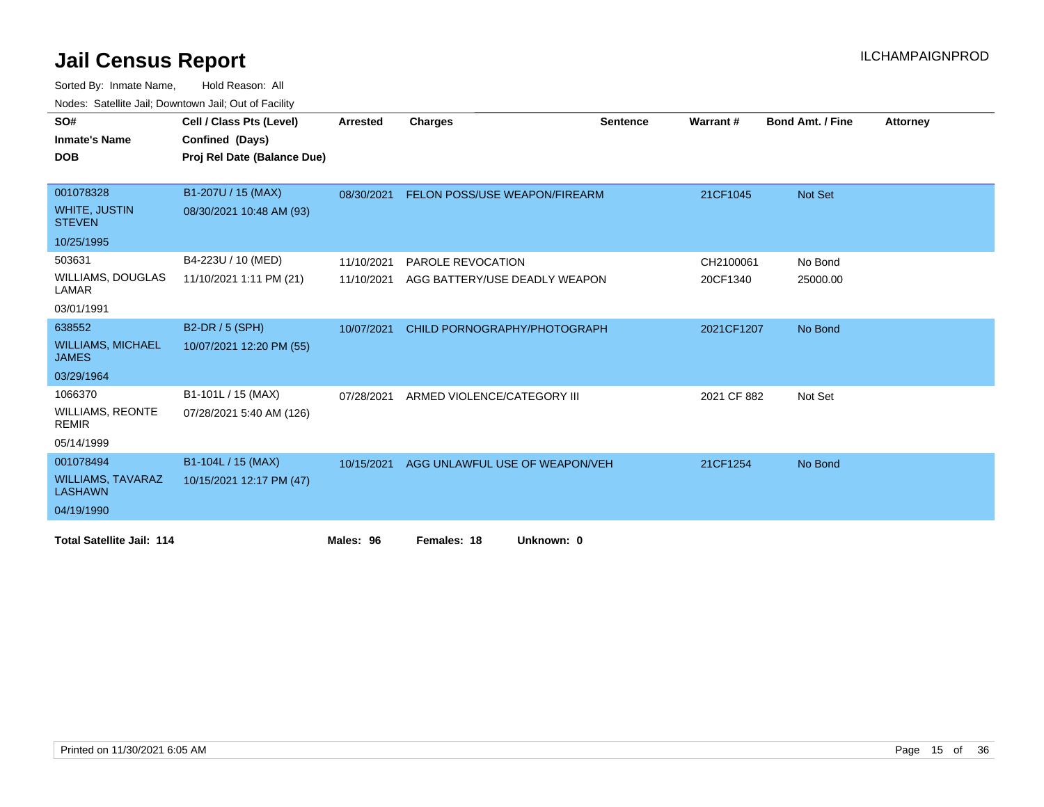# Jail Census Report

ILCHAMPAIGNPROD

Sorted By: Inmate Name, Hold Reason: All

Nodes: Satellite Jail; Downtown Jail; Out of Facility

| SO# / Inmate's Name / DOB | Cell / Class Pts (Level) / Confined (Days) / Proj Rel Date (Balance Due) | Arrested | Charges | Sentence | Warrant # | Bond Amt. / Fine | Attorney |
|---|---|---|---|---|---|---|---|
| 001078328<br>WHITE, JUSTIN STEVEN<br>10/25/1995 | B1-207U / 15 (MAX)<br>08/30/2021 10:48 AM (93) | 08/30/2021 | FELON POSS/USE WEAPON/FIREARM | | 21CF1045 | Not Set | |
| 503631<br>WILLIAMS, DOUGLAS LAMAR<br>03/01/1991 | B4-223U / 10 (MED)<br>11/10/2021 1:11 PM (21) | 11/10/2021 | PAROLE REVOCATION | | CH2100061 | No Bond | |
| | | 11/10/2021 | AGG BATTERY/USE DEADLY WEAPON | | 20CF1340 | 25000.00 | |
| 638552<br>WILLIAMS, MICHAEL JAMES<br>03/29/1964 | B2-DR / 5 (SPH)<br>10/07/2021 12:20 PM (55) | 10/07/2021 | CHILD PORNOGRAPHY/PHOTOGRAPH | | 2021CF1207 | No Bond | |
| 1066370<br>WILLIAMS, REONTE REMIR<br>05/14/1999 | B1-101L / 15 (MAX)<br>07/28/2021 5:40 AM (126) | 07/28/2021 | ARMED VIOLENCE/CATEGORY III | | 2021 CF 882 | Not Set | |
| 001078494<br>WILLIAMS, TAVARAZ LASHAWN<br>04/19/1990 | B1-104L / 15 (MAX)<br>10/15/2021 12:17 PM (47) | 10/15/2021 | AGG UNLAWFUL USE OF WEAPON/VEH | | 21CF1254 | No Bond | |

**Total Satellite Jail: 114** **Males: 96** **Females: 18** **Unknown: 0**

Printed on 11/30/2021 6:05 AM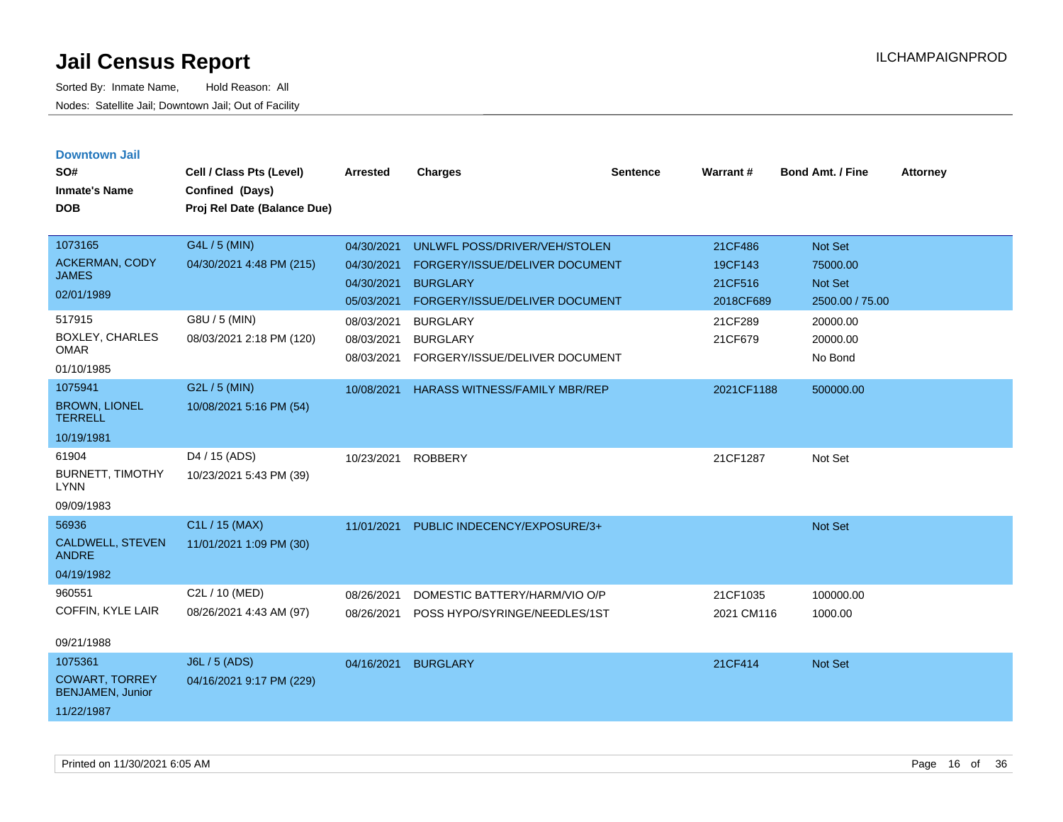# Jail Census Report

Sorted By: Inmate Name, Hold Reason: All

Nodes: Satellite Jail; Downtown Jail; Out of Facility

ILCHAMPAIGNPROD

## Downtown Jail

| SO# / Inmate's Name / DOB | Cell / Class Pts (Level) / Confined (Days) / Proj Rel Date (Balance Due) | Arrested | Charges | Sentence | Warrant # | Bond Amt. / Fine | Attorney |
|---|---|---|---|---|---|---|---|
| 1073165 ACKERMAN, CODY JAMES 02/01/1989 | G4L / 5 (MIN) 04/30/2021 4:48 PM (215) | 04/30/2021 | UNLWFL POSS/DRIVER/VEH/STOLEN | | 21CF486 | Not Set | |
| | | 04/30/2021 | FORGERY/ISSUE/DELIVER DOCUMENT | | 19CF143 | 75000.00 | |
| | | 04/30/2021 | BURGLARY | | 21CF516 | Not Set | |
| | | 05/03/2021 | FORGERY/ISSUE/DELIVER DOCUMENT | | 2018CF689 | 2500.00 / 75.00 | |
| 517915 BOXLEY, CHARLES OMAR 01/10/1985 | G8U / 5 (MIN) 08/03/2021 2:18 PM (120) | 08/03/2021 | BURGLARY | | 21CF289 | 20000.00 | |
| | | 08/03/2021 | BURGLARY | | 21CF679 | 20000.00 | |
| | | 08/03/2021 | FORGERY/ISSUE/DELIVER DOCUMENT | | | No Bond | |
| 1075941 BROWN, LIONEL TERRELL 10/19/1981 | G2L / 5 (MIN) 10/08/2021 5:16 PM (54) | 10/08/2021 | HARASS WITNESS/FAMILY MBR/REP | | 2021CF1188 | 500000.00 | |
| 61904 BURNETT, TIMOTHY LYNN 09/09/1983 | D4 / 15 (ADS) 10/23/2021 5:43 PM (39) | 10/23/2021 | ROBBERY | | 21CF1287 | Not Set | |
| 56936 CALDWELL, STEVEN ANDRE 04/19/1982 | C1L / 15 (MAX) 11/01/2021 1:09 PM (30) | 11/01/2021 | PUBLIC INDECENCY/EXPOSURE/3+ | | | Not Set | |
| 960551 COFFIN, KYLE LAIR 09/21/1988 | C2L / 10 (MED) 08/26/2021 4:43 AM (97) | 08/26/2021 | DOMESTIC BATTERY/HARM/VIO O/P | | 21CF1035 | 100000.00 | |
| | | 08/26/2021 | POSS HYPO/SYRINGE/NEEDLES/1ST | | 2021 CM116 | 1000.00 | |
| 1075361 COWART, TORREY BENJAMEN, Junior 11/22/1987 | J6L / 5 (ADS) 04/16/2021 9:17 PM (229) | 04/16/2021 | BURGLARY | | 21CF414 | Not Set | |

Printed on 11/30/2021 6:05 AM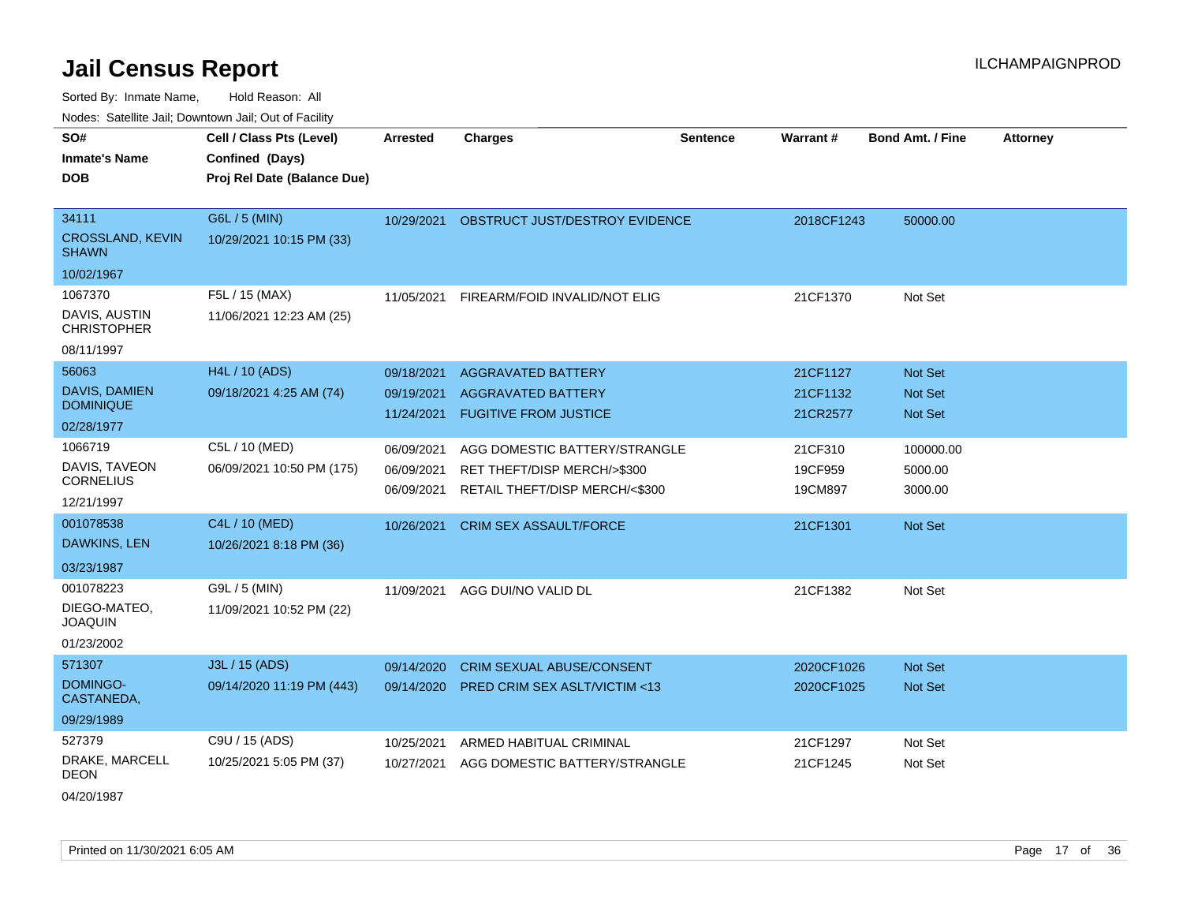# Jail Census Report

ILCHAMPAIGNPROD

Sorted By: Inmate Name, Hold Reason: All

Nodes: Satellite Jail; Downtown Jail; Out of Facility

| SO# / Inmate's Name / DOB | Cell / Class Pts (Level) / Confined (Days) / Proj Rel Date (Balance Due) | Arrested | Charges | Sentence | Warrant # | Bond Amt. / Fine | Attorney |
|---|---|---|---|---|---|---|---|
| 34111<br>CROSSLAND, KEVIN SHAWN<br>10/02/1967 | G6L / 5 (MIN)<br>10/29/2021 10:15 PM (33) | 10/29/2021 | OBSTRUCT JUST/DESTROY EVIDENCE | | 2018CF1243 | 50000.00 | |
| 1067370<br>DAVIS, AUSTIN CHRISTOPHER<br>08/11/1997 | F5L / 15 (MAX)<br>11/06/2021 12:23 AM (25) | 11/05/2021 | FIREARM/FOID INVALID/NOT ELIG | | 21CF1370 | Not Set | |
| 56063<br>DAVIS, DAMIEN DOMINIQUE<br>02/28/1977 | H4L / 10 (ADS)<br>09/18/2021 4:25 AM (74) | 09/18/2021<br>09/19/2021<br>11/24/2021 | AGGRAVATED BATTERY<br>AGGRAVATED BATTERY<br>FUGITIVE FROM JUSTICE | | 21CF1127<br>21CF1132<br>21CR2577 | Not Set<br>Not Set<br>Not Set | |
| 1066719<br>DAVIS, TAVEON CORNELIUS<br>12/21/1997 | C5L / 10 (MED)<br>06/09/2021 10:50 PM (175) | 06/09/2021<br>06/09/2021<br>06/09/2021 | AGG DOMESTIC BATTERY/STRANGLE<br>RET THEFT/DISP MERCH/>$300<br>RETAIL THEFT/DISP MERCH/<$300 | | 21CF310<br>19CF959<br>19CM897 | 100000.00<br>5000.00<br>3000.00 | |
| 001078538<br>DAWKINS, LEN<br>03/23/1987 | C4L / 10 (MED)<br>10/26/2021 8:18 PM (36) | 10/26/2021 | CRIM SEX ASSAULT/FORCE | | 21CF1301 | Not Set | |
| 001078223<br>DIEGO-MATEO, JOAQUIN<br>01/23/2002 | G9L / 5 (MIN)<br>11/09/2021 10:52 PM (22) | 11/09/2021 | AGG DUI/NO VALID DL | | 21CF1382 | Not Set | |
| 571307<br>DOMINGO-CASTANEDA,<br>09/29/1989 | J3L / 15 (ADS)<br>09/14/2020 11:19 PM (443) | 09/14/2020<br>09/14/2020 | CRIM SEXUAL ABUSE/CONSENT<br>PRED CRIM SEX ASLT/VICTIM <13 | | 2020CF1026<br>2020CF1025 | Not Set<br>Not Set | |
| 527379<br>DRAKE, MARCELL DEON<br>04/20/1987 | C9U / 15 (ADS)<br>10/25/2021 5:05 PM (37) | 10/25/2021<br>10/27/2021 | ARMED HABITUAL CRIMINAL<br>AGG DOMESTIC BATTERY/STRANGLE | | 21CF1297<br>21CF1245 | Not Set<br>Not Set | |

Printed on 11/30/2021 6:05 AM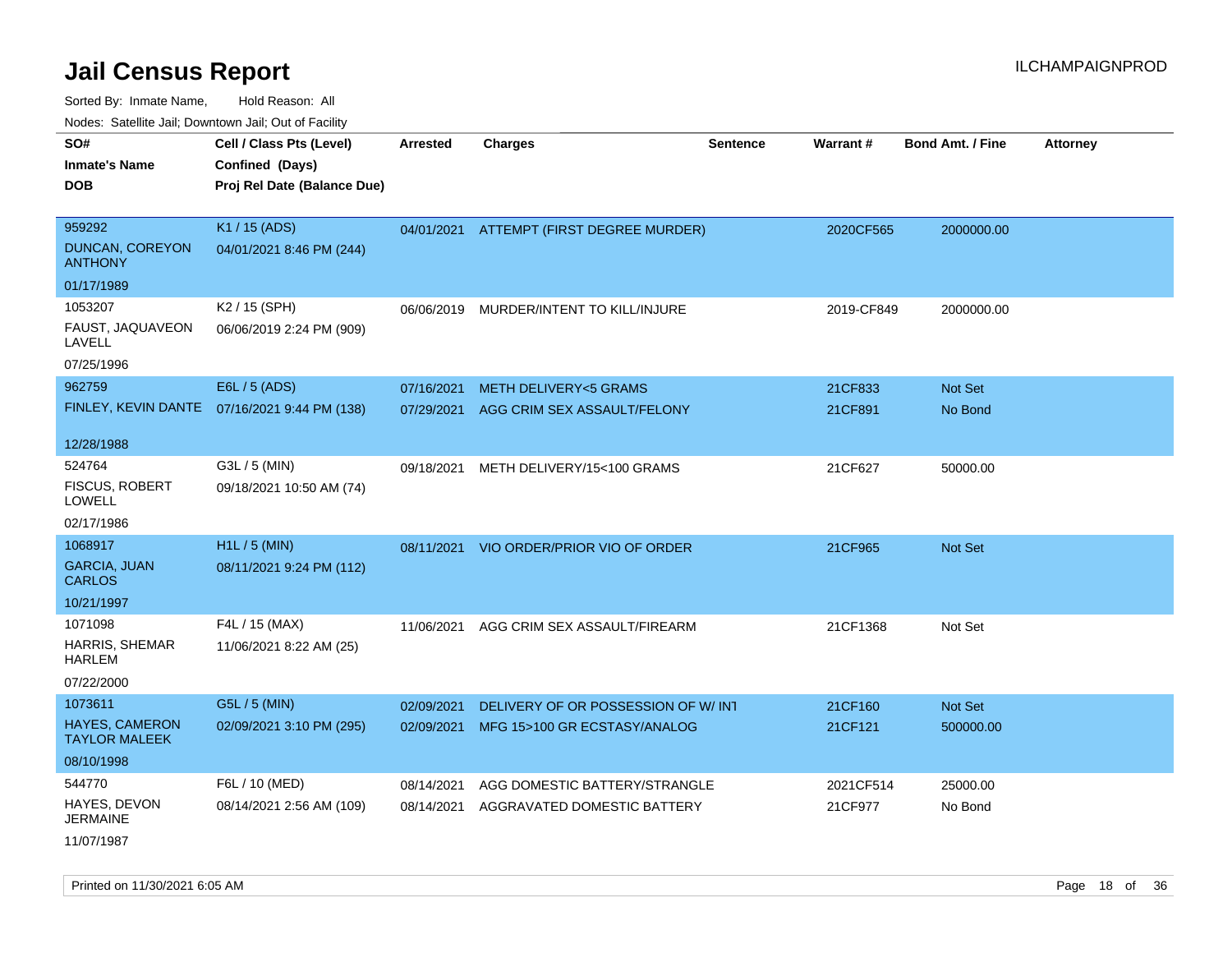# Jail Census Report

Sorted By: Inmate Name, Hold Reason: All

Nodes: Satellite Jail; Downtown Jail; Out of Facility

| SO# / Inmate's Name / DOB | Cell / Class Pts (Level) / Confined (Days) / Proj Rel Date (Balance Due) | Arrested | Charges | Sentence | Warrant # | Bond Amt. / Fine | Attorney |
|---|---|---|---|---|---|---|---|
| 959292 DUNCAN, COREYON ANTHONY 01/17/1989 | K1 / 15 (ADS) 04/01/2021 8:46 PM (244) | 04/01/2021 | ATTEMPT (FIRST DEGREE MURDER) | | 2020CF565 | 2000000.00 | |
| 1053207 FAUST, JAQUAVEON LAVELL 07/25/1996 | K2 / 15 (SPH) 06/06/2019 2:24 PM (909) | 06/06/2019 | MURDER/INTENT TO KILL/INJURE | | 2019-CF849 | 2000000.00 | |
| 962759 FINLEY, KEVIN DANTE 12/28/1988 | E6L / 5 (ADS) 07/16/2021 9:44 PM (138) | 07/16/2021 | METH DELIVERY<5 GRAMS | | 21CF833 | Not Set | |
| | | 07/29/2021 | AGG CRIM SEX ASSAULT/FELONY | | 21CF891 | No Bond | |
| 524764 FISCUS, ROBERT LOWELL 02/17/1986 | G3L / 5 (MIN) 09/18/2021 10:50 AM (74) | 09/18/2021 | METH DELIVERY/15<100 GRAMS | | 21CF627 | 50000.00 | |
| 1068917 GARCIA, JUAN CARLOS 10/21/1997 | H1L / 5 (MIN) 08/11/2021 9:24 PM (112) | 08/11/2021 | VIO ORDER/PRIOR VIO OF ORDER | | 21CF965 | Not Set | |
| 1071098 HARRIS, SHEMAR HARLEM 07/22/2000 | F4L / 15 (MAX) 11/06/2021 8:22 AM (25) | 11/06/2021 | AGG CRIM SEX ASSAULT/FIREARM | | 21CF1368 | Not Set | |
| 1073611 HAYES, CAMERON TAYLOR MALEEK 08/10/1998 | G5L / 5 (MIN) 02/09/2021 3:10 PM (295) | 02/09/2021 | DELIVERY OF OR POSSESSION OF W/ INT | | 21CF160 | Not Set | |
| | | 02/09/2021 | MFG 15>100 GR ECSTASY/ANALOG | | 21CF121 | 500000.00 | |
| 544770 HAYES, DEVON JERMAINE 11/07/1987 | F6L / 10 (MED) 08/14/2021 2:56 AM (109) | 08/14/2021 | AGG DOMESTIC BATTERY/STRANGLE | | 2021CF514 | 25000.00 | |
| | | 08/14/2021 | AGGRAVATED DOMESTIC BATTERY | | 21CF977 | No Bond | |

Printed on 11/30/2021 6:05 AM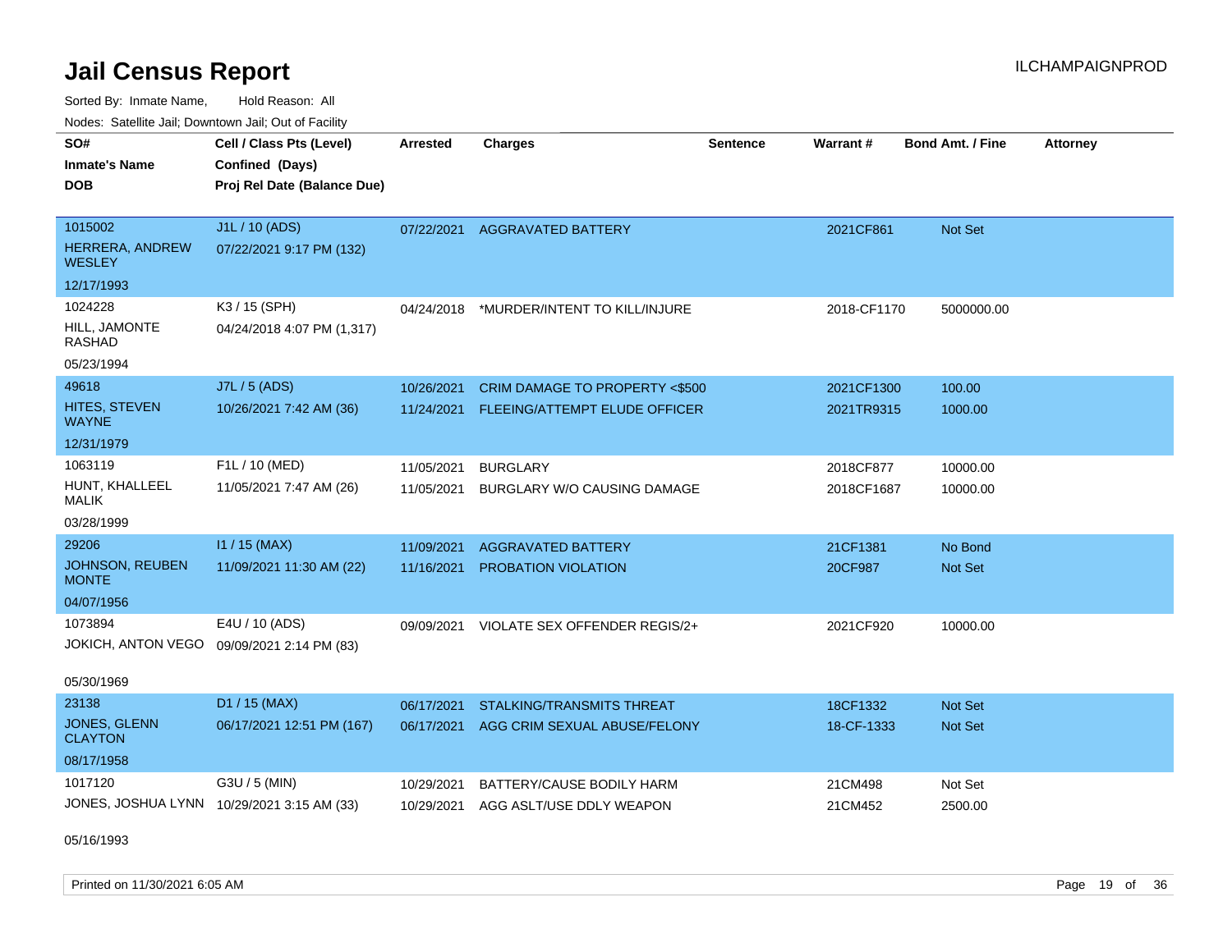# Jail Census Report

ILCHAMPAIGNPROD

Sorted By: Inmate Name, Hold Reason: All

Nodes: Satellite Jail; Downtown Jail; Out of Facility

| SO# / Inmate's Name / DOB | Cell / Class Pts (Level) / Confined (Days) / Proj Rel Date (Balance Due) | Arrested | Charges | Sentence | Warrant # | Bond Amt. / Fine | Attorney |
|---|---|---|---|---|---|---|---|
| 1015002<br>HERRERA, ANDREW WESLEY<br>12/17/1993 | J1L / 10 (ADS)<br>07/22/2021 9:17 PM (132) | 07/22/2021 | AGGRAVATED BATTERY | | 2021CF861 | Not Set | |
| 1024228<br>HILL, JAMONTE RASHAD<br>05/23/1994 | K3 / 15 (SPH)<br>04/24/2018 4:07 PM (1,317) | 04/24/2018 | *MURDER/INTENT TO KILL/INJURE | | 2018-CF1170 | 5000000.00 | |
| 49618<br>HITES, STEVEN WAYNE<br>12/31/1979 | J7L / 5 (ADS)<br>10/26/2021 7:42 AM (36) | 10/26/2021 | CRIM DAMAGE TO PROPERTY <$500 | | 2021CF1300 | 100.00 | |
| | | 11/24/2021 | FLEEING/ATTEMPT ELUDE OFFICER | | 2021TR9315 | 1000.00 | |
| 1063119<br>HUNT, KHALLEEL MALIK<br>03/28/1999 | F1L / 10 (MED)<br>11/05/2021 7:47 AM (26) | 11/05/2021 | BURGLARY | | 2018CF877 | 10000.00 | |
| | | 11/05/2021 | BURGLARY W/O CAUSING DAMAGE | | 2018CF1687 | 10000.00 | |
| 29206<br>JOHNSON, REUBEN MONTE<br>04/07/1956 | I1 / 15 (MAX)<br>11/09/2021 11:30 AM (22) | 11/09/2021 | AGGRAVATED BATTERY | | 21CF1381 | No Bond | |
| | | 11/16/2021 | PROBATION VIOLATION | | 20CF987 | Not Set | |
| 1073894<br>JOKICH, ANTON VEGO<br>05/30/1969 | E4U / 10 (ADS)<br>09/09/2021 2:14 PM (83) | 09/09/2021 | VIOLATE SEX OFFENDER REGIS/2+ | | 2021CF920 | 10000.00 | |
| 23138<br>JONES, GLENN CLAYTON<br>08/17/1958 | D1 / 15 (MAX)<br>06/17/2021 12:51 PM (167) | 06/17/2021 | STALKING/TRANSMITS THREAT | | 18CF1332 | Not Set | |
| | | 06/17/2021 | AGG CRIM SEXUAL ABUSE/FELONY | | 18-CF-1333 | Not Set | |
| 1017120<br>JONES, JOSHUA LYNN<br>05/16/1993 | G3U / 5 (MIN)<br>10/29/2021 3:15 AM (33) | 10/29/2021 | BATTERY/CAUSE BODILY HARM | | 21CM498 | Not Set | |
| | | 10/29/2021 | AGG ASLT/USE DDLY WEAPON | | 21CM452 | 2500.00 | |

Printed on 11/30/2021 6:05 AM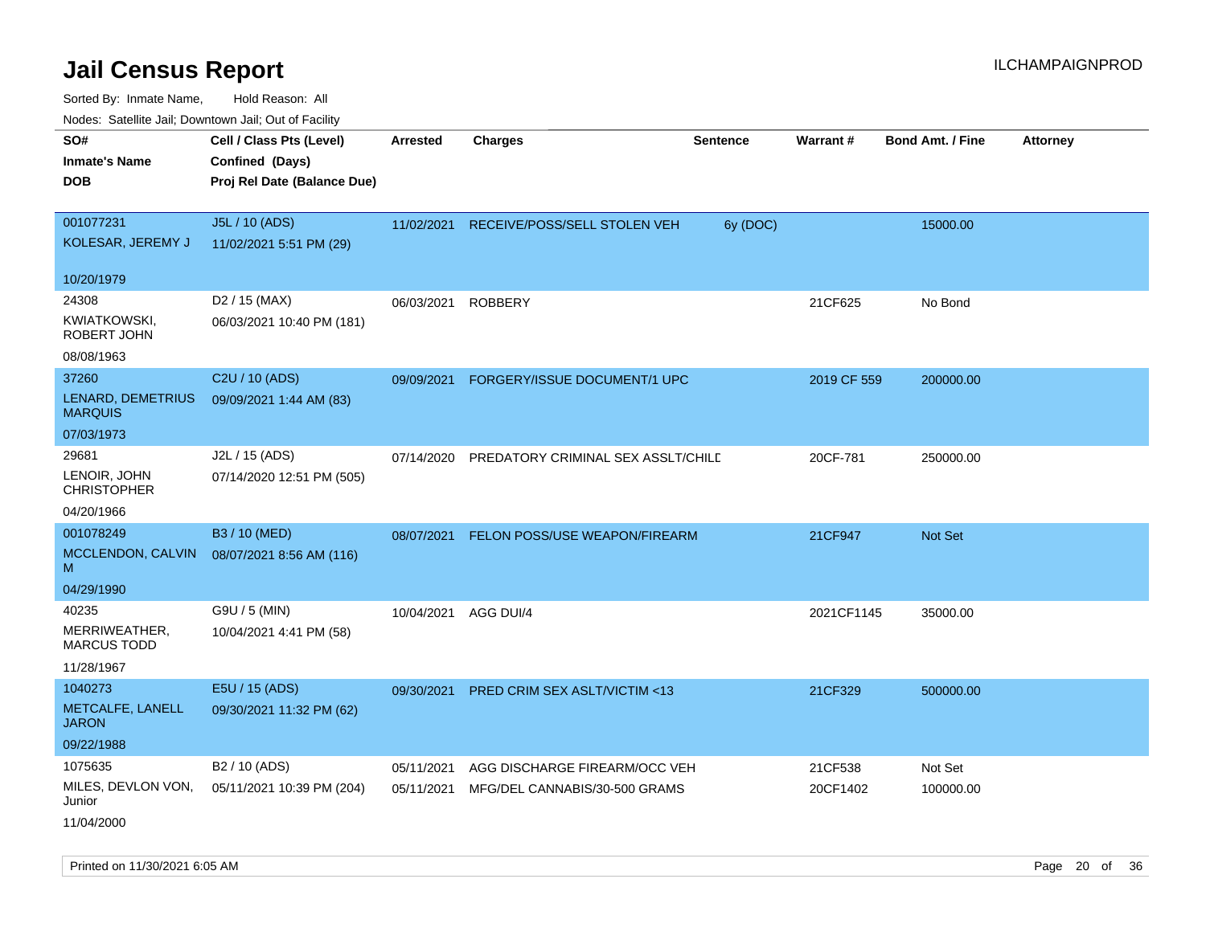# Jail Census Report

Sorted By: Inmate Name, Hold Reason: All

Nodes: Satellite Jail; Downtown Jail; Out of Facility

| SO# / Inmate's Name / DOB | Cell / Class Pts (Level) / Confined (Days) / Proj Rel Date (Balance Due) | Arrested | Charges | Sentence | Warrant # | Bond Amt. / Fine | Attorney |
|---|---|---|---|---|---|---|---|
| 001077231<br>KOLESAR, JEREMY J<br>10/20/1979 | J5L / 10 (ADS)<br>11/02/2021 5:51 PM (29) | 11/02/2021 | RECEIVE/POSS/SELL STOLEN VEH | 6y (DOC) | | 15000.00 | |
| 24308<br>KWIATKOWSKI, ROBERT JOHN<br>08/08/1963 | D2 / 15 (MAX)<br>06/03/2021 10:40 PM (181) | 06/03/2021 | ROBBERY | | 21CF625 | No Bond | |
| 37260<br>LENARD, DEMETRIUS MARQUIS<br>07/03/1973 | C2U / 10 (ADS)<br>09/09/2021 1:44 AM (83) | 09/09/2021 | FORGERY/ISSUE DOCUMENT/1 UPC | | 2019 CF 559 | 200000.00 | |
| 29681<br>LENOIR, JOHN CHRISTOPHER<br>04/20/1966 | J2L / 15 (ADS)<br>07/14/2020 12:51 PM (505) | 07/14/2020 | PREDATORY CRIMINAL SEX ASSLT/CHILD | | 20CF-781 | 250000.00 | |
| 001078249<br>MCCLENDON, CALVIN M<br>04/29/1990 | B3 / 10 (MED)<br>08/07/2021 8:56 AM (116) | 08/07/2021 | FELON POSS/USE WEAPON/FIREARM | | 21CF947 | Not Set | |
| 40235<br>MERRIWEATHER, MARCUS TODD<br>11/28/1967 | G9U / 5 (MIN)<br>10/04/2021 4:41 PM (58) | 10/04/2021 | AGG DUI/4 | | 2021CF1145 | 35000.00 | |
| 1040273<br>METCALFE, LANELL JARON<br>09/22/1988 | E5U / 15 (ADS)<br>09/30/2021 11:32 PM (62) | 09/30/2021 | PRED CRIM SEX ASLT/VICTIM <13 | | 21CF329 | 500000.00 | |
| 1075635<br>MILES, DEVLON VON, Junior<br>11/04/2000 | B2 / 10 (ADS)<br>05/11/2021 10:39 PM (204) | 05/11/2021<br>05/11/2021 | AGG DISCHARGE FIREARM/OCC VEH<br>MFG/DEL CANNABIS/30-500 GRAMS | | 21CF538<br>20CF1402 | Not Set<br>100000.00 | |

Printed on 11/30/2021 6:05 AM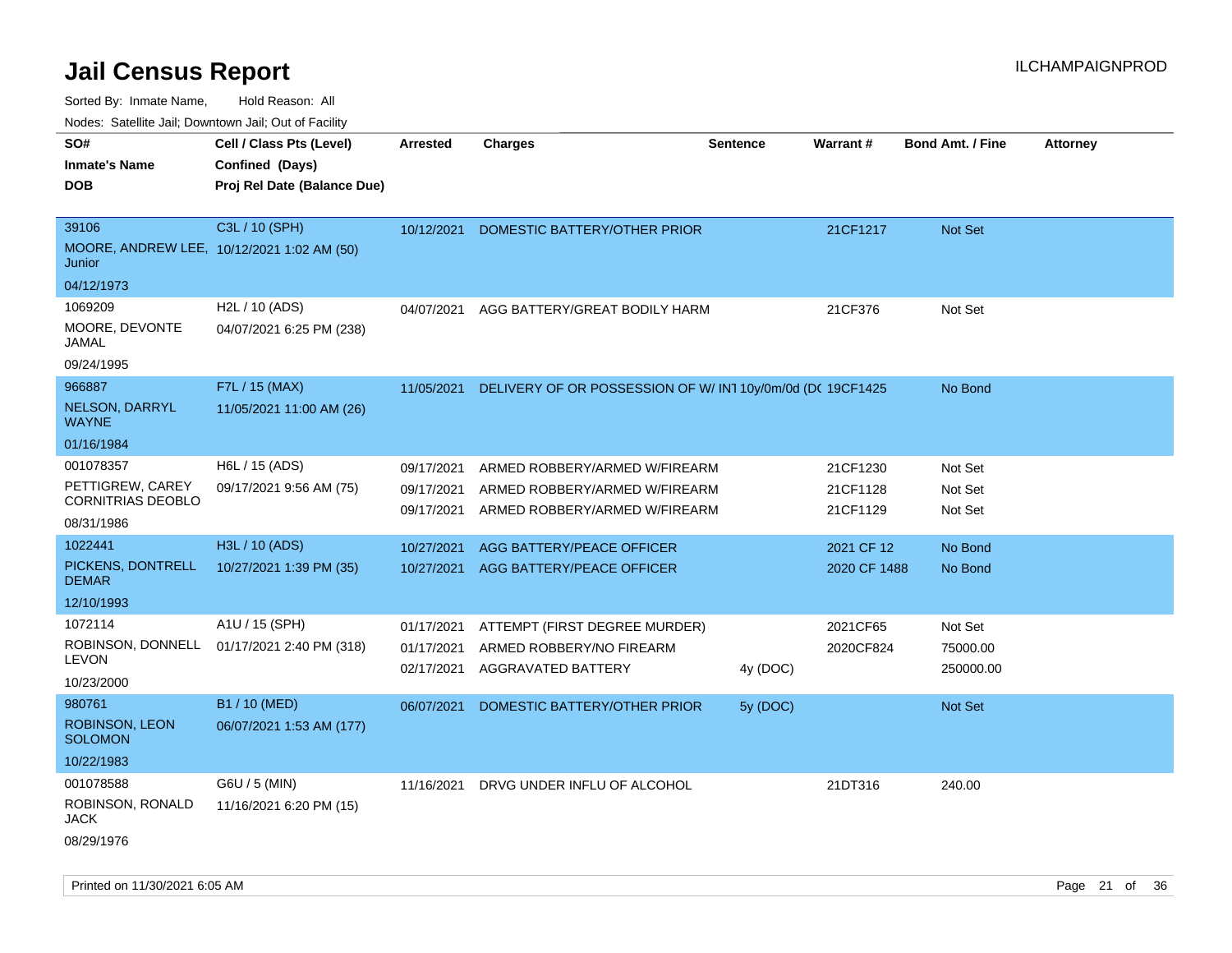# Jail Census Report

ILCHAMPAIGNPROD

Sorted By: Inmate Name, Hold Reason: All

Nodes: Satellite Jail; Downtown Jail; Out of Facility

| SO# / Inmate's Name / DOB | Cell / Class Pts (Level) / Confined (Days) / Proj Rel Date (Balance Due) | Arrested | Charges | Sentence | Warrant # | Bond Amt. / Fine | Attorney |
|---|---|---|---|---|---|---|---|
| 39106<br>MOORE, ANDREW LEE, Junior<br>04/12/1973 | C3L / 10 (SPH)<br>10/12/2021 1:02 AM (50) | 10/12/2021 | DOMESTIC BATTERY/OTHER PRIOR | | 21CF1217 | Not Set | |
| 1069209<br>MOORE, DEVONTE JAMAL<br>09/24/1995 | H2L / 10 (ADS)<br>04/07/2021 6:25 PM (238) | 04/07/2021 | AGG BATTERY/GREAT BODILY HARM | | 21CF376 | Not Set | |
| 966887<br>NELSON, DARRYL WAYNE<br>01/16/1984 | F7L / 15 (MAX)<br>11/05/2021 11:00 AM (26) | 11/05/2021 | DELIVERY OF OR POSSESSION OF W/ INT | 10y/0m/0d (DC | 19CF1425 | No Bond | |
| 001078357<br>PETTIGREW, CAREY CORNITRIAS DEOBLO<br>08/31/1986 | H6L / 15 (ADS)<br>09/17/2021 9:56 AM (75) | 09/17/2021 | ARMED ROBBERY/ARMED W/FIREARM | | 21CF1230 | Not Set | |
| | | 09/17/2021 | ARMED ROBBERY/ARMED W/FIREARM | | 21CF1128 | Not Set | |
| | | 09/17/2021 | ARMED ROBBERY/ARMED W/FIREARM | | 21CF1129 | Not Set | |
| 1022441<br>PICKENS, DONTRELL DEMAR<br>12/10/1993 | H3L / 10 (ADS)<br>10/27/2021 1:39 PM (35) | 10/27/2021 | AGG BATTERY/PEACE OFFICER | | 2021 CF 12 | No Bond | |
| | | 10/27/2021 | AGG BATTERY/PEACE OFFICER | | 2020 CF 1488 | No Bond | |
| 1072114<br>ROBINSON, DONNELL LEVON<br>10/23/2000 | A1U / 15 (SPH)<br>01/17/2021 2:40 PM (318) | 01/17/2021 | ATTEMPT (FIRST DEGREE MURDER) | | 2021CF65 | Not Set | |
| | | 01/17/2021 | ARMED ROBBERY/NO FIREARM | | 2020CF824 | 75000.00 | |
| | | 02/17/2021 | AGGRAVATED BATTERY | 4y (DOC) | | 250000.00 | |
| 980761<br>ROBINSON, LEON SOLOMON<br>10/22/1983 | B1 / 10 (MED)<br>06/07/2021 1:53 AM (177) | 06/07/2021 | DOMESTIC BATTERY/OTHER PRIOR | 5y (DOC) | | Not Set | |
| 001078588<br>ROBINSON, RONALD JACK<br>08/29/1976 | G6U / 5 (MIN)<br>11/16/2021 6:20 PM (15) | 11/16/2021 | DRVG UNDER INFLU OF ALCOHOL | | 21DT316 | 240.00 | |

Printed on 11/30/2021 6:05 AM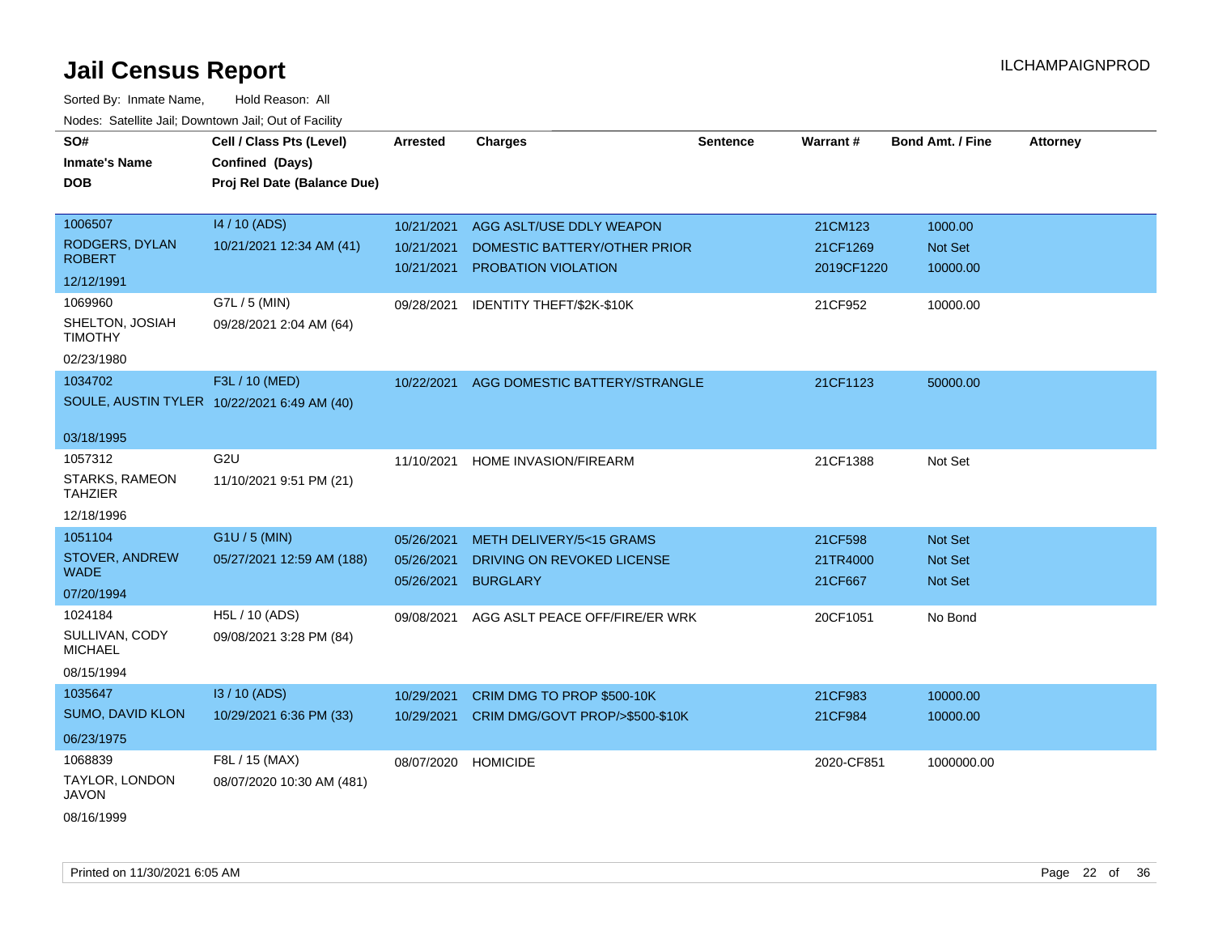# Jail Census Report

ILCHAMPAIGNPROD

Sorted By: Inmate Name, Hold Reason: All

Nodes: Satellite Jail; Downtown Jail; Out of Facility

| SO# / Inmate's Name / DOB | Cell / Class Pts (Level) / Confined (Days) / Proj Rel Date (Balance Due) | Arrested | Charges | Sentence | Warrant # | Bond Amt. / Fine | Attorney |
|---|---|---|---|---|---|---|---|
| 1006507<br>RODGERS, DYLAN ROBERT<br>12/12/1991 | I4 / 10 (ADS)<br>10/21/2021 12:34 AM (41) | 10/21/2021<br>10/21/2021<br>10/21/2021 | AGG ASLT/USE DDLY WEAPON<br>DOMESTIC BATTERY/OTHER PRIOR<br>PROBATION VIOLATION | | 21CM123<br>21CF1269<br>2019CF1220 | 1000.00<br>Not Set<br>10000.00 | |
| 1069960<br>SHELTON, JOSIAH TIMOTHY<br>02/23/1980 | G7L / 5 (MIN)<br>09/28/2021 2:04 AM (64) | 09/28/2021 | IDENTITY THEFT/$2K-$10K | | 21CF952 | 10000.00 | |
| 1034702<br>SOULE, AUSTIN TYLER<br>03/18/1995 | F3L / 10 (MED)<br>10/22/2021 6:49 AM (40) | 10/22/2021 | AGG DOMESTIC BATTERY/STRANGLE | | 21CF1123 | 50000.00 | |
| 1057312<br>STARKS, RAMEON TAHZIER<br>12/18/1996 | G2U<br>11/10/2021 9:51 PM (21) | 11/10/2021 | HOME INVASION/FIREARM | | 21CF1388 | Not Set | |
| 1051104<br>STOVER, ANDREW WADE<br>07/20/1994 | G1U / 5 (MIN)<br>05/27/2021 12:59 AM (188) | 05/26/2021<br>05/26/2021<br>05/26/2021 | METH DELIVERY/5<15 GRAMS<br>DRIVING ON REVOKED LICENSE<br>BURGLARY | | 21CF598<br>21TR4000<br>21CF667 | Not Set<br>Not Set<br>Not Set | |
| 1024184<br>SULLIVAN, CODY MICHAEL<br>08/15/1994 | H5L / 10 (ADS)<br>09/08/2021 3:28 PM (84) | 09/08/2021 | AGG ASLT PEACE OFF/FIRE/ER WRK | | 20CF1051 | No Bond | |
| 1035647<br>SUMO, DAVID KLON<br>06/23/1975 | I3 / 10 (ADS)<br>10/29/2021 6:36 PM (33) | 10/29/2021<br>10/29/2021 | CRIM DMG TO PROP $500-10K<br>CRIM DMG/GOVT PROP/>$500-$10K | | 21CF983<br>21CF984 | 10000.00<br>10000.00 | |
| 1068839<br>TAYLOR, LONDON JAVON<br>08/16/1999 | F8L / 15 (MAX)<br>08/07/2020 10:30 AM (481) | 08/07/2020 | HOMICIDE | | 2020-CF851 | 1000000.00 | |

Printed on 11/30/2021 6:05 AM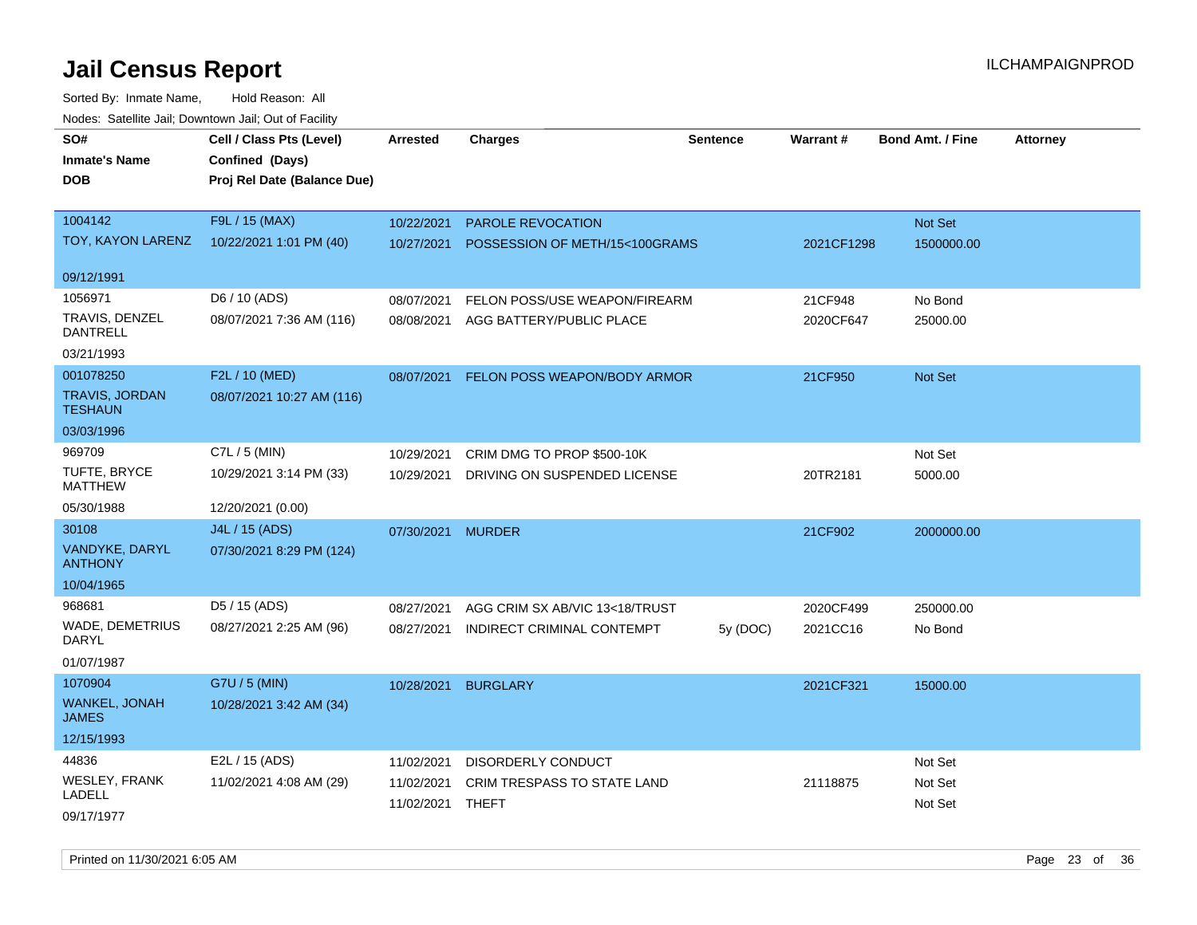# Jail Census Report

ILCHAMPAIGNPROD

Sorted By: Inmate Name, Hold Reason: All

Nodes: Satellite Jail; Downtown Jail; Out of Facility

| SO# / Inmate's Name / DOB | Cell / Class Pts (Level) / Confined (Days) / Proj Rel Date (Balance Due) | Arrested | Charges | Sentence | Warrant # | Bond Amt. / Fine | Attorney |
|---|---|---|---|---|---|---|---|
| 1004142 | F9L / 15 (MAX) | 10/22/2021 | PAROLE REVOCATION | | | Not Set | |
| TOY, KAYON LARENZ | 10/22/2021 1:01 PM (40) | 10/27/2021 | POSSESSION OF METH/15<100GRAMS | | 2021CF1298 | 1500000.00 | |
| 09/12/1991 | | | | | | | |
| 1056971 | D6 / 10 (ADS) | 08/07/2021 | FELON POSS/USE WEAPON/FIREARM | | 21CF948 | No Bond | |
| TRAVIS, DENZEL DANTRELL | 08/07/2021 7:36 AM (116) | 08/08/2021 | AGG BATTERY/PUBLIC PLACE | | 2020CF647 | 25000.00 | |
| 03/21/1993 | | | | | | | |
| 001078250 | F2L / 10 (MED) | 08/07/2021 | FELON POSS WEAPON/BODY ARMOR | | 21CF950 | Not Set | |
| TRAVIS, JORDAN TESHAUN | 08/07/2021 10:27 AM (116) | | | | | | |
| 03/03/1996 | | | | | | | |
| 969709 | C7L / 5 (MIN) | 10/29/2021 | CRIM DMG TO PROP $500-10K | | | Not Set | |
| TUFTE, BRYCE MATTHEW | 10/29/2021 3:14 PM (33) | 10/29/2021 | DRIVING ON SUSPENDED LICENSE | | 20TR2181 | 5000.00 | |
| 05/30/1988 | 12/20/2021 (0.00) | | | | | | |
| 30108 | J4L / 15 (ADS) | 07/30/2021 | MURDER | | 21CF902 | 2000000.00 | |
| VANDYKE, DARYL ANTHONY | 07/30/2021 8:29 PM (124) | | | | | | |
| 10/04/1965 | | | | | | | |
| 968681 | D5 / 15 (ADS) | 08/27/2021 | AGG CRIM SX AB/VIC 13<18/TRUST | | 2020CF499 | 250000.00 | |
| WADE, DEMETRIUS DARYL | 08/27/2021 2:25 AM (96) | 08/27/2021 | INDIRECT CRIMINAL CONTEMPT | 5y (DOC) | 2021CC16 | No Bond | |
| 01/07/1987 | | | | | | | |
| 1070904 | G7U / 5 (MIN) | 10/28/2021 | BURGLARY | | 2021CF321 | 15000.00 | |
| WANKEL, JONAH JAMES | 10/28/2021 3:42 AM (34) | | | | | | |
| 12/15/1993 | | | | | | | |
| 44836 | E2L / 15 (ADS) | 11/02/2021 | DISORDERLY CONDUCT | | | Not Set | |
| WESLEY, FRANK LADELL | 11/02/2021 4:08 AM (29) | 11/02/2021 | CRIM TRESPASS TO STATE LAND | | 21118875 | Not Set | |
| 09/17/1977 | | 11/02/2021 | THEFT | | | Not Set | |

Printed on 11/30/2021 6:05 AM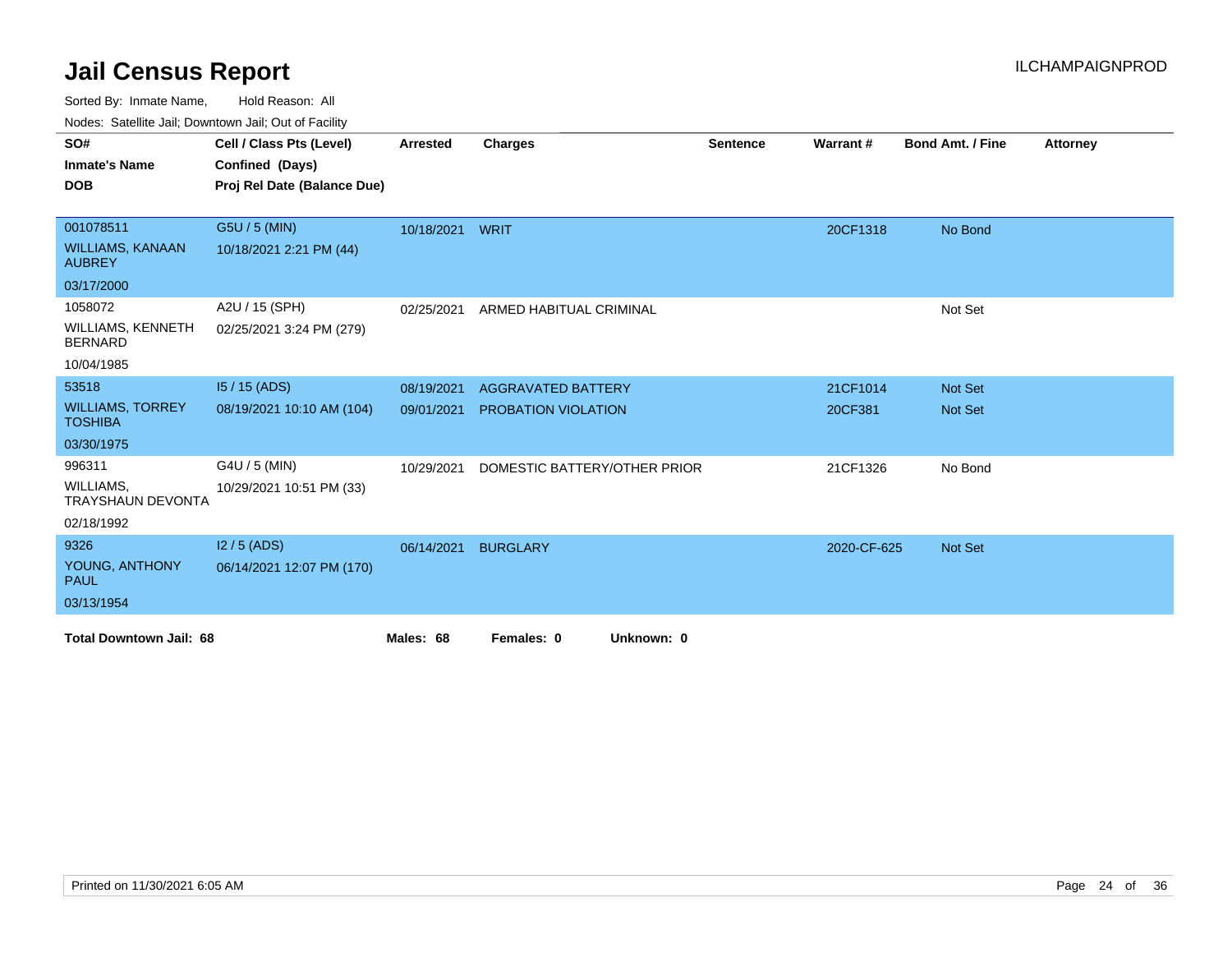# Jail Census Report

ILCHAMPAIGNPROD

Sorted By: Inmate Name, Hold Reason: All

Nodes: Satellite Jail; Downtown Jail; Out of Facility

| SO# / Inmate's Name / DOB | Cell / Class Pts (Level) / Confined (Days) / Proj Rel Date (Balance Due) | Arrested | Charges | Sentence | Warrant # | Bond Amt. / Fine | Attorney |
|---|---|---|---|---|---|---|---|
| 001078511<br>WILLIAMS, KANAAN AUBREY<br>03/17/2000 | G5U / 5 (MIN)<br>10/18/2021 2:21 PM (44) | 10/18/2021 | WRIT | | 20CF1318 | No Bond | |
| 1058072<br>WILLIAMS, KENNETH BERNARD<br>10/04/1985 | A2U / 15 (SPH)<br>02/25/2021 3:24 PM (279) | 02/25/2021 | ARMED HABITUAL CRIMINAL | | | Not Set | |
| 53518<br>WILLIAMS, TORREY TOSHIBA<br>03/30/1975 | I5 / 15 (ADS)<br>08/19/2021 10:10 AM (104) | 08/19/2021 | AGGRAVATED BATTERY | | 21CF1014 | Not Set | |
| | | 09/01/2021 | PROBATION VIOLATION | | 20CF381 | Not Set | |
| 996311<br>WILLIAMS, TRAYSHAUN DEVONTA<br>02/18/1992 | G4U / 5 (MIN)<br>10/29/2021 10:51 PM (33) | 10/29/2021 | DOMESTIC BATTERY/OTHER PRIOR | | 21CF1326 | No Bond | |
| 9326<br>YOUNG, ANTHONY PAUL<br>03/13/1954 | I2 / 5 (ADS)<br>06/14/2021 12:07 PM (170) | 06/14/2021 | BURGLARY | | 2020-CF-625 | Not Set | |

**Total Downtown Jail: 68** **Males: 68** **Females: 0** **Unknown: 0**

Printed on 11/30/2021 6:05 AM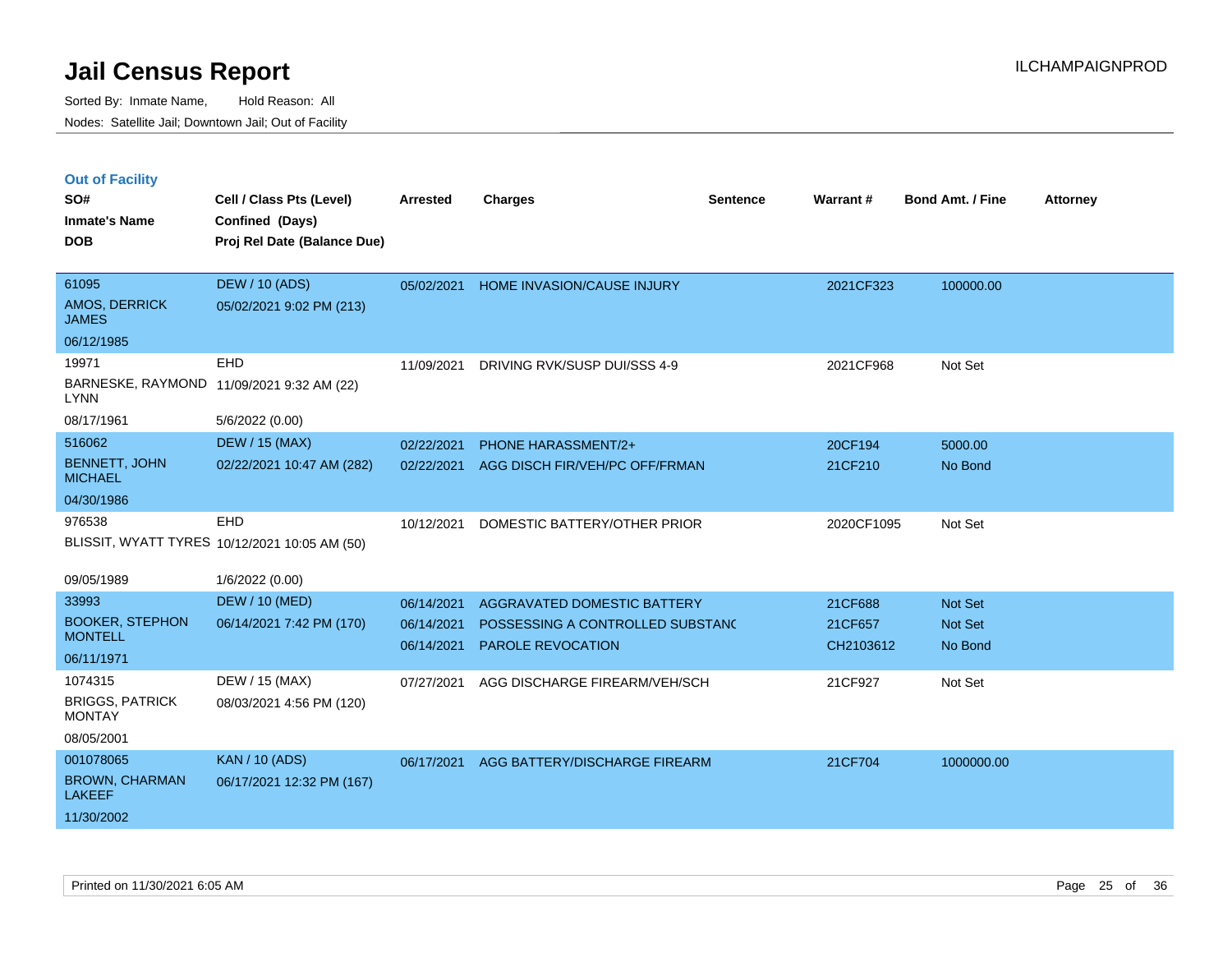# Jail Census Report

Sorted By: Inmate Name, Hold Reason: All

Nodes: Satellite Jail; Downtown Jail; Out of Facility

## Out of Facility

| SO# / Inmate's Name / DOB | Cell / Class Pts (Level) / Confined (Days) / Proj Rel Date (Balance Due) | Arrested | Charges | Sentence | Warrant # | Bond Amt. / Fine | Attorney |
|---|---|---|---|---|---|---|---|
| 61095<br>AMOS, DERRICK JAMES<br>06/12/1985 | DEW / 10 (ADS)<br>05/02/2021 9:02 PM (213) | 05/02/2021 | HOME INVASION/CAUSE INJURY | | 2021CF323 | 100000.00 | |
| 19971<br>BARNESKE, RAYMOND LYNN<br>08/17/1961 | EHD<br>11/09/2021 9:32 AM (22)<br>5/6/2022 (0.00) | 11/09/2021 | DRIVING RVK/SUSP DUI/SSS 4-9 | | 2021CF968 | Not Set | |
| 516062<br>BENNETT, JOHN MICHAEL<br>04/30/1986 | DEW / 15 (MAX)<br>02/22/2021 10:47 AM (282) | 02/22/2021<br>02/22/2021 | PHONE HARASSMENT/2+<br>AGG DISCH FIR/VEH/PC OFF/FRMAN | | 20CF194<br>21CF210 | 5000.00<br>No Bond | |
| 976538<br>BLISSIT, WYATT TYRES<br>09/05/1989 | EHD<br>10/12/2021 10:05 AM (50)<br>1/6/2022 (0.00) | 10/12/2021 | DOMESTIC BATTERY/OTHER PRIOR | | 2020CF1095 | Not Set | |
| 33993<br>BOOKER, STEPHON MONTELL<br>06/11/1971 | DEW / 10 (MED)<br>06/14/2021 7:42 PM (170) | 06/14/2021<br>06/14/2021<br>06/14/2021 | AGGRAVATED DOMESTIC BATTERY<br>POSSESSING A CONTROLLED SUBSTANC<br>PAROLE REVOCATION | | 21CF688<br>21CF657<br>CH2103612 | Not Set<br>Not Set<br>No Bond | |
| 1074315<br>BRIGGS, PATRICK MONTAY<br>08/05/2001 | DEW / 15 (MAX)<br>08/03/2021 4:56 PM (120) | 07/27/2021 | AGG DISCHARGE FIREARM/VEH/SCH | | 21CF927 | Not Set | |
| 001078065<br>BROWN, CHARMAN LAKEEF<br>11/30/2002 | KAN / 10 (ADS)<br>06/17/2021 12:32 PM (167) | 06/17/2021 | AGG BATTERY/DISCHARGE FIREARM | | 21CF704 | 1000000.00 | |

Printed on 11/30/2021 6:05 AM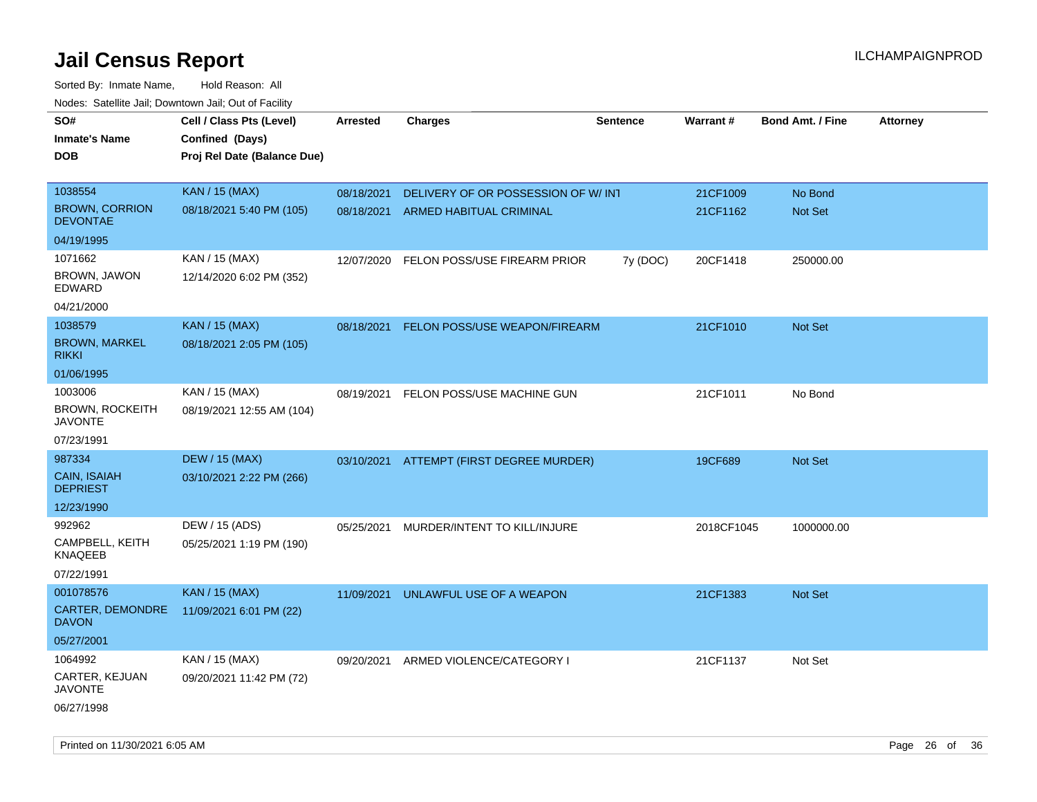# Jail Census Report

ILCHAMPAIGNPROD

Sorted By: Inmate Name, Hold Reason: All

Nodes: Satellite Jail; Downtown Jail; Out of Facility

| SO# / Inmate's Name / DOB | Cell / Class Pts (Level) / Confined (Days) / Proj Rel Date (Balance Due) | Arrested | Charges | Sentence | Warrant # | Bond Amt. / Fine | Attorney |
|---|---|---|---|---|---|---|---|
| 1038554<br>BROWN, CORRION DEVONTAE<br>04/19/1995 | KAN / 15 (MAX)<br>08/18/2021 5:40 PM (105) | 08/18/2021<br>08/18/2021 | DELIVERY OF OR POSSESSION OF W/ INT<br>ARMED HABITUAL CRIMINAL | | 21CF1009<br>21CF1162 | No Bond<br>Not Set | |
| 1071662<br>BROWN, JAWON EDWARD<br>04/21/2000 | KAN / 15 (MAX)<br>12/14/2020 6:02 PM (352) | 12/07/2020 | FELON POSS/USE FIREARM PRIOR | 7y (DOC) | 20CF1418 | 250000.00 | |
| 1038579<br>BROWN, MARKEL RIKKI<br>01/06/1995 | KAN / 15 (MAX)<br>08/18/2021 2:05 PM (105) | 08/18/2021 | FELON POSS/USE WEAPON/FIREARM | | 21CF1010 | Not Set | |
| 1003006<br>BROWN, ROCKEITH JAVONTE<br>07/23/1991 | KAN / 15 (MAX)<br>08/19/2021 12:55 AM (104) | 08/19/2021 | FELON POSS/USE MACHINE GUN | | 21CF1011 | No Bond | |
| 987334<br>CAIN, ISAIAH DEPRIEST<br>12/23/1990 | DEW / 15 (MAX)<br>03/10/2021 2:22 PM (266) | 03/10/2021 | ATTEMPT (FIRST DEGREE MURDER) | | 19CF689 | Not Set | |
| 992962<br>CAMPBELL, KEITH KNAQEEB<br>07/22/1991 | DEW / 15 (ADS)<br>05/25/2021 1:19 PM (190) | 05/25/2021 | MURDER/INTENT TO KILL/INJURE | | 2018CF1045 | 1000000.00 | |
| 001078576<br>CARTER, DEMONDRE DAVON<br>05/27/2001 | KAN / 15 (MAX)<br>11/09/2021 6:01 PM (22) | 11/09/2021 | UNLAWFUL USE OF A WEAPON | | 21CF1383 | Not Set | |
| 1064992<br>CARTER, KEJUAN JAVONTE<br>06/27/1998 | KAN / 15 (MAX)<br>09/20/2021 11:42 PM (72) | 09/20/2021 | ARMED VIOLENCE/CATEGORY I | | 21CF1137 | Not Set | |

Printed on 11/30/2021 6:05 AM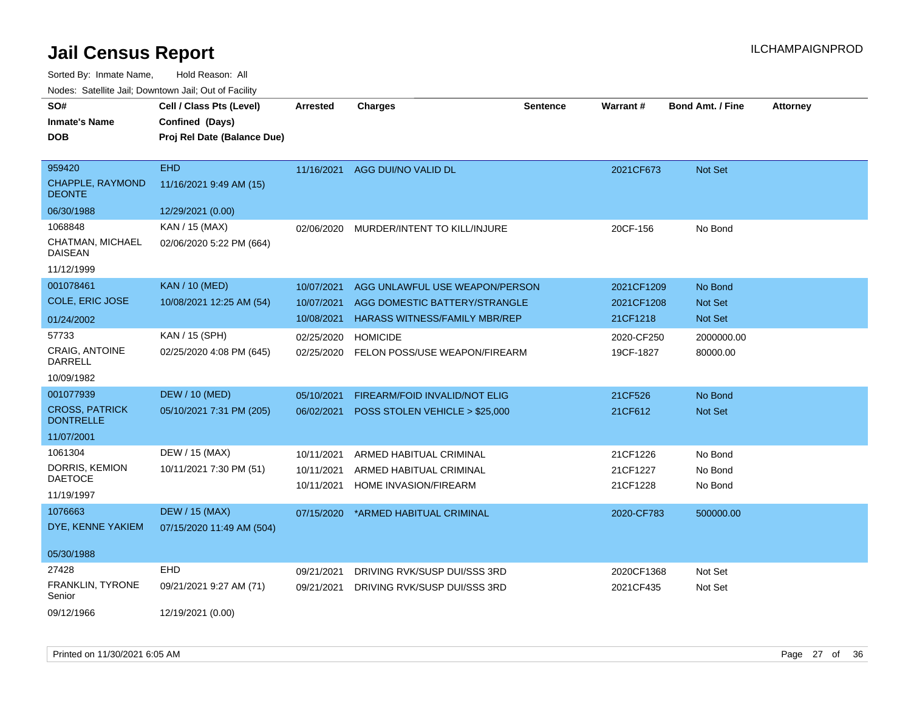# Jail Census Report

Sorted By: Inmate Name, Hold Reason: All

Nodes: Satellite Jail; Downtown Jail; Out of Facility

ILCHAMPAIGNPROD

| SO# / Inmate's Name / DOB | Cell / Class Pts (Level) / Confined (Days) / Proj Rel Date (Balance Due) | Arrested | Charges | Sentence | Warrant # | Bond Amt. / Fine | Attorney |
|---|---|---|---|---|---|---|---|
| 959420 CHAPPLE, RAYMOND DEONTE 06/30/1988 | EHD 11/16/2021 9:49 AM (15) 12/29/2021 (0.00) | 11/16/2021 | AGG DUI/NO VALID DL | | 2021CF673 | Not Set | |
| 1068848 CHATMAN, MICHAEL DAISEAN 11/12/1999 | KAN / 15 (MAX) 02/06/2020 5:22 PM (664) | 02/06/2020 | MURDER/INTENT TO KILL/INJURE | | 20CF-156 | No Bond | |
| 001078461 COLE, ERIC JOSE 01/24/2002 | KAN / 10 (MED) 10/08/2021 12:25 AM (54) | 10/07/2021 | AGG UNLAWFUL USE WEAPON/PERSON | | 2021CF1209 | No Bond | |
| | | 10/07/2021 | AGG DOMESTIC BATTERY/STRANGLE | | 2021CF1208 | Not Set | |
| | | 10/08/2021 | HARASS WITNESS/FAMILY MBR/REP | | 21CF1218 | Not Set | |
| 57733 CRAIG, ANTOINE DARRELL 10/09/1982 | KAN / 15 (SPH) 02/25/2020 4:08 PM (645) | 02/25/2020 | HOMICIDE | | 2020-CF250 | 2000000.00 | |
| | | 02/25/2020 | FELON POSS/USE WEAPON/FIREARM | | 19CF-1827 | 80000.00 | |
| 001077939 CROSS, PATRICK DONTRELLE 11/07/2001 | DEW / 10 (MED) 05/10/2021 7:31 PM (205) | 05/10/2021 | FIREARM/FOID INVALID/NOT ELIG | | 21CF526 | No Bond | |
| | | 06/02/2021 | POSS STOLEN VEHICLE > $25,000 | | 21CF612 | Not Set | |
| 1061304 DORRIS, KEMION DAETOCE 11/19/1997 | DEW / 15 (MAX) 10/11/2021 7:30 PM (51) | 10/11/2021 | ARMED HABITUAL CRIMINAL | | 21CF1226 | No Bond | |
| | | 10/11/2021 | ARMED HABITUAL CRIMINAL | | 21CF1227 | No Bond | |
| | | 10/11/2021 | HOME INVASION/FIREARM | | 21CF1228 | No Bond | |
| 1076663 DYE, KENNE YAKIEM 05/30/1988 | DEW / 15 (MAX) 07/15/2020 11:49 AM (504) | 07/15/2020 | *ARMED HABITUAL CRIMINAL | | 2020-CF783 | 500000.00 | |
| 27428 FRANKLIN, TYRONE Senior 09/12/1966 | EHD 09/21/2021 9:27 AM (71) 12/19/2021 (0.00) | 09/21/2021 | DRIVING RVK/SUSP DUI/SSS 3RD | | 2020CF1368 | Not Set | |
| | | 09/21/2021 | DRIVING RVK/SUSP DUI/SSS 3RD | | 2021CF435 | Not Set | |

Printed on 11/30/2021 6:05 AM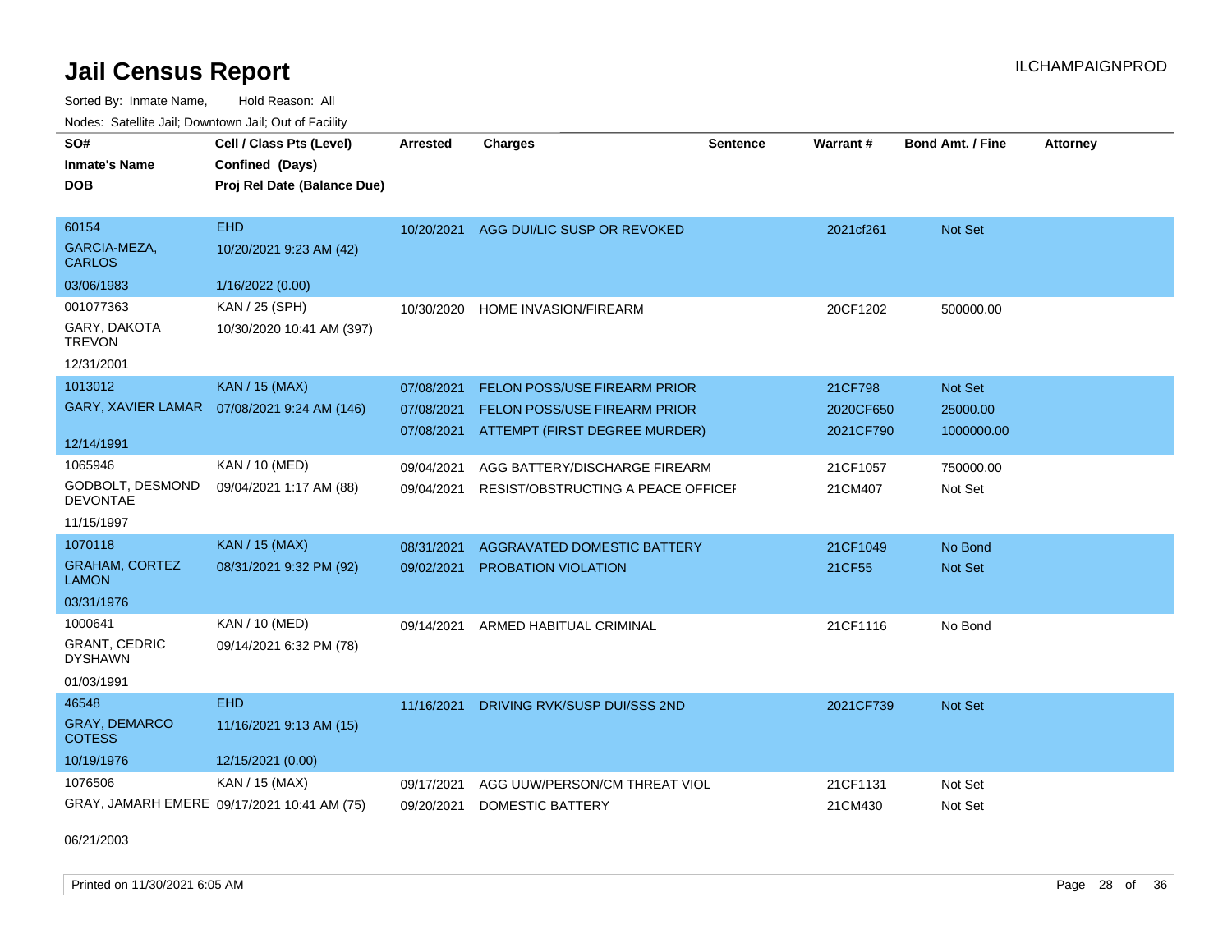# Jail Census Report

ILCHAMPAIGNPROD

Sorted By: Inmate Name, Hold Reason: All

Nodes: Satellite Jail; Downtown Jail; Out of Facility

| SO# / Inmate's Name / DOB | Cell / Class Pts (Level) / Confined (Days) / Proj Rel Date (Balance Due) | Arrested | Charges | Sentence | Warrant # | Bond Amt. / Fine | Attorney |
|---|---|---|---|---|---|---|---|
| 60154<br>GARCIA-MEZA, CARLOS<br>03/06/1983 | EHD<br>10/20/2021 9:23 AM (42)<br>1/16/2022 (0.00) | 10/20/2021 | AGG DUI/LIC SUSP OR REVOKED | | 2021cf261 | Not Set | |
| 001077363<br>GARY, DAKOTA TREVON<br>12/31/2001 | KAN / 25 (SPH)<br>10/30/2020 10:41 AM (397) | 10/30/2020 | HOME INVASION/FIREARM | | 20CF1202 | 500000.00 | |
| 1013012<br>GARY, XAVIER LAMAR<br>12/14/1991 | KAN / 15 (MAX)<br>07/08/2021 9:24 AM (146) | 07/08/2021 | FELON POSS/USE FIREARM PRIOR | | 21CF798 | Not Set | |
| | | 07/08/2021 | FELON POSS/USE FIREARM PRIOR | | 2020CF650 | 25000.00 | |
| | | 07/08/2021 | ATTEMPT (FIRST DEGREE MURDER) | | 2021CF790 | 1000000.00 | |
| 1065946<br>GODBOLT, DESMOND DEVONTAE<br>11/15/1997 | KAN / 10 (MED)<br>09/04/2021 1:17 AM (88) | 09/04/2021 | AGG BATTERY/DISCHARGE FIREARM | | 21CF1057 | 750000.00 | |
| | | 09/04/2021 | RESIST/OBSTRUCTING A PEACE OFFICEI | | 21CM407 | Not Set | |
| 1070118<br>GRAHAM, CORTEZ LAMON<br>03/31/1976 | KAN / 15 (MAX)<br>08/31/2021 9:32 PM (92) | 08/31/2021 | AGGRAVATED DOMESTIC BATTERY | | 21CF1049 | No Bond | |
| | | 09/02/2021 | PROBATION VIOLATION | | 21CF55 | Not Set | |
| 1000641<br>GRANT, CEDRIC DYSHAWN<br>01/03/1991 | KAN / 10 (MED)<br>09/14/2021 6:32 PM (78) | 09/14/2021 | ARMED HABITUAL CRIMINAL | | 21CF1116 | No Bond | |
| 46548<br>GRAY, DEMARCO COTESS<br>10/19/1976 | EHD<br>11/16/2021 9:13 AM (15)<br>12/15/2021 (0.00) | 11/16/2021 | DRIVING RVK/SUSP DUI/SSS 2ND | | 2021CF739 | Not Set | |
| 1076506<br>GRAY, JAMARH EMERE<br>06/21/2003 | KAN / 15 (MAX)<br>09/17/2021 10:41 AM (75) | 09/17/2021 | AGG UUW/PERSON/CM THREAT VIOL | | 21CF1131 | Not Set | |
| | | 09/20/2021 | DOMESTIC BATTERY | | 21CM430 | Not Set | |

Printed on 11/30/2021 6:05 AM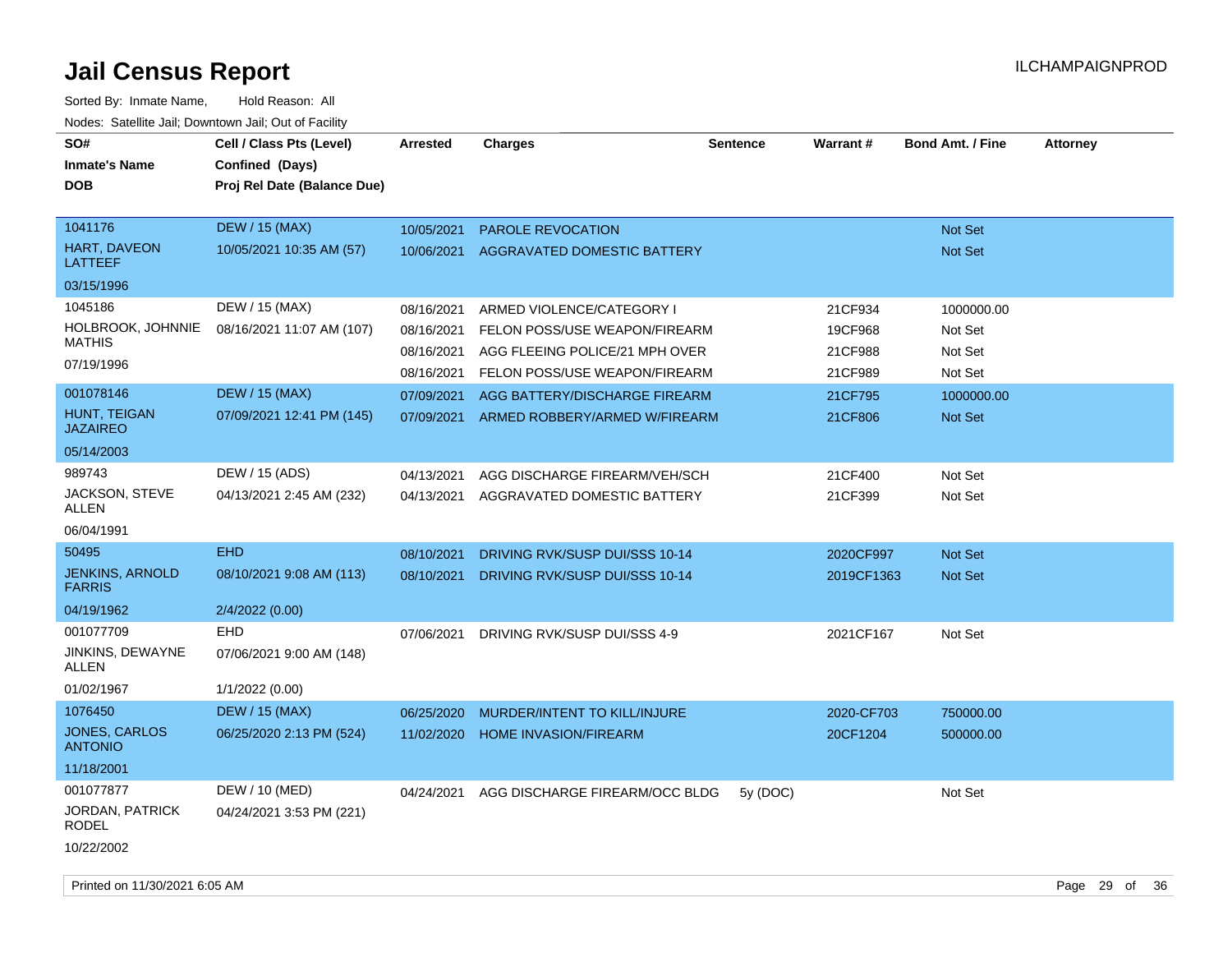# Jail Census Report

ILCHAMPAIGNPROD

Sorted By: Inmate Name, Hold Reason: All

Nodes: Satellite Jail; Downtown Jail; Out of Facility

| SO# / Inmate's Name / DOB | Cell / Class Pts (Level) / Confined (Days) / Proj Rel Date (Balance Due) | Arrested | Charges | Sentence | Warrant # | Bond Amt. / Fine | Attorney |
|---|---|---|---|---|---|---|---|
| 1041176 | DEW / 15 (MAX) | 10/05/2021 | PAROLE REVOCATION | | | Not Set | |
| HART, DAVEON LATTEEF | 10/05/2021 10:35 AM (57) | 10/06/2021 | AGGRAVATED DOMESTIC BATTERY | | | Not Set | |
| 03/15/1996 | | | | | | | |
| 1045186 | DEW / 15 (MAX) | 08/16/2021 | ARMED VIOLENCE/CATEGORY I | | 21CF934 | 1000000.00 | |
| HOLBROOK, JOHNNIE MATHIS | 08/16/2021 11:07 AM (107) | 08/16/2021 | FELON POSS/USE WEAPON/FIREARM | | 19CF968 | Not Set | |
| 07/19/1996 | | 08/16/2021 | AGG FLEEING POLICE/21 MPH OVER | | 21CF988 | Not Set | |
| | | 08/16/2021 | FELON POSS/USE WEAPON/FIREARM | | 21CF989 | Not Set | |
| 001078146 | DEW / 15 (MAX) | 07/09/2021 | AGG BATTERY/DISCHARGE FIREARM | | 21CF795 | 1000000.00 | |
| HUNT, TEIGAN JAZAIREO | 07/09/2021 12:41 PM (145) | 07/09/2021 | ARMED ROBBERY/ARMED W/FIREARM | | 21CF806 | Not Set | |
| 05/14/2003 | | | | | | | |
| 989743 | DEW / 15 (ADS) | 04/13/2021 | AGG DISCHARGE FIREARM/VEH/SCH | | 21CF400 | Not Set | |
| JACKSON, STEVE ALLEN | 04/13/2021 2:45 AM (232) | 04/13/2021 | AGGRAVATED DOMESTIC BATTERY | | 21CF399 | Not Set | |
| 06/04/1991 | | | | | | | |
| 50495 | EHD | 08/10/2021 | DRIVING RVK/SUSP DUI/SSS 10-14 | | 2020CF997 | Not Set | |
| JENKINS, ARNOLD FARRIS | 08/10/2021 9:08 AM (113) | 08/10/2021 | DRIVING RVK/SUSP DUI/SSS 10-14 | | 2019CF1363 | Not Set | |
| 04/19/1962 | 2/4/2022 (0.00) | | | | | | |
| 001077709 | EHD | 07/06/2021 | DRIVING RVK/SUSP DUI/SSS 4-9 | | 2021CF167 | Not Set | |
| JINKINS, DEWAYNE ALLEN | 07/06/2021 9:00 AM (148) | | | | | | |
| 01/02/1967 | 1/1/2022 (0.00) | | | | | | |
| 1076450 | DEW / 15 (MAX) | 06/25/2020 | MURDER/INTENT TO KILL/INJURE | | 2020-CF703 | 750000.00 | |
| JONES, CARLOS ANTONIO | 06/25/2020 2:13 PM (524) | 11/02/2020 | HOME INVASION/FIREARM | | 20CF1204 | 500000.00 | |
| 11/18/2001 | | | | | | | |
| 001077877 | DEW / 10 (MED) | 04/24/2021 | AGG DISCHARGE FIREARM/OCC BLDG | 5y (DOC) | | Not Set | |
| JORDAN, PATRICK RODEL | 04/24/2021 3:53 PM (221) | | | | | | |
| 10/22/2002 | | | | | | | |

Printed on 11/30/2021 6:05 AM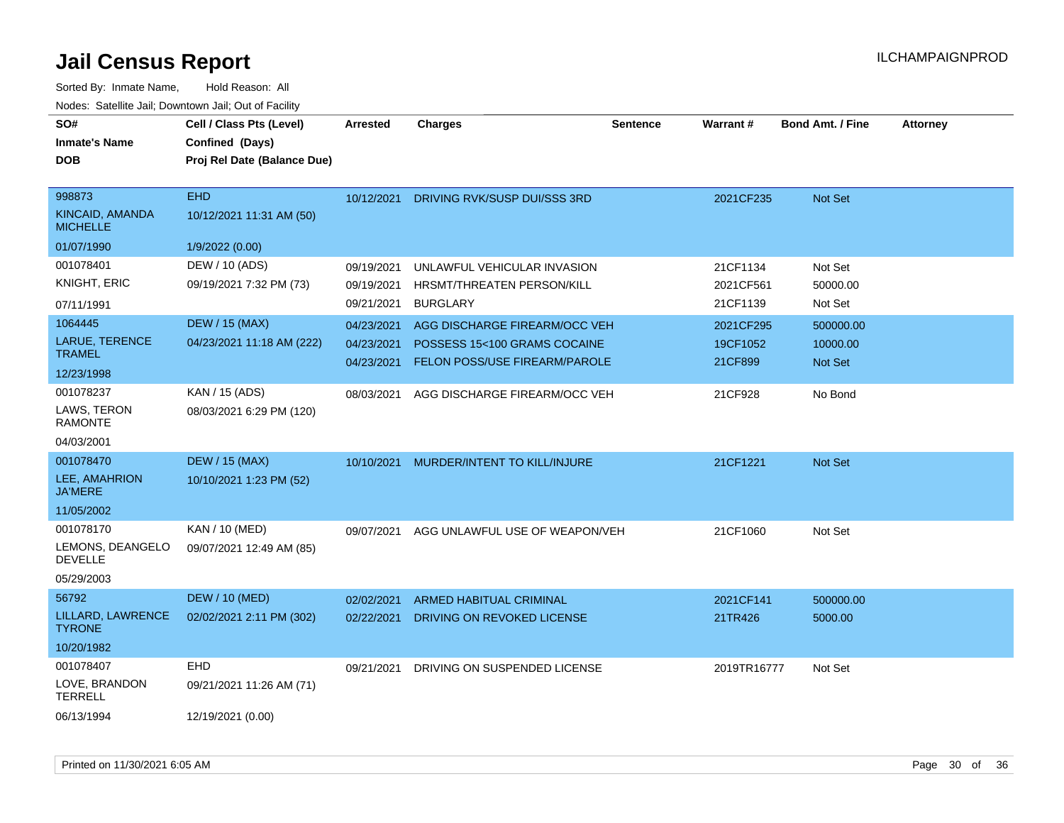# Jail Census Report

ILCHAMPAIGNPROD

Sorted By: Inmate Name, Hold Reason: All

Nodes: Satellite Jail; Downtown Jail; Out of Facility

| SO# / Inmate's Name / DOB | Cell / Class Pts (Level) / Confined (Days) / Proj Rel Date (Balance Due) | Arrested | Charges | Sentence | Warrant # | Bond Amt. / Fine | Attorney |
|---|---|---|---|---|---|---|---|
| 998873<br>KINCAID, AMANDA MICHELLE<br>01/07/1990 | EHD<br>10/12/2021 11:31 AM (50)<br>1/9/2022 (0.00) | 10/12/2021 | DRIVING RVK/SUSP DUI/SSS 3RD | | 2021CF235 | Not Set | |
| 001078401<br>KNIGHT, ERIC<br>07/11/1991 | DEW / 10 (ADS)<br>09/19/2021 7:32 PM (73) | 09/19/2021<br>09/19/2021<br>09/21/2021 | UNLAWFUL VEHICULAR INVASION<br>HRSMT/THREATEN PERSON/KILL<br>BURGLARY | | 21CF1134<br>2021CF561<br>21CF1139 | Not Set<br>50000.00<br>Not Set | |
| 1064445<br>LARUE, TERENCE TRAMEL<br>12/23/1998 | DEW / 15 (MAX)<br>04/23/2021 11:18 AM (222) | 04/23/2021<br>04/23/2021<br>04/23/2021 | AGG DISCHARGE FIREARM/OCC VEH<br>POSSESS 15<100 GRAMS COCAINE<br>FELON POSS/USE FIREARM/PAROLE | | 2021CF295<br>19CF1052<br>21CF899 | 500000.00<br>10000.00<br>Not Set | |
| 001078237<br>LAWS, TERON RAMONTE<br>04/03/2001 | KAN / 15 (ADS)<br>08/03/2021 6:29 PM (120) | 08/03/2021 | AGG DISCHARGE FIREARM/OCC VEH | | 21CF928 | No Bond | |
| 001078470<br>LEE, AMAHRION JA'MERE<br>11/05/2002 | DEW / 15 (MAX)<br>10/10/2021 1:23 PM (52) | 10/10/2021 | MURDER/INTENT TO KILL/INJURE | | 21CF1221 | Not Set | |
| 001078170<br>LEMONS, DEANGELO DEVELLE<br>05/29/2003 | KAN / 10 (MED)<br>09/07/2021 12:49 AM (85) | 09/07/2021 | AGG UNLAWFUL USE OF WEAPON/VEH | | 21CF1060 | Not Set | |
| 56792<br>LILLARD, LAWRENCE TYRONE<br>10/20/1982 | DEW / 10 (MED)<br>02/02/2021 2:11 PM (302) | 02/02/2021<br>02/22/2021 | ARMED HABITUAL CRIMINAL<br>DRIVING ON REVOKED LICENSE | | 2021CF141<br>21TR426 | 500000.00<br>5000.00 | |
| 001078407<br>LOVE, BRANDON TERRELL<br>06/13/1994 | EHD<br>09/21/2021 11:26 AM (71)<br>12/19/2021 (0.00) | 09/21/2021 | DRIVING ON SUSPENDED LICENSE | | 2019TR16777 | Not Set | |

Printed on 11/30/2021 6:05 AM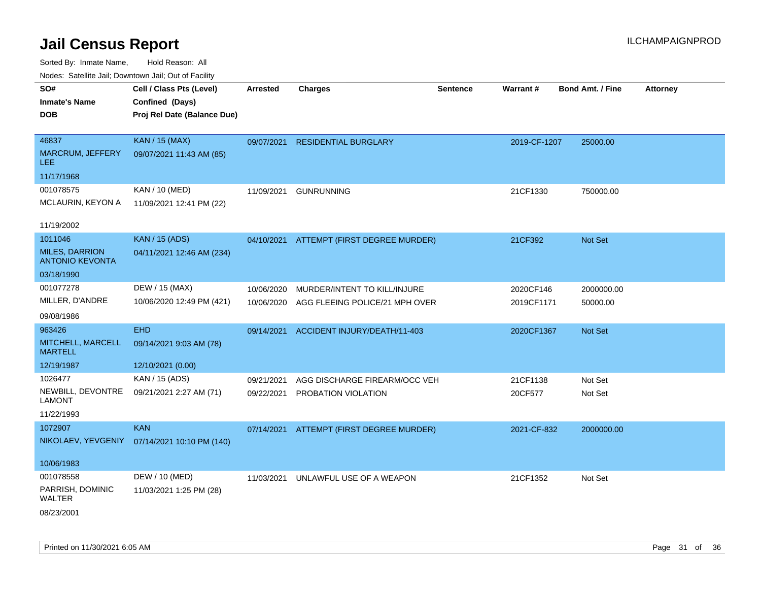# Jail Census Report

Sorted By: Inmate Name, Hold Reason: All

Nodes: Satellite Jail; Downtown Jail; Out of Facility

| SO# / Inmate's Name / DOB | Cell / Class Pts (Level) / Confined (Days) / Proj Rel Date (Balance Due) | Arrested | Charges | Sentence | Warrant # | Bond Amt. / Fine | Attorney |
|---|---|---|---|---|---|---|---|
| 46837<br>MARCRUM, JEFFERY LEE<br>11/17/1968 | KAN / 15 (MAX)<br>09/07/2021 11:43 AM (85) | 09/07/2021 | RESIDENTIAL BURGLARY | | 2019-CF-1207 | 25000.00 | |
| 001078575<br>MCLAURIN, KEYON A<br>11/19/2002 | KAN / 10 (MED)<br>11/09/2021 12:41 PM (22) | 11/09/2021 | GUNRUNNING | | 21CF1330 | 750000.00 | |
| 1011046<br>MILES, DARRION ANTONIO KEVONTA<br>03/18/1990 | KAN / 15 (ADS)<br>04/11/2021 12:46 AM (234) | 04/10/2021 | ATTEMPT (FIRST DEGREE MURDER) | | 21CF392 | Not Set | |
| 001077278<br>MILLER, D'ANDRE<br>09/08/1986 | DEW / 15 (MAX)<br>10/06/2020 12:49 PM (421) | 10/06/2020 | MURDER/INTENT TO KILL/INJURE | | 2020CF146 | 2000000.00 | |
| | | 10/06/2020 | AGG FLEEING POLICE/21 MPH OVER | | 2019CF1171 | 50000.00 | |
| 963426<br>MITCHELL, MARCELL MARTELL<br>12/19/1987 | EHD<br>09/14/2021 9:03 AM (78)<br>12/10/2021 (0.00) | 09/14/2021 | ACCIDENT INJURY/DEATH/11-403 | | 2020CF1367 | Not Set | |
| 1026477<br>NEWBILL, DEVONTRE LAMONT<br>11/22/1993 | KAN / 15 (ADS)<br>09/21/2021 2:27 AM (71) | 09/21/2021 | AGG DISCHARGE FIREARM/OCC VEH | | 21CF1138 | Not Set | |
| | | 09/22/2021 | PROBATION VIOLATION | | 20CF577 | Not Set | |
| 1072907<br>NIKOLAEV, YEVGENIY<br>10/06/1983 | KAN<br>07/14/2021 10:10 PM (140) | 07/14/2021 | ATTEMPT (FIRST DEGREE MURDER) | | 2021-CF-832 | 2000000.00 | |
| 001078558<br>PARRISH, DOMINIC WALTER<br>08/23/2001 | DEW / 10 (MED)<br>11/03/2021 1:25 PM (28) | 11/03/2021 | UNLAWFUL USE OF A WEAPON | | 21CF1352 | Not Set | |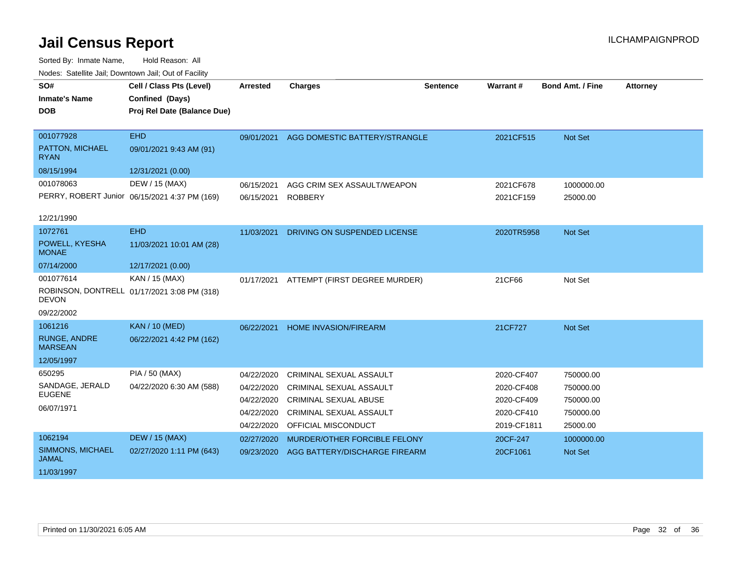# Jail Census Report

ILCHAMPAIGNPROD

Sorted By: Inmate Name, Hold Reason: All

Nodes: Satellite Jail; Downtown Jail; Out of Facility

| SO# / Inmate's Name / DOB | Cell / Class Pts (Level) / Confined (Days) / Proj Rel Date (Balance Due) | Arrested | Charges | Sentence | Warrant # | Bond Amt. / Fine | Attorney |
|---|---|---|---|---|---|---|---|
| 001077928<br>PATTON, MICHAEL RYAN<br>08/15/1994 | EHD<br>09/01/2021 9:43 AM (91)<br>12/31/2021 (0.00) | 09/01/2021 | AGG DOMESTIC BATTERY/STRANGLE | | 2021CF515 | Not Set | |
| 001078063<br>PERRY, ROBERT Junior<br>12/21/1990 | DEW / 15 (MAX)<br>06/15/2021 4:37 PM (169) | 06/15/2021 | AGG CRIM SEX ASSAULT/WEAPON | | 2021CF678 | 1000000.00 | |
| | | 06/15/2021 | ROBBERY | | 2021CF159 | 25000.00 | |
| 1072761<br>POWELL, KYESHA MONAE<br>07/14/2000 | EHD<br>11/03/2021 10:01 AM (28)<br>12/17/2021 (0.00) | 11/03/2021 | DRIVING ON SUSPENDED LICENSE | | 2020TR5958 | Not Set | |
| 001077614<br>ROBINSON, DONTRELL DEVON<br>09/22/2002 | KAN / 15 (MAX)<br>01/17/2021 3:08 PM (318) | 01/17/2021 | ATTEMPT (FIRST DEGREE MURDER) | | 21CF66 | Not Set | |
| 1061216<br>RUNGE, ANDRE MARSEAN<br>12/05/1997 | KAN / 10 (MED)<br>06/22/2021 4:42 PM (162) | 06/22/2021 | HOME INVASION/FIREARM | | 21CF727 | Not Set | |
| 650295<br>SANDAGE, JERALD EUGENE<br>06/07/1971 | PIA / 50 (MAX)<br>04/22/2020 6:30 AM (588) | 04/22/2020 | CRIMINAL SEXUAL ASSAULT | | 2020-CF407 | 750000.00 | |
| | | 04/22/2020 | CRIMINAL SEXUAL ASSAULT | | 2020-CF408 | 750000.00 | |
| | | 04/22/2020 | CRIMINAL SEXUAL ABUSE | | 2020-CF409 | 750000.00 | |
| | | 04/22/2020 | CRIMINAL SEXUAL ASSAULT | | 2020-CF410 | 750000.00 | |
| | | 04/22/2020 | OFFICIAL MISCONDUCT | | 2019-CF1811 | 25000.00 | |
| 1062194<br>SIMMONS, MICHAEL JAMAL<br>11/03/1997 | DEW / 15 (MAX)<br>02/27/2020 1:11 PM (643) | 02/27/2020 | MURDER/OTHER FORCIBLE FELONY | | 20CF-247 | 1000000.00 | |
| | | 09/23/2020 | AGG BATTERY/DISCHARGE FIREARM | | 20CF1061 | Not Set | |

Printed on 11/30/2021 6:05 AM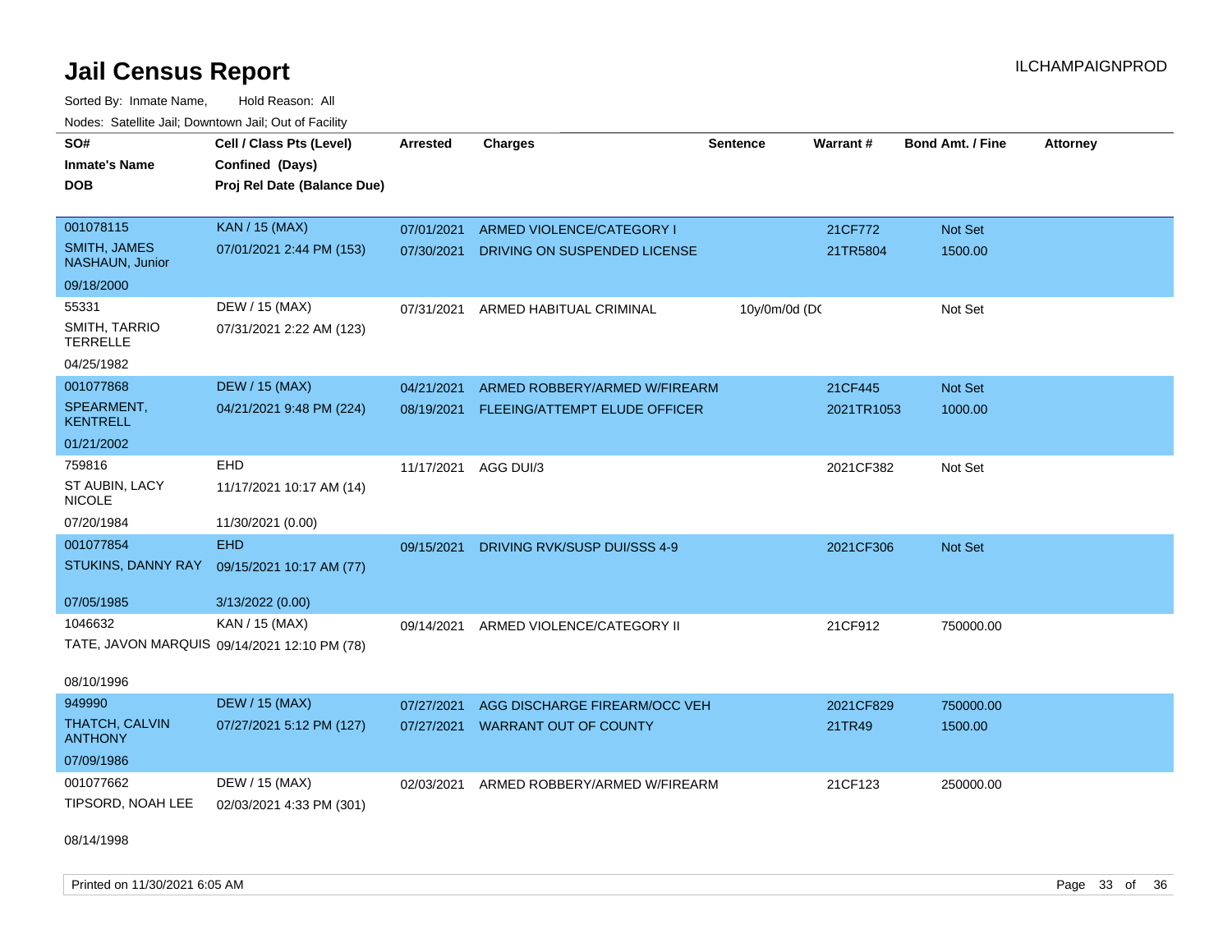# Jail Census Report

ILCHAMPAIGNPROD

Sorted By: Inmate Name, Hold Reason: All

Nodes: Satellite Jail; Downtown Jail; Out of Facility

| SO# / Inmate's Name / DOB | Cell / Class Pts (Level) / Confined (Days) / Proj Rel Date (Balance Due) | Arrested | Charges | Sentence | Warrant # | Bond Amt. / Fine | Attorney |
|---|---|---|---|---|---|---|---|
| 001078115<br>SMITH, JAMES NASHAUN, Junior<br>09/18/2000 | KAN / 15 (MAX)<br>07/01/2021 2:44 PM (153) | 07/01/2021<br>07/30/2021 | ARMED VIOLENCE/CATEGORY I<br>DRIVING ON SUSPENDED LICENSE | | 21CF772<br>21TR5804 | Not Set<br>1500.00 | |
| 55331<br>SMITH, TARRIO TERRELLE<br>04/25/1982 | DEW / 15 (MAX)<br>07/31/2021 2:22 AM (123) | 07/31/2021 | ARMED HABITUAL CRIMINAL | 10y/0m/0d (DC | | Not Set | |
| 001077868<br>SPEARMENT, KENTRELL<br>01/21/2002 | DEW / 15 (MAX)<br>04/21/2021 9:48 PM (224) | 04/21/2021<br>08/19/2021 | ARMED ROBBERY/ARMED W/FIREARM<br>FLEEING/ATTEMPT ELUDE OFFICER | | 21CF445<br>2021TR1053 | Not Set<br>1000.00 | |
| 759816<br>ST AUBIN, LACY NICOLE<br>07/20/1984 | EHD<br>11/17/2021 10:17 AM (14)<br>11/30/2021 (0.00) | 11/17/2021 | AGG DUI/3 | | 2021CF382 | Not Set | |
| 001077854<br>STUKINS, DANNY RAY<br>07/05/1985 | EHD<br>09/15/2021 10:17 AM (77)<br>3/13/2022 (0.00) | 09/15/2021 | DRIVING RVK/SUSP DUI/SSS 4-9 | | 2021CF306 | Not Set | |
| 1046632<br>TATE, JAVON MARQUIS<br>08/10/1996 | KAN / 15 (MAX)<br>09/14/2021 12:10 PM (78) | 09/14/2021 | ARMED VIOLENCE/CATEGORY II | | 21CF912 | 750000.00 | |
| 949990<br>THATCH, CALVIN ANTHONY<br>07/09/1986 | DEW / 15 (MAX)<br>07/27/2021 5:12 PM (127) | 07/27/2021<br>07/27/2021 | AGG DISCHARGE FIREARM/OCC VEH<br>WARRANT OUT OF COUNTY | | 2021CF829<br>21TR49 | 750000.00<br>1500.00 | |
| 001077662<br>TIPSORD, NOAH LEE<br>08/14/1998 | DEW / 15 (MAX)<br>02/03/2021 4:33 PM (301) | 02/03/2021 | ARMED ROBBERY/ARMED W/FIREARM | | 21CF123 | 250000.00 | |

Printed on 11/30/2021 6:05 AM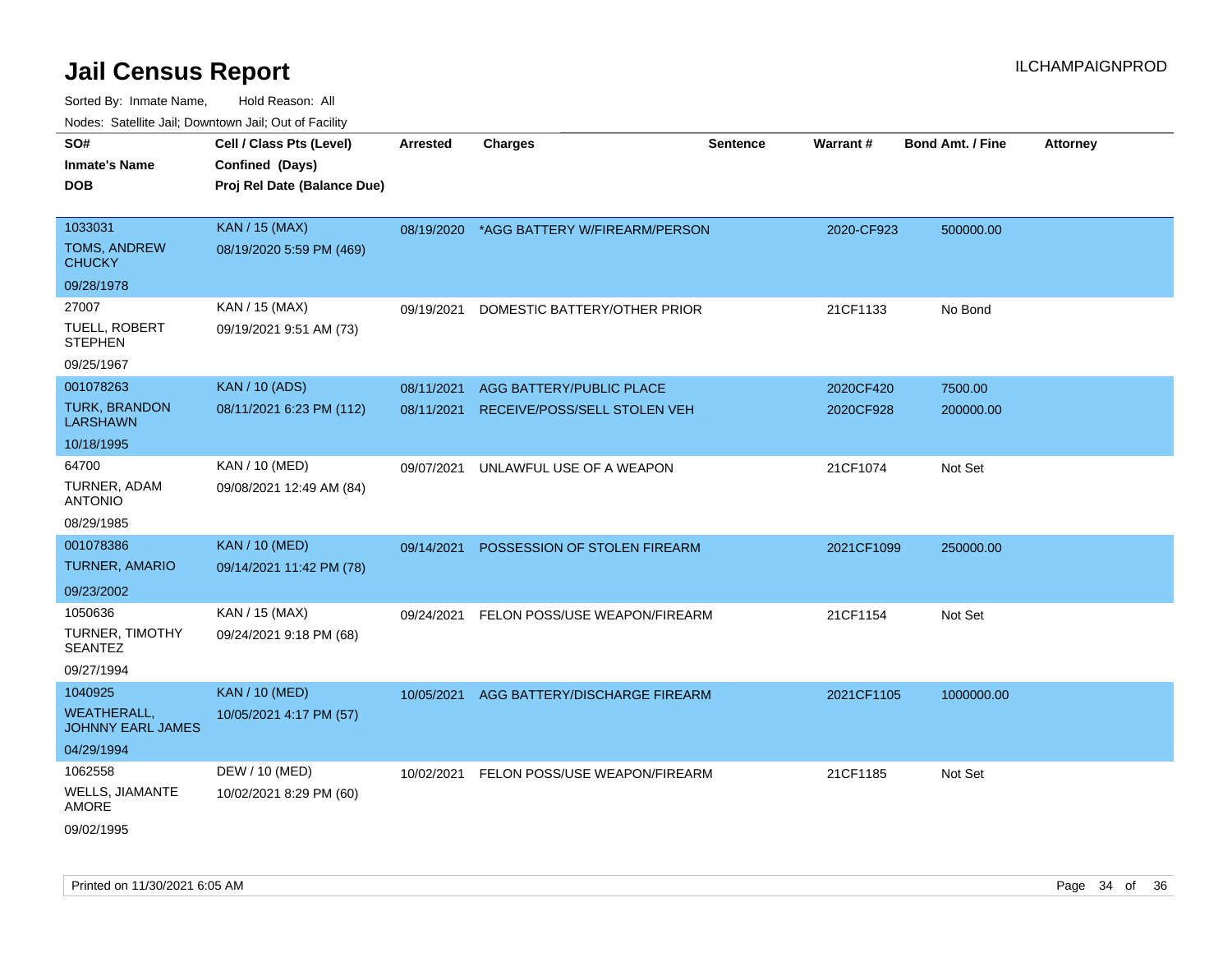# Jail Census Report

ILCHAMPAIGNPROD

Sorted By: Inmate Name, Hold Reason: All

Nodes: Satellite Jail; Downtown Jail; Out of Facility

| SO# / Inmate's Name / DOB | Cell / Class Pts (Level) / Confined (Days) / Proj Rel Date (Balance Due) | Arrested | Charges | Sentence | Warrant # | Bond Amt. / Fine | Attorney |
|---|---|---|---|---|---|---|---|
| 1033031<br>TOMS, ANDREW CHUCKY<br>09/28/1978 | KAN / 15 (MAX)<br>08/19/2020 5:59 PM (469) | 08/19/2020 | *AGG BATTERY W/FIREARM/PERSON | | 2020-CF923 | 500000.00 | |
| 27007<br>TUELL, ROBERT STEPHEN<br>09/25/1967 | KAN / 15 (MAX)<br>09/19/2021 9:51 AM (73) | 09/19/2021 | DOMESTIC BATTERY/OTHER PRIOR | | 21CF1133 | No Bond | |
| 001078263<br>TURK, BRANDON LARSHAWN<br>10/18/1995 | KAN / 10 (ADS)<br>08/11/2021 6:23 PM (112) | 08/11/2021 | AGG BATTERY/PUBLIC PLACE | | 2020CF420 | 7500.00 | |
| | | 08/11/2021 | RECEIVE/POSS/SELL STOLEN VEH | | 2020CF928 | 200000.00 | |
| 64700<br>TURNER, ADAM ANTONIO<br>08/29/1985 | KAN / 10 (MED)<br>09/08/2021 12:49 AM (84) | 09/07/2021 | UNLAWFUL USE OF A WEAPON | | 21CF1074 | Not Set | |
| 001078386<br>TURNER, AMARIO<br>09/23/2002 | KAN / 10 (MED)<br>09/14/2021 11:42 PM (78) | 09/14/2021 | POSSESSION OF STOLEN FIREARM | | 2021CF1099 | 250000.00 | |
| 1050636<br>TURNER, TIMOTHY SEANTEZ<br>09/27/1994 | KAN / 15 (MAX)<br>09/24/2021 9:18 PM (68) | 09/24/2021 | FELON POSS/USE WEAPON/FIREARM | | 21CF1154 | Not Set | |
| 1040925<br>WEATHERALL, JOHNNY EARL JAMES<br>04/29/1994 | KAN / 10 (MED)<br>10/05/2021 4:17 PM (57) | 10/05/2021 | AGG BATTERY/DISCHARGE FIREARM | | 2021CF1105 | 1000000.00 | |
| 1062558<br>WELLS, JIAMANTE AMORE<br>09/02/1995 | DEW / 10 (MED)<br>10/02/2021 8:29 PM (60) | 10/02/2021 | FELON POSS/USE WEAPON/FIREARM | | 21CF1185 | Not Set | |

Printed on 11/30/2021 6:05 AM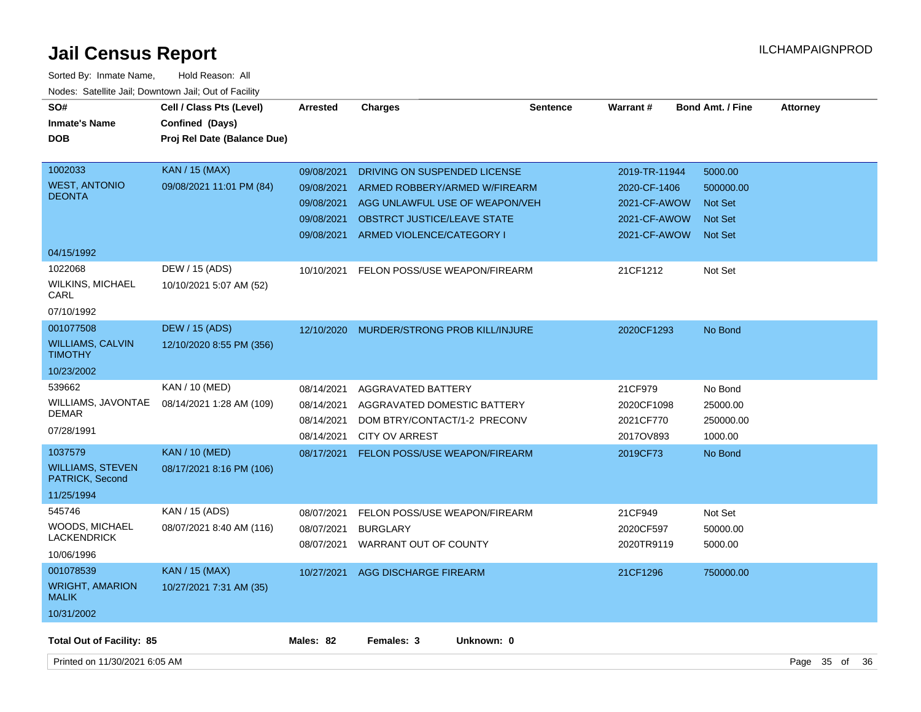# Jail Census Report

Sorted By: Inmate Name, Hold Reason: All

Nodes: Satellite Jail; Downtown Jail; Out of Facility

| SO# / Inmate's Name / DOB | Cell / Class Pts (Level) / Confined (Days) / Proj Rel Date (Balance Due) | Arrested | Charges | Sentence | Warrant # | Bond Amt. / Fine | Attorney |
|---|---|---|---|---|---|---|---|
| 1002033 WEST, ANTONIO DEONTA 04/15/1992 | KAN / 15 (MAX) 09/08/2021 11:01 PM (84) | 09/08/2021 | DRIVING ON SUSPENDED LICENSE | | 2019-TR-11944 | 5000.00 | |
| | | 09/08/2021 | ARMED ROBBERY/ARMED W/FIREARM | | 2020-CF-1406 | 500000.00 | |
| | | 09/08/2021 | AGG UNLAWFUL USE OF WEAPON/VEH | | 2021-CF-AWOW | Not Set | |
| | | 09/08/2021 | OBSTRCT JUSTICE/LEAVE STATE | | 2021-CF-AWOW | Not Set | |
| | | 09/08/2021 | ARMED VIOLENCE/CATEGORY I | | 2021-CF-AWOW | Not Set | |
| 1022068 WILKINS, MICHAEL CARL 07/10/1992 | DEW / 15 (ADS) 10/10/2021 5:07 AM (52) | 10/10/2021 | FELON POSS/USE WEAPON/FIREARM | | 21CF1212 | Not Set | |
| 001077508 WILLIAMS, CALVIN TIMOTHY 10/23/2002 | DEW / 15 (ADS) 12/10/2020 8:55 PM (356) | 12/10/2020 | MURDER/STRONG PROB KILL/INJURE | | 2020CF1293 | No Bond | |
| 539662 WILLIAMS, JAVONTAE DEMAR 07/28/1991 | KAN / 10 (MED) 08/14/2021 1:28 AM (109) | 08/14/2021 | AGGRAVATED BATTERY | | 21CF979 | No Bond | |
| | | 08/14/2021 | AGGRAVATED DOMESTIC BATTERY | | 2020CF1098 | 25000.00 | |
| | | 08/14/2021 | DOM BTRY/CONTACT/1-2 PRECONV | | 2021CF770 | 250000.00 | |
| | | 08/14/2021 | CITY OV ARREST | | 2017OV893 | 1000.00 | |
| 1037579 WILLIAMS, STEVEN PATRICK, Second 11/25/1994 | KAN / 10 (MED) 08/17/2021 8:16 PM (106) | 08/17/2021 | FELON POSS/USE WEAPON/FIREARM | | 2019CF73 | No Bond | |
| 545746 WOODS, MICHAEL LACKENDRICK 10/06/1996 | KAN / 15 (ADS) 08/07/2021 8:40 AM (116) | 08/07/2021 | FELON POSS/USE WEAPON/FIREARM | | 21CF949 | Not Set | |
| | | 08/07/2021 | BURGLARY | | 2020CF597 | 50000.00 | |
| | | 08/07/2021 | WARRANT OUT OF COUNTY | | 2020TR9119 | 5000.00 | |
| 001078539 WRIGHT, AMARION MALIK 10/31/2002 | KAN / 15 (MAX) 10/27/2021 7:31 AM (35) | 10/27/2021 | AGG DISCHARGE FIREARM | | 21CF1296 | 750000.00 | |

**Total Out of Facility: 85** **Males: 82** **Females: 3** **Unknown: 0**

Printed on 11/30/2021 6:05 AM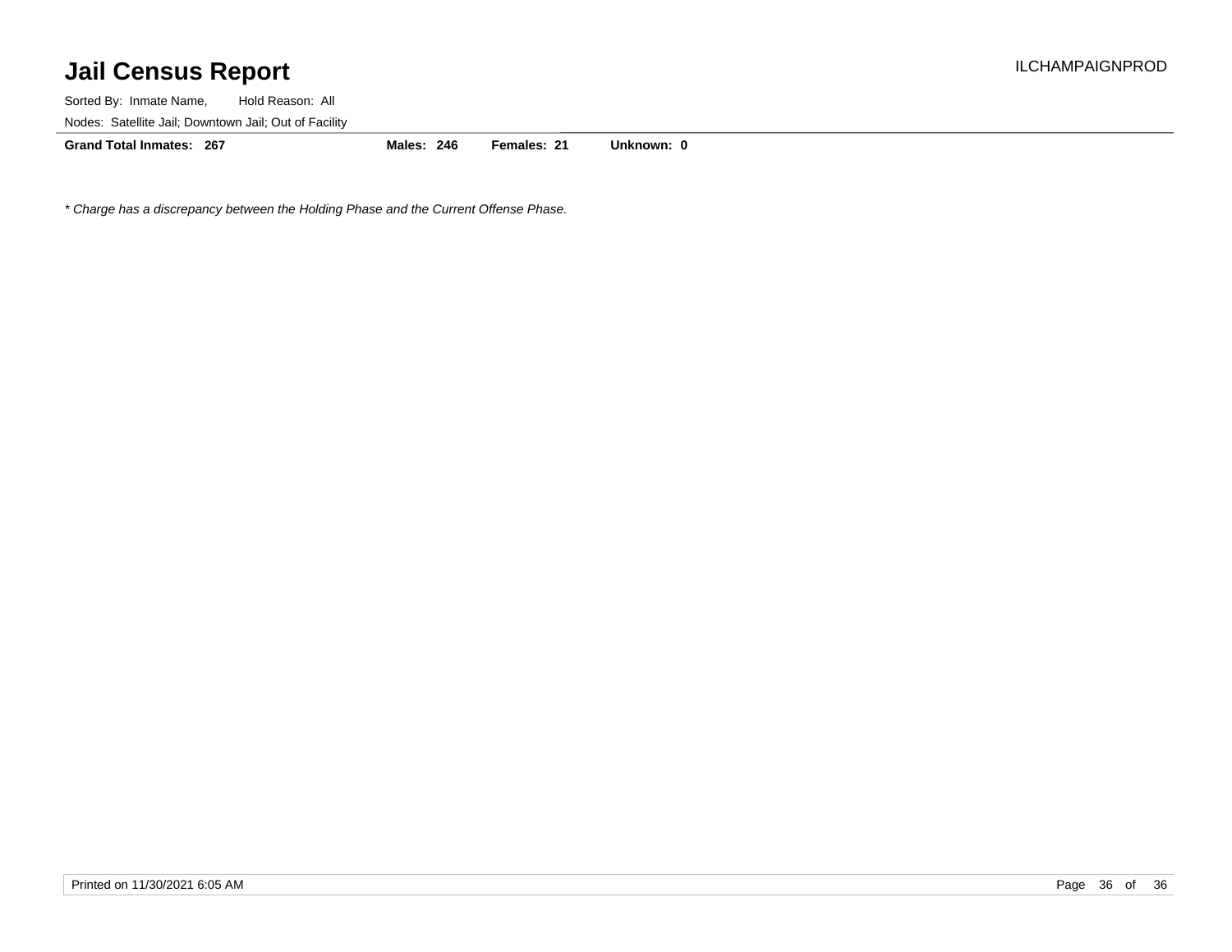**Grand Total Inmates: 267** **Males: 246** **Females: 21** **Unknown: 0**

*\* Charge has a discrepancy between the Holding Phase and the Current Offense Phase.*